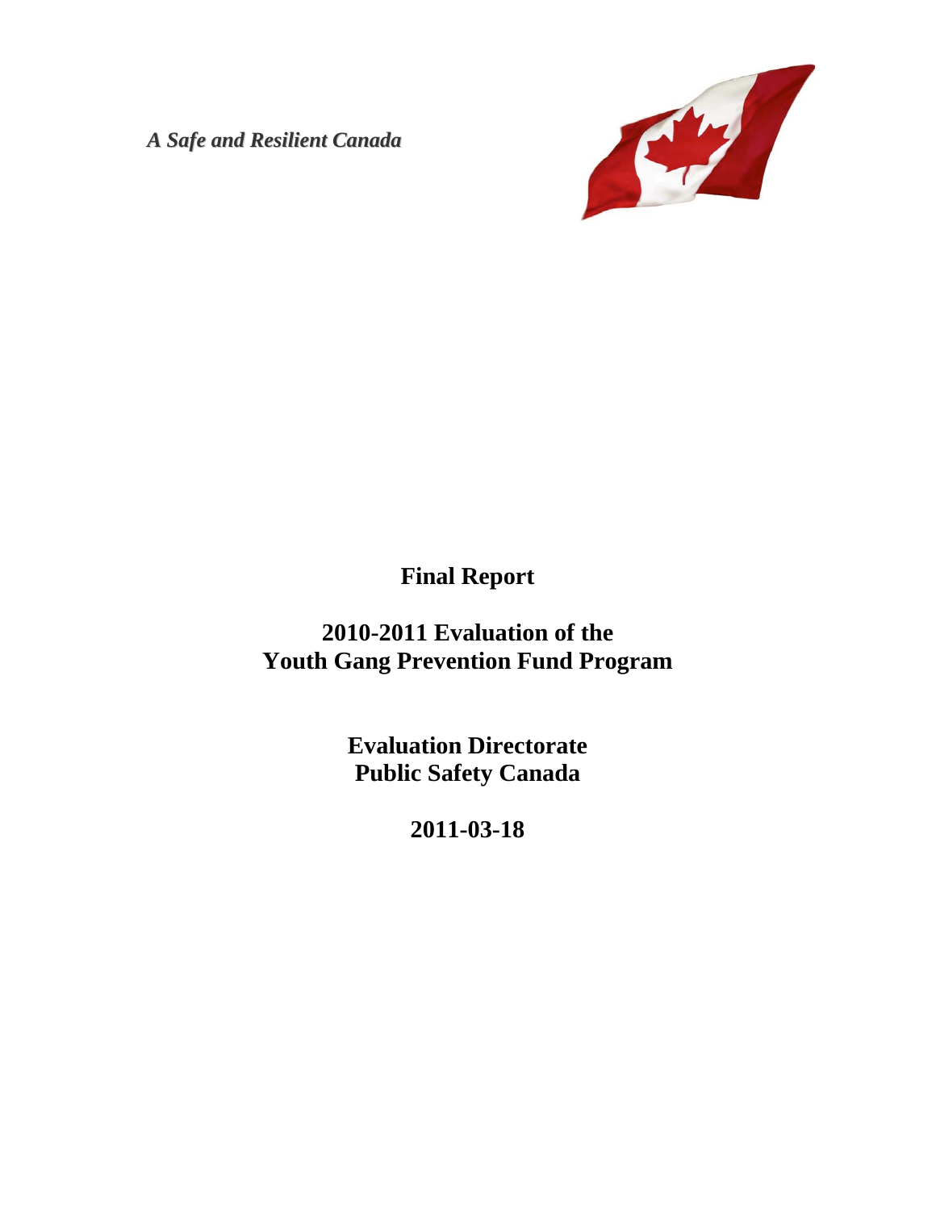*A Safe and Resilient Canada*

# Final Report

# 2010-2011 Evaluation of the Youth Gang Prevention Fund Program

**Evaluation Directorate**
**Public Safety Canada**

**2011-03-18**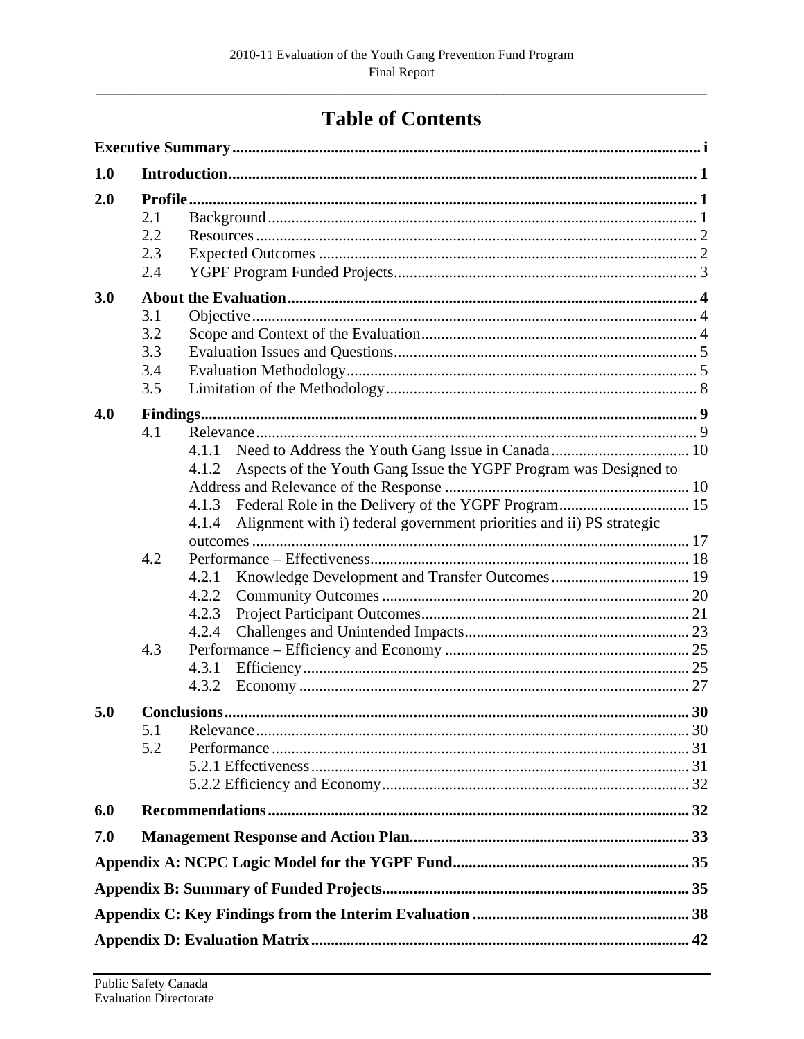# Table of Contents

**Executive Summary** ..... i

**1.0 Introduction** ..... 1

**2.0 Profile** ..... 1

- 2.1 Background ..... 1
- 2.2 Resources ..... 2
- 2.3 Expected Outcomes ..... 2
- 2.4 YGPF Program Funded Projects ..... 3

**3.0 About the Evaluation** ..... 4

- 3.1 Objective ..... 4
- 3.2 Scope and Context of the Evaluation ..... 4
- 3.3 Evaluation Issues and Questions ..... 5
- 3.4 Evaluation Methodology ..... 5
- 3.5 Limitation of the Methodology ..... 8

**4.0 Findings** ..... 9

- 4.1 Relevance ..... 9
  - 4.1.1 Need to Address the Youth Gang Issue in Canada ..... 10
  - 4.1.2 Aspects of the Youth Gang Issue the YGPF Program was Designed to Address and Relevance of the Response ..... 10
  - 4.1.3 Federal Role in the Delivery of the YGPF Program ..... 15
  - 4.1.4 Alignment with i) federal government priorities and ii) PS strategic outcomes ..... 17
- 4.2 Performance – Effectiveness ..... 18
  - 4.2.1 Knowledge Development and Transfer Outcomes ..... 19
  - 4.2.2 Community Outcomes ..... 20
  - 4.2.3 Project Participant Outcomes ..... 21
  - 4.2.4 Challenges and Unintended Impacts ..... 23
- 4.3 Performance – Efficiency and Economy ..... 25
  - 4.3.1 Efficiency ..... 25
  - 4.3.2 Economy ..... 27

**5.0 Conclusions** ..... 30

- 5.1 Relevance ..... 30
- 5.2 Performance ..... 31
  - 5.2.1 Effectiveness ..... 31
  - 5.2.2 Efficiency and Economy ..... 32

**6.0 Recommendations** ..... 32

**7.0 Management Response and Action Plan** ..... 33

**Appendix A: NCPC Logic Model for the YGPF Fund** ..... 35

**Appendix B: Summary of Funded Projects** ..... 35

**Appendix C: Key Findings from the Interim Evaluation** ..... 38

**Appendix D: Evaluation Matrix** ..... 42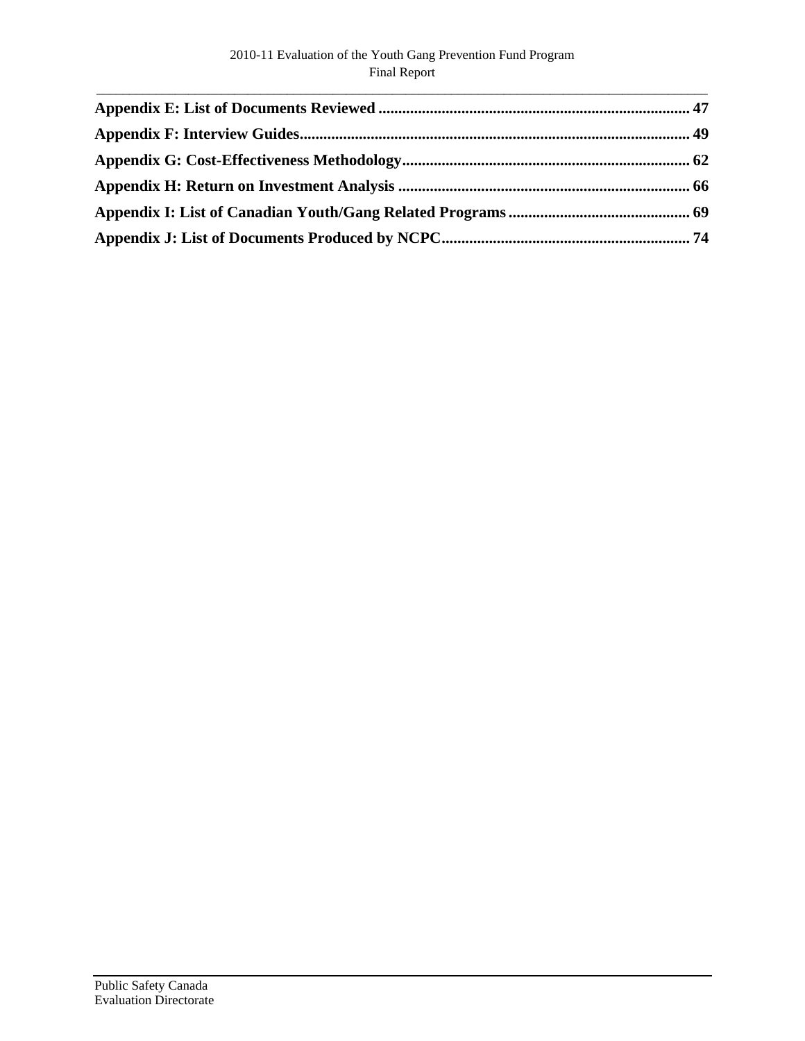**Appendix E: List of Documents Reviewed** ............................................................................ **47**

**Appendix F: Interview Guides**................................................................................................ **49**

**Appendix G: Cost-Effectiveness Methodology**....................................................................... **62**

**Appendix H: Return on Investment Analysis** ........................................................................ **66**

**Appendix I: List of Canadian Youth/Gang Related Programs** ............................................ **69**

**Appendix J: List of Documents Produced by NCPC**............................................................. **74**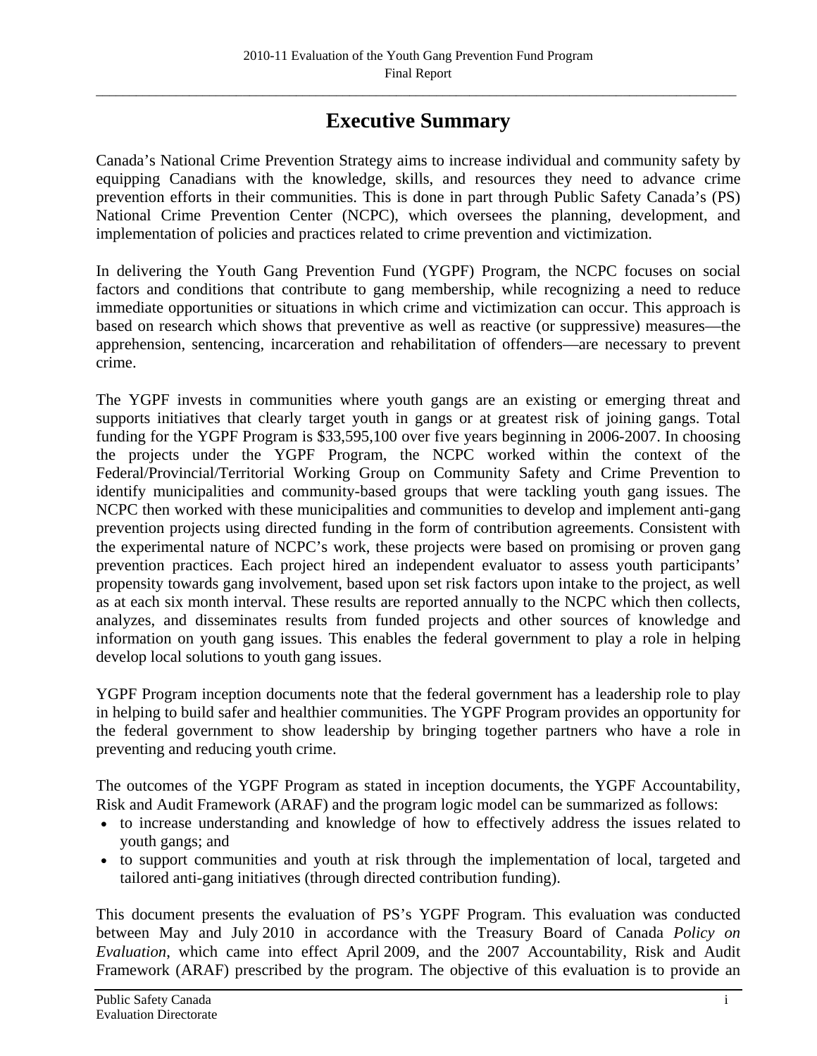# Executive Summary

Canada's National Crime Prevention Strategy aims to increase individual and community safety by equipping Canadians with the knowledge, skills, and resources they need to advance crime prevention efforts in their communities. This is done in part through Public Safety Canada's (PS) National Crime Prevention Center (NCPC), which oversees the planning, development, and implementation of policies and practices related to crime prevention and victimization.

In delivering the Youth Gang Prevention Fund (YGPF) Program, the NCPC focuses on social factors and conditions that contribute to gang membership, while recognizing a need to reduce immediate opportunities or situations in which crime and victimization can occur. This approach is based on research which shows that preventive as well as reactive (or suppressive) measures—the apprehension, sentencing, incarceration and rehabilitation of offenders—are necessary to prevent crime.

The YGPF invests in communities where youth gangs are an existing or emerging threat and supports initiatives that clearly target youth in gangs or at greatest risk of joining gangs. Total funding for the YGPF Program is $33,595,100 over five years beginning in 2006-2007. In choosing the projects under the YGPF Program, the NCPC worked within the context of the Federal/Provincial/Territorial Working Group on Community Safety and Crime Prevention to identify municipalities and community-based groups that were tackling youth gang issues. The NCPC then worked with these municipalities and communities to develop and implement anti-gang prevention projects using directed funding in the form of contribution agreements. Consistent with the experimental nature of NCPC's work, these projects were based on promising or proven gang prevention practices. Each project hired an independent evaluator to assess youth participants' propensity towards gang involvement, based upon set risk factors upon intake to the project, as well as at each six month interval. These results are reported annually to the NCPC which then collects, analyzes, and disseminates results from funded projects and other sources of knowledge and information on youth gang issues. This enables the federal government to play a role in helping develop local solutions to youth gang issues.

YGPF Program inception documents note that the federal government has a leadership role to play in helping to build safer and healthier communities. The YGPF Program provides an opportunity for the federal government to show leadership by bringing together partners who have a role in preventing and reducing youth crime.

The outcomes of the YGPF Program as stated in inception documents, the YGPF Accountability, Risk and Audit Framework (ARAF) and the program logic model can be summarized as follows:

- to increase understanding and knowledge of how to effectively address the issues related to youth gangs; and
- to support communities and youth at risk through the implementation of local, targeted and tailored anti-gang initiatives (through directed contribution funding).

This document presents the evaluation of PS's YGPF Program. This evaluation was conducted between May and July 2010 in accordance with the Treasury Board of Canada *Policy on Evaluation*, which came into effect April 2009, and the 2007 Accountability, Risk and Audit Framework (ARAF) prescribed by the program. The objective of this evaluation is to provide an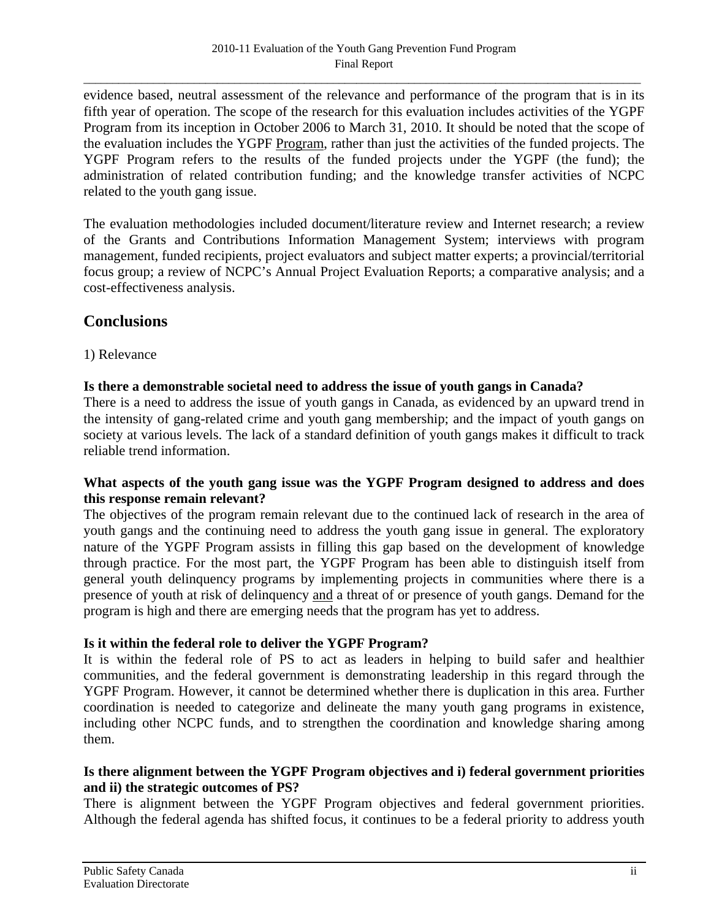evidence based, neutral assessment of the relevance and performance of the program that is in its fifth year of operation. The scope of the research for this evaluation includes activities of the YGPF Program from its inception in October 2006 to March 31, 2010. It should be noted that the scope of the evaluation includes the YGPF Program, rather than just the activities of the funded projects. The YGPF Program refers to the results of the funded projects under the YGPF (the fund); the administration of related contribution funding; and the knowledge transfer activities of NCPC related to the youth gang issue.

The evaluation methodologies included document/literature review and Internet research; a review of the Grants and Contributions Information Management System; interviews with program management, funded recipients, project evaluators and subject matter experts; a provincial/territorial focus group; a review of NCPC's Annual Project Evaluation Reports; a comparative analysis; and a cost-effectiveness analysis.

## Conclusions

1) Relevance

**Is there a demonstrable societal need to address the issue of youth gangs in Canada?**

There is a need to address the issue of youth gangs in Canada, as evidenced by an upward trend in the intensity of gang-related crime and youth gang membership; and the impact of youth gangs on society at various levels. The lack of a standard definition of youth gangs makes it difficult to track reliable trend information.

**What aspects of the youth gang issue was the YGPF Program designed to address and does this response remain relevant?**

The objectives of the program remain relevant due to the continued lack of research in the area of youth gangs and the continuing need to address the youth gang issue in general. The exploratory nature of the YGPF Program assists in filling this gap based on the development of knowledge through practice. For the most part, the YGPF Program has been able to distinguish itself from general youth delinquency programs by implementing projects in communities where there is a presence of youth at risk of delinquency and a threat of or presence of youth gangs. Demand for the program is high and there are emerging needs that the program has yet to address.

**Is it within the federal role to deliver the YGPF Program?**

It is within the federal role of PS to act as leaders in helping to build safer and healthier communities, and the federal government is demonstrating leadership in this regard through the YGPF Program. However, it cannot be determined whether there is duplication in this area. Further coordination is needed to categorize and delineate the many youth gang programs in existence, including other NCPC funds, and to strengthen the coordination and knowledge sharing among them.

**Is there alignment between the YGPF Program objectives and i) federal government priorities and ii) the strategic outcomes of PS?**

There is alignment between the YGPF Program objectives and federal government priorities. Although the federal agenda has shifted focus, it continues to be a federal priority to address youth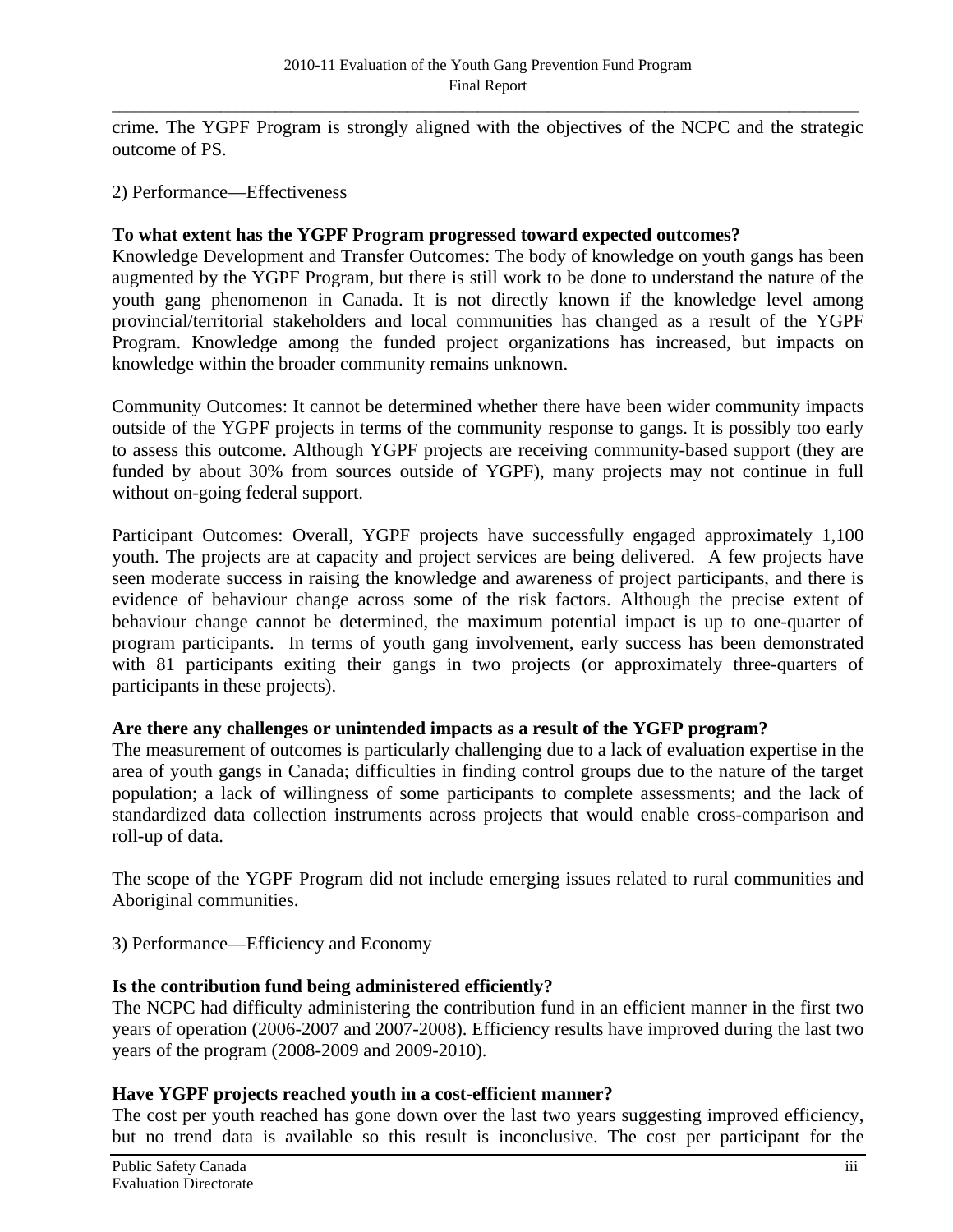crime. The YGPF Program is strongly aligned with the objectives of the NCPC and the strategic outcome of PS.

2) Performance—Effectiveness

**To what extent has the YGPF Program progressed toward expected outcomes?**
Knowledge Development and Transfer Outcomes: The body of knowledge on youth gangs has been augmented by the YGPF Program, but there is still work to be done to understand the nature of the youth gang phenomenon in Canada. It is not directly known if the knowledge level among provincial/territorial stakeholders and local communities has changed as a result of the YGPF Program. Knowledge among the funded project organizations has increased, but impacts on knowledge within the broader community remains unknown.

Community Outcomes: It cannot be determined whether there have been wider community impacts outside of the YGPF projects in terms of the community response to gangs. It is possibly too early to assess this outcome. Although YGPF projects are receiving community-based support (they are funded by about 30% from sources outside of YGPF), many projects may not continue in full without on-going federal support.

Participant Outcomes: Overall, YGPF projects have successfully engaged approximately 1,100 youth. The projects are at capacity and project services are being delivered. A few projects have seen moderate success in raising the knowledge and awareness of project participants, and there is evidence of behaviour change across some of the risk factors. Although the precise extent of behaviour change cannot be determined, the maximum potential impact is up to one-quarter of program participants. In terms of youth gang involvement, early success has been demonstrated with 81 participants exiting their gangs in two projects (or approximately three-quarters of participants in these projects).

**Are there any challenges or unintended impacts as a result of the YGFP program?**
The measurement of outcomes is particularly challenging due to a lack of evaluation expertise in the area of youth gangs in Canada; difficulties in finding control groups due to the nature of the target population; a lack of willingness of some participants to complete assessments; and the lack of standardized data collection instruments across projects that would enable cross-comparison and roll-up of data.

The scope of the YGPF Program did not include emerging issues related to rural communities and Aboriginal communities.

3) Performance—Efficiency and Economy

**Is the contribution fund being administered efficiently?**
The NCPC had difficulty administering the contribution fund in an efficient manner in the first two years of operation (2006-2007 and 2007-2008). Efficiency results have improved during the last two years of the program (2008-2009 and 2009-2010).

**Have YGPF projects reached youth in a cost-efficient manner?**
The cost per youth reached has gone down over the last two years suggesting improved efficiency, but no trend data is available so this result is inconclusive. The cost per participant for the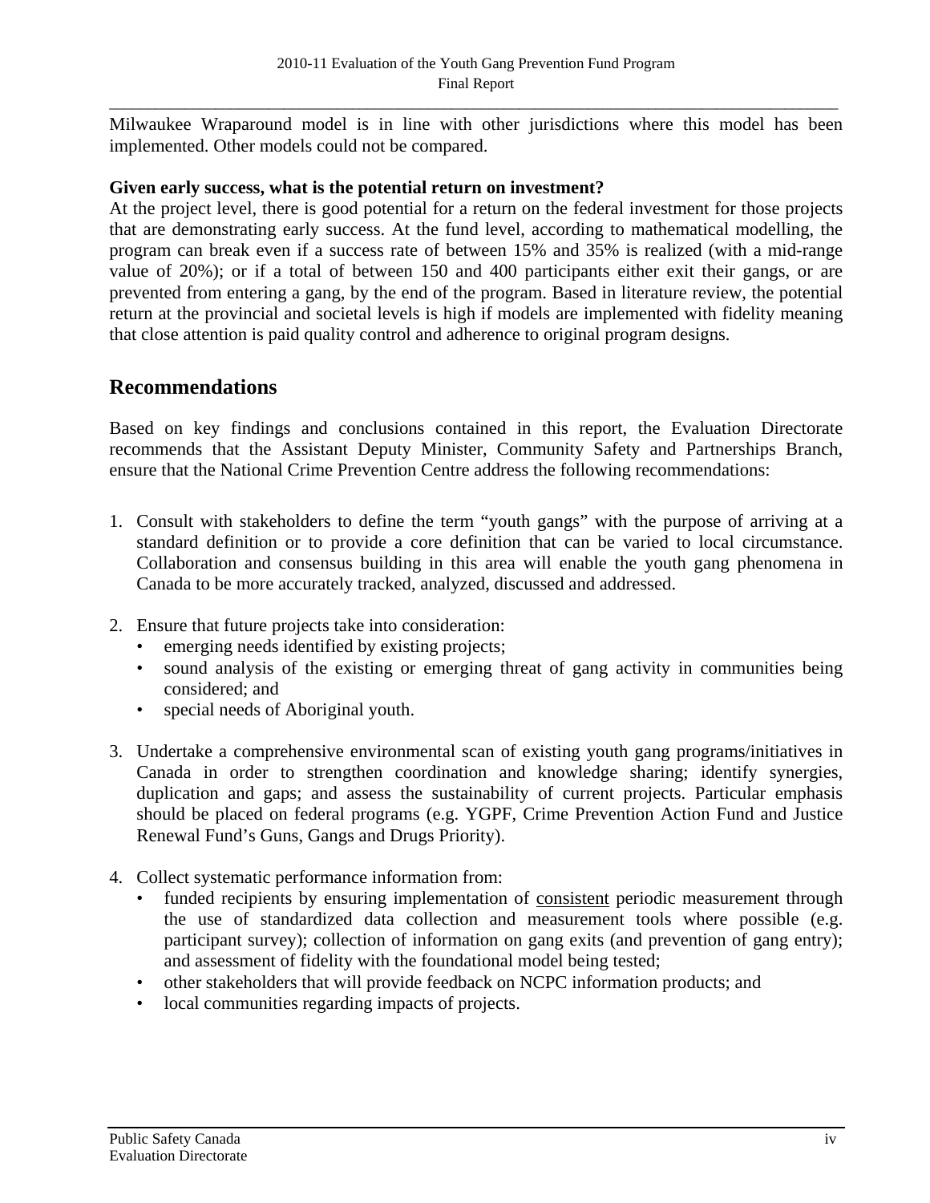Milwaukee Wraparound model is in line with other jurisdictions where this model has been implemented. Other models could not be compared.

**Given early success, what is the potential return on investment?**

At the project level, there is good potential for a return on the federal investment for those projects that are demonstrating early success. At the fund level, according to mathematical modelling, the program can break even if a success rate of between 15% and 35% is realized (with a mid-range value of 20%); or if a total of between 150 and 400 participants either exit their gangs, or are prevented from entering a gang, by the end of the program. Based in literature review, the potential return at the provincial and societal levels is high if models are implemented with fidelity meaning that close attention is paid quality control and adherence to original program designs.

## Recommendations

Based on key findings and conclusions contained in this report, the Evaluation Directorate recommends that the Assistant Deputy Minister, Community Safety and Partnerships Branch, ensure that the National Crime Prevention Centre address the following recommendations:

1. Consult with stakeholders to define the term "youth gangs" with the purpose of arriving at a standard definition or to provide a core definition that can be varied to local circumstance. Collaboration and consensus building in this area will enable the youth gang phenomena in Canada to be more accurately tracked, analyzed, discussed and addressed.

2. Ensure that future projects take into consideration:
   - emerging needs identified by existing projects;
   - sound analysis of the existing or emerging threat of gang activity in communities being considered; and
   - special needs of Aboriginal youth.

3. Undertake a comprehensive environmental scan of existing youth gang programs/initiatives in Canada in order to strengthen coordination and knowledge sharing; identify synergies, duplication and gaps; and assess the sustainability of current projects. Particular emphasis should be placed on federal programs (e.g. YGPF, Crime Prevention Action Fund and Justice Renewal Fund's Guns, Gangs and Drugs Priority).

4. Collect systematic performance information from:
   - funded recipients by ensuring implementation of consistent periodic measurement through the use of standardized data collection and measurement tools where possible (e.g. participant survey); collection of information on gang exits (and prevention of gang entry); and assessment of fidelity with the foundational model being tested;
   - other stakeholders that will provide feedback on NCPC information products; and
   - local communities regarding impacts of projects.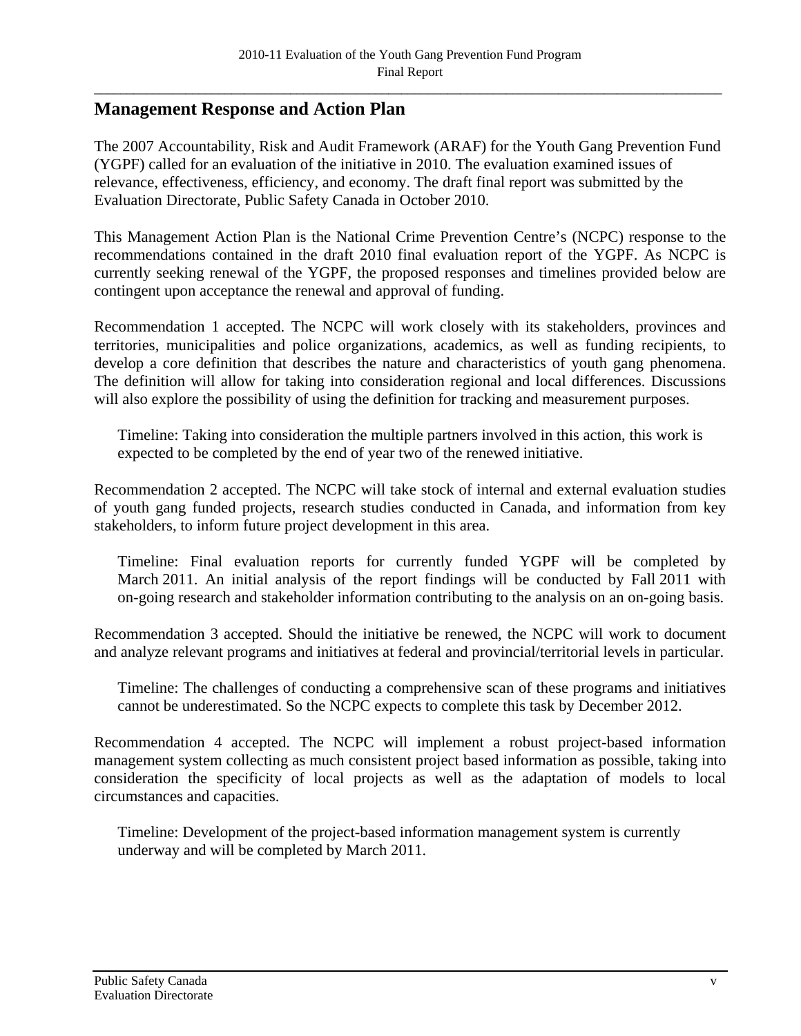## Management Response and Action Plan

The 2007 Accountability, Risk and Audit Framework (ARAF) for the Youth Gang Prevention Fund (YGPF) called for an evaluation of the initiative in 2010. The evaluation examined issues of relevance, effectiveness, efficiency, and economy. The draft final report was submitted by the Evaluation Directorate, Public Safety Canada in October 2010.

This Management Action Plan is the National Crime Prevention Centre's (NCPC) response to the recommendations contained in the draft 2010 final evaluation report of the YGPF. As NCPC is currently seeking renewal of the YGPF, the proposed responses and timelines provided below are contingent upon acceptance the renewal and approval of funding.

Recommendation 1 accepted. The NCPC will work closely with its stakeholders, provinces and territories, municipalities and police organizations, academics, as well as funding recipients, to develop a core definition that describes the nature and characteristics of youth gang phenomena. The definition will allow for taking into consideration regional and local differences. Discussions will also explore the possibility of using the definition for tracking and measurement purposes.

> Timeline: Taking into consideration the multiple partners involved in this action, this work is expected to be completed by the end of year two of the renewed initiative.

Recommendation 2 accepted. The NCPC will take stock of internal and external evaluation studies of youth gang funded projects, research studies conducted in Canada, and information from key stakeholders, to inform future project development in this area.

> Timeline: Final evaluation reports for currently funded YGPF will be completed by March 2011. An initial analysis of the report findings will be conducted by Fall 2011 with on-going research and stakeholder information contributing to the analysis on an on-going basis.

Recommendation 3 accepted. Should the initiative be renewed, the NCPC will work to document and analyze relevant programs and initiatives at federal and provincial/territorial levels in particular.

> Timeline: The challenges of conducting a comprehensive scan of these programs and initiatives cannot be underestimated. So the NCPC expects to complete this task by December 2012.

Recommendation 4 accepted. The NCPC will implement a robust project-based information management system collecting as much consistent project based information as possible, taking into consideration the specificity of local projects as well as the adaptation of models to local circumstances and capacities.

> Timeline: Development of the project-based information management system is currently underway and will be completed by March 2011.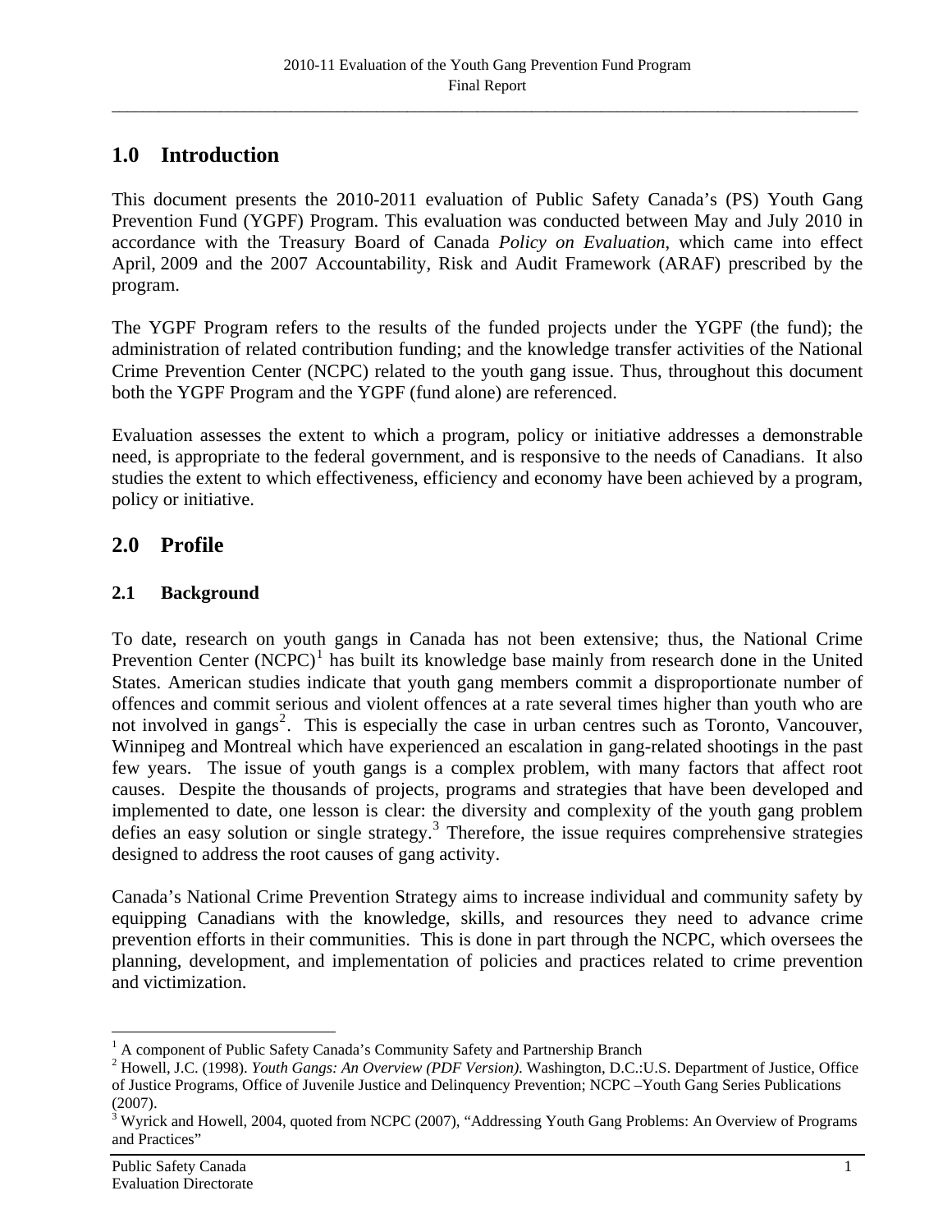## 1.0 Introduction

This document presents the 2010-2011 evaluation of Public Safety Canada's (PS) Youth Gang Prevention Fund (YGPF) Program. This evaluation was conducted between May and July 2010 in accordance with the Treasury Board of Canada *Policy on Evaluation*, which came into effect April, 2009 and the 2007 Accountability, Risk and Audit Framework (ARAF) prescribed by the program.

The YGPF Program refers to the results of the funded projects under the YGPF (the fund); the administration of related contribution funding; and the knowledge transfer activities of the National Crime Prevention Center (NCPC) related to the youth gang issue. Thus, throughout this document both the YGPF Program and the YGPF (fund alone) are referenced.

Evaluation assesses the extent to which a program, policy or initiative addresses a demonstrable need, is appropriate to the federal government, and is responsive to the needs of Canadians. It also studies the extent to which effectiveness, efficiency and economy have been achieved by a program, policy or initiative.

## 2.0 Profile

### 2.1 Background

To date, research on youth gangs in Canada has not been extensive; thus, the National Crime Prevention Center (NCPC)[1] has built its knowledge base mainly from research done in the United States. American studies indicate that youth gang members commit a disproportionate number of offences and commit serious and violent offences at a rate several times higher than youth who are not involved in gangs[2]. This is especially the case in urban centres such as Toronto, Vancouver, Winnipeg and Montreal which have experienced an escalation in gang-related shootings in the past few years. The issue of youth gangs is a complex problem, with many factors that affect root causes. Despite the thousands of projects, programs and strategies that have been developed and implemented to date, one lesson is clear: the diversity and complexity of the youth gang problem defies an easy solution or single strategy.[3] Therefore, the issue requires comprehensive strategies designed to address the root causes of gang activity.

Canada's National Crime Prevention Strategy aims to increase individual and community safety by equipping Canadians with the knowledge, skills, and resources they need to advance crime prevention efforts in their communities. This is done in part through the NCPC, which oversees the planning, development, and implementation of policies and practices related to crime prevention and victimization.

---

[1] A component of Public Safety Canada's Community Safety and Partnership Branch

[2] Howell, J.C. (1998). *Youth Gangs: An Overview (PDF Version).* Washington, D.C.:U.S. Department of Justice, Office of Justice Programs, Office of Juvenile Justice and Delinquency Prevention; NCPC –Youth Gang Series Publications (2007).

[3] Wyrick and Howell, 2004, quoted from NCPC (2007), "Addressing Youth Gang Problems: An Overview of Programs and Practices"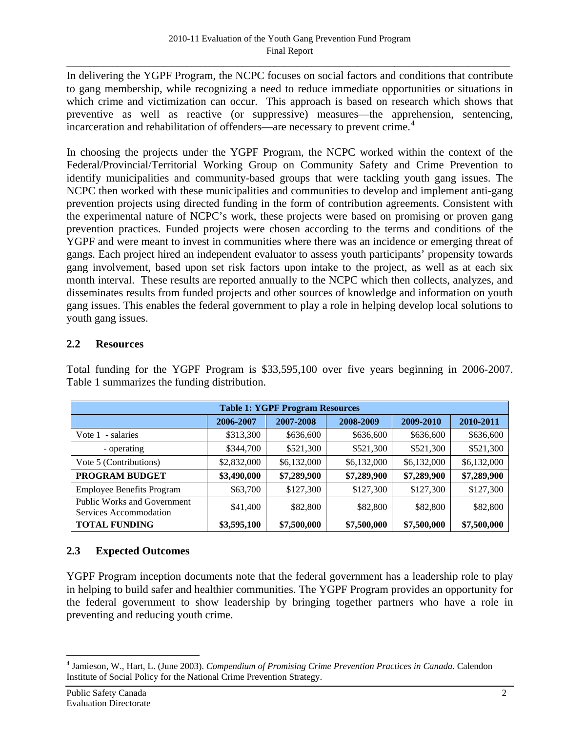In delivering the YGPF Program, the NCPC focuses on social factors and conditions that contribute to gang membership, while recognizing a need to reduce immediate opportunities or situations in which crime and victimization can occur. This approach is based on research which shows that preventive as well as reactive (or suppressive) measures—the apprehension, sentencing, incarceration and rehabilitation of offenders—are necessary to prevent crime.[4]

In choosing the projects under the YGPF Program, the NCPC worked within the context of the Federal/Provincial/Territorial Working Group on Community Safety and Crime Prevention to identify municipalities and community-based groups that were tackling youth gang issues. The NCPC then worked with these municipalities and communities to develop and implement anti-gang prevention projects using directed funding in the form of contribution agreements. Consistent with the experimental nature of NCPC's work, these projects were based on promising or proven gang prevention practices. Funded projects were chosen according to the terms and conditions of the YGPF and were meant to invest in communities where there was an incidence or emerging threat of gangs. Each project hired an independent evaluator to assess youth participants' propensity towards gang involvement, based upon set risk factors upon intake to the project, as well as at each six month interval. These results are reported annually to the NCPC which then collects, analyzes, and disseminates results from funded projects and other sources of knowledge and information on youth gang issues. This enables the federal government to play a role in helping develop local solutions to youth gang issues.

## 2.2 Resources

Total funding for the YGPF Program is $33,595,100 over five years beginning in 2006-2007. Table 1 summarizes the funding distribution.

**Table 1: YGPF Program Resources**

| | 2006-2007 | 2007-2008 | 2008-2009 | 2009-2010 | 2010-2011 |
|---|---|---|---|---|---|
| Vote 1 - salaries | $313,300 | $636,600 | $636,600 | $636,600 | $636,600 |
| - operating | $344,700 | $521,300 | $521,300 | $521,300 | $521,300 |
| Vote 5 (Contributions) | $2,832,000 | $6,132,000 | $6,132,000 | $6,132,000 | $6,132,000 |
| **PROGRAM BUDGET** | **$3,490,000** | **$7,289,900** | **$7,289,900** | **$7,289,900** | **$7,289,900** |
| Employee Benefits Program | $63,700 | $127,300 | $127,300 | $127,300 | $127,300 |
| Public Works and Government Services Accommodation | $41,400 | $82,800 | $82,800 | $82,800 | $82,800 |
| **TOTAL FUNDING** | **$3,595,100** | **$7,500,000** | **$7,500,000** | **$7,500,000** | **$7,500,000** |

## 2.3 Expected Outcomes

YGPF Program inception documents note that the federal government has a leadership role to play in helping to build safer and healthier communities. The YGPF Program provides an opportunity for the federal government to show leadership by bringing together partners who have a role in preventing and reducing youth crime.

---

[4] Jamieson, W., Hart, L. (June 2003). *Compendium of Promising Crime Prevention Practices in Canada.* Calendon Institute of Social Policy for the National Crime Prevention Strategy.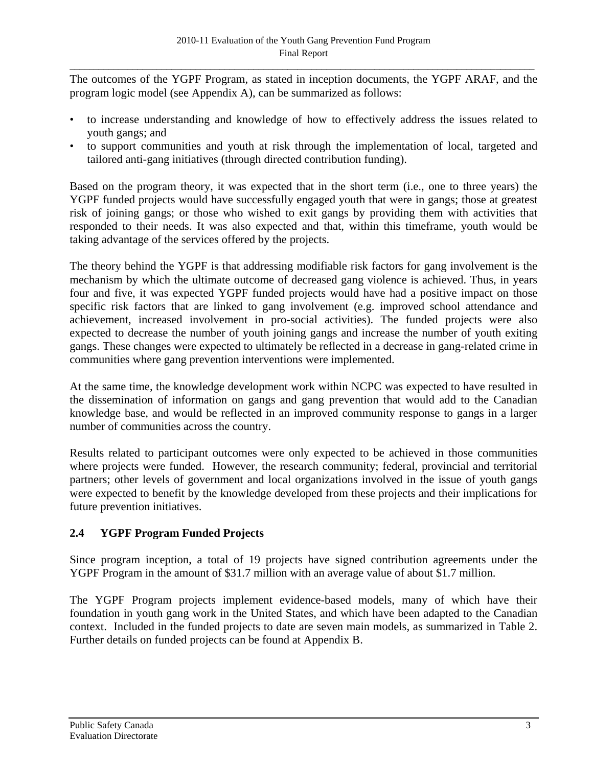The outcomes of the YGPF Program, as stated in inception documents, the YGPF ARAF, and the program logic model (see Appendix A), can be summarized as follows:

- to increase understanding and knowledge of how to effectively address the issues related to youth gangs; and
- to support communities and youth at risk through the implementation of local, targeted and tailored anti-gang initiatives (through directed contribution funding).

Based on the program theory, it was expected that in the short term (i.e., one to three years) the YGPF funded projects would have successfully engaged youth that were in gangs; those at greatest risk of joining gangs; or those who wished to exit gangs by providing them with activities that responded to their needs. It was also expected and that, within this timeframe, youth would be taking advantage of the services offered by the projects.

The theory behind the YGPF is that addressing modifiable risk factors for gang involvement is the mechanism by which the ultimate outcome of decreased gang violence is achieved. Thus, in years four and five, it was expected YGPF funded projects would have had a positive impact on those specific risk factors that are linked to gang involvement (e.g. improved school attendance and achievement, increased involvement in pro-social activities). The funded projects were also expected to decrease the number of youth joining gangs and increase the number of youth exiting gangs. These changes were expected to ultimately be reflected in a decrease in gang-related crime in communities where gang prevention interventions were implemented.

At the same time, the knowledge development work within NCPC was expected to have resulted in the dissemination of information on gangs and gang prevention that would add to the Canadian knowledge base, and would be reflected in an improved community response to gangs in a larger number of communities across the country.

Results related to participant outcomes were only expected to be achieved in those communities where projects were funded. However, the research community; federal, provincial and territorial partners; other levels of government and local organizations involved in the issue of youth gangs were expected to benefit by the knowledge developed from these projects and their implications for future prevention initiatives.

## 2.4 YGPF Program Funded Projects

Since program inception, a total of 19 projects have signed contribution agreements under the YGPF Program in the amount of $31.7 million with an average value of about $1.7 million.

The YGPF Program projects implement evidence-based models, many of which have their foundation in youth gang work in the United States, and which have been adapted to the Canadian context. Included in the funded projects to date are seven main models, as summarized in Table 2. Further details on funded projects can be found at Appendix B.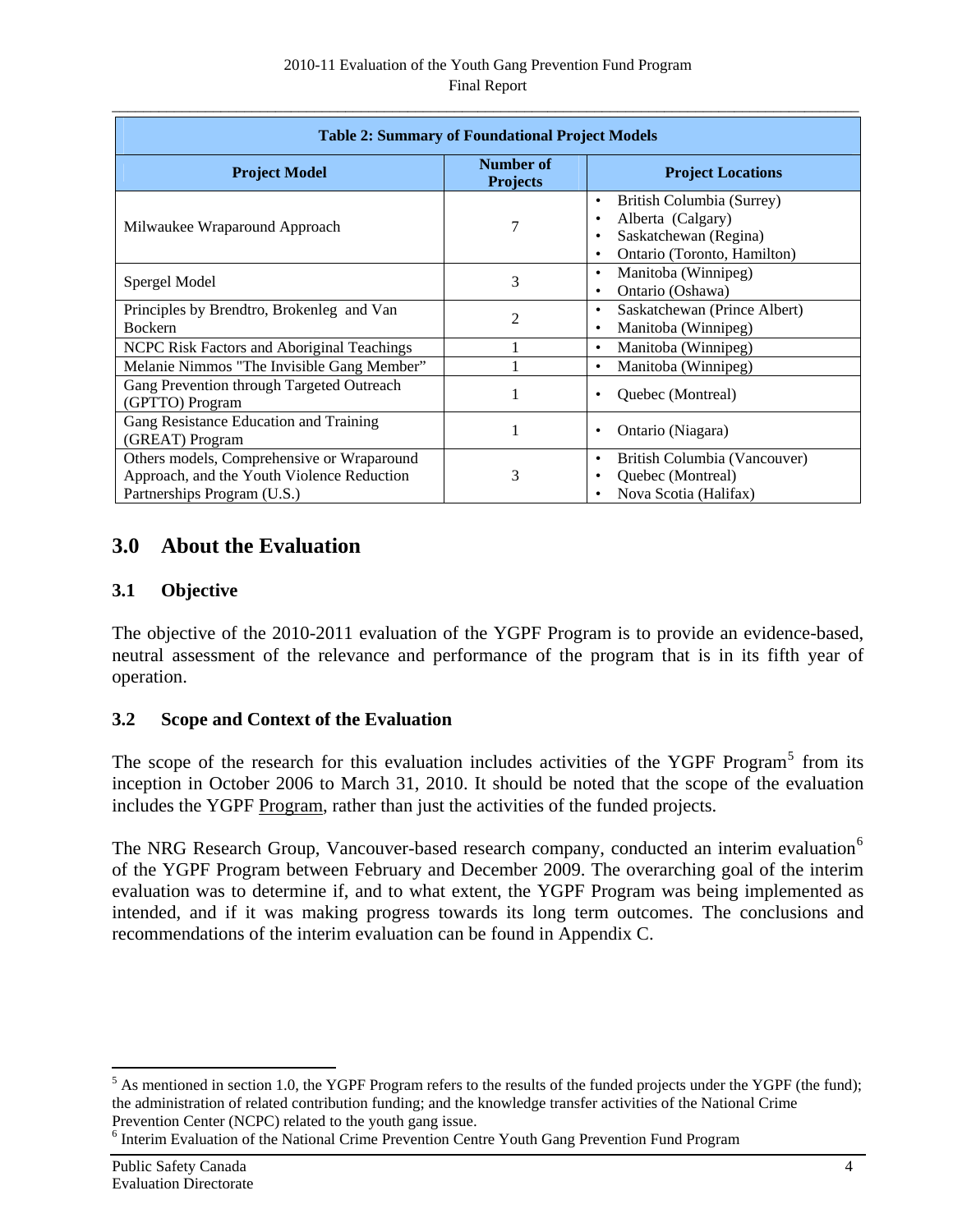**Table 2: Summary of Foundational Project Models**

| Project Model | Number of Projects | Project Locations |
|---|---|---|
| Milwaukee Wraparound Approach | 7 | • British Columbia (Surrey)<br>• Alberta (Calgary)<br>• Saskatchewan (Regina)<br>• Ontario (Toronto, Hamilton) |
| Spergel Model | 3 | • Manitoba (Winnipeg)<br>• Ontario (Oshawa) |
| Principles by Brendtro, Brokenleg and Van Bockern | 2 | • Saskatchewan (Prince Albert)<br>• Manitoba (Winnipeg) |
| NCPC Risk Factors and Aboriginal Teachings | 1 | • Manitoba (Winnipeg) |
| Melanie Nimmos "The Invisible Gang Member" | 1 | • Manitoba (Winnipeg) |
| Gang Prevention through Targeted Outreach (GPTTO) Program | 1 | • Quebec (Montreal) |
| Gang Resistance Education and Training (GREAT) Program | 1 | • Ontario (Niagara) |
| Others models, Comprehensive or Wraparound Approach, and the Youth Violence Reduction Partnerships Program (U.S.) | 3 | • British Columbia (Vancouver)<br>• Quebec (Montreal)<br>• Nova Scotia (Halifax) |

## 3.0 About the Evaluation

### 3.1 Objective

The objective of the 2010-2011 evaluation of the YGPF Program is to provide an evidence-based, neutral assessment of the relevance and performance of the program that is in its fifth year of operation.

### 3.2 Scope and Context of the Evaluation

The scope of the research for this evaluation includes activities of the YGPF Program[5] from its inception in October 2006 to March 31, 2010. It should be noted that the scope of the evaluation includes the YGPF Program, rather than just the activities of the funded projects.

The NRG Research Group, Vancouver-based research company, conducted an interim evaluation[6] of the YGPF Program between February and December 2009. The overarching goal of the interim evaluation was to determine if, and to what extent, the YGPF Program was being implemented as intended, and if it was making progress towards its long term outcomes. The conclusions and recommendations of the interim evaluation can be found in Appendix C.

---

[5] As mentioned in section 1.0, the YGPF Program refers to the results of the funded projects under the YGPF (the fund); the administration of related contribution funding; and the knowledge transfer activities of the National Crime Prevention Center (NCPC) related to the youth gang issue.

[6] Interim Evaluation of the National Crime Prevention Centre Youth Gang Prevention Fund Program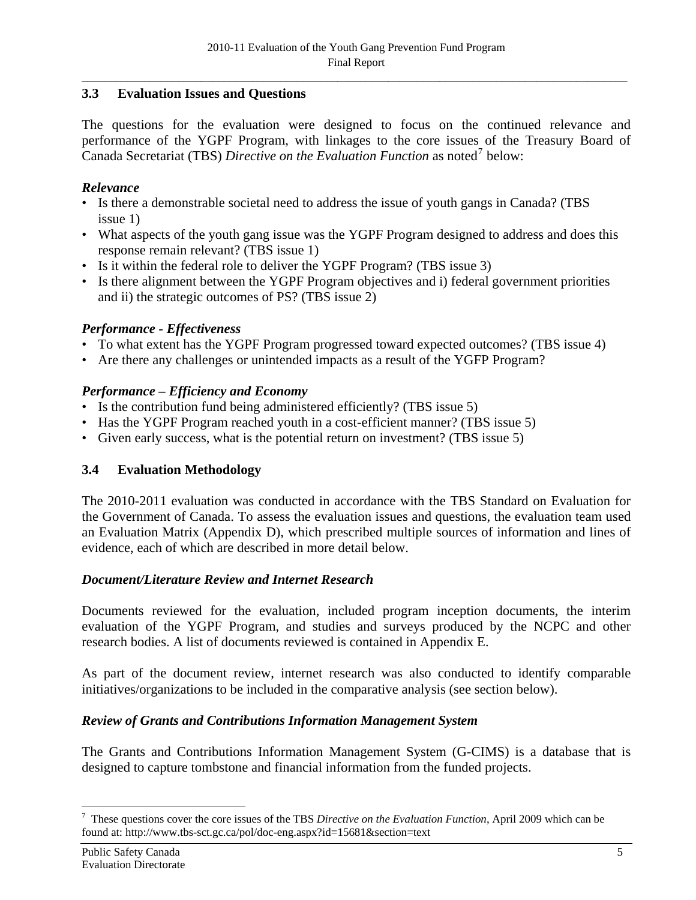### 3.3 Evaluation Issues and Questions

The questions for the evaluation were designed to focus on the continued relevance and performance of the YGPF Program, with linkages to the core issues of the Treasury Board of Canada Secretariat (TBS) *Directive on the Evaluation Function* as noted[7] below:

***Relevance***

- Is there a demonstrable societal need to address the issue of youth gangs in Canada? (TBS issue 1)
- What aspects of the youth gang issue was the YGPF Program designed to address and does this response remain relevant? (TBS issue 1)
- Is it within the federal role to deliver the YGPF Program? (TBS issue 3)
- Is there alignment between the YGPF Program objectives and i) federal government priorities and ii) the strategic outcomes of PS? (TBS issue 2)

***Performance - Effectiveness***

- To what extent has the YGPF Program progressed toward expected outcomes? (TBS issue 4)
- Are there any challenges or unintended impacts as a result of the YGFP Program?

***Performance – Efficiency and Economy***

- Is the contribution fund being administered efficiently? (TBS issue 5)
- Has the YGPF Program reached youth in a cost-efficient manner? (TBS issue 5)
- Given early success, what is the potential return on investment? (TBS issue 5)

### 3.4 Evaluation Methodology

The 2010-2011 evaluation was conducted in accordance with the TBS Standard on Evaluation for the Government of Canada. To assess the evaluation issues and questions, the evaluation team used an Evaluation Matrix (Appendix D), which prescribed multiple sources of information and lines of evidence, each of which are described in more detail below.

***Document/Literature Review and Internet Research***

Documents reviewed for the evaluation, included program inception documents, the interim evaluation of the YGPF Program, and studies and surveys produced by the NCPC and other research bodies. A list of documents reviewed is contained in Appendix E.

As part of the document review, internet research was also conducted to identify comparable initiatives/organizations to be included in the comparative analysis (see section below).

***Review of Grants and Contributions Information Management System***

The Grants and Contributions Information Management System (G-CIMS) is a database that is designed to capture tombstone and financial information from the funded projects.

---

[7] These questions cover the core issues of the TBS *Directive on the Evaluation Function*, April 2009 which can be found at: http://www.tbs-sct.gc.ca/pol/doc-eng.aspx?id=15681&section=text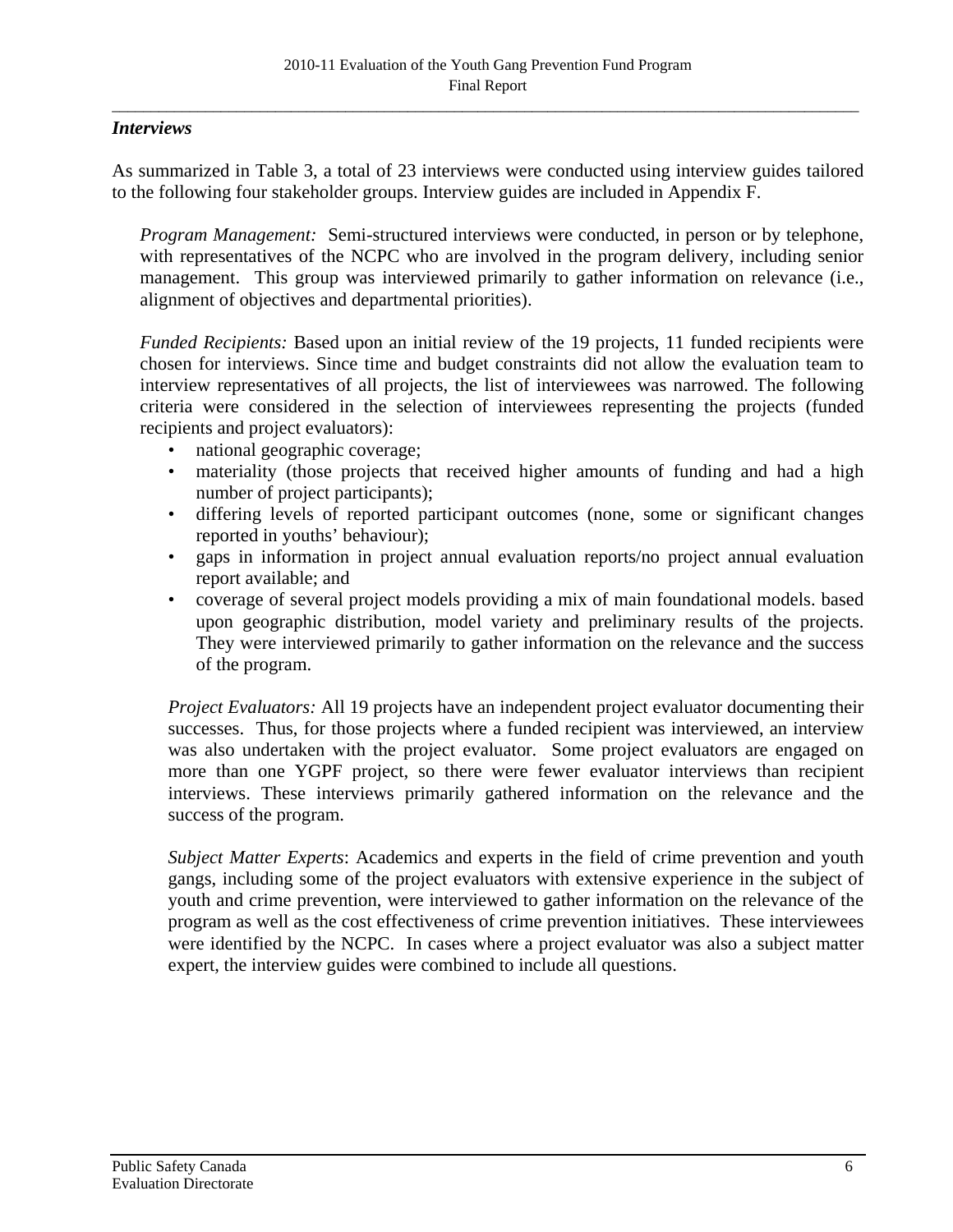### *Interviews*

As summarized in Table 3, a total of 23 interviews were conducted using interview guides tailored to the following four stakeholder groups. Interview guides are included in Appendix F.

*Program Management:* Semi-structured interviews were conducted, in person or by telephone, with representatives of the NCPC who are involved in the program delivery, including senior management. This group was interviewed primarily to gather information on relevance (i.e., alignment of objectives and departmental priorities).

*Funded Recipients:* Based upon an initial review of the 19 projects, 11 funded recipients were chosen for interviews. Since time and budget constraints did not allow the evaluation team to interview representatives of all projects, the list of interviewees was narrowed. The following criteria were considered in the selection of interviewees representing the projects (funded recipients and project evaluators):

- national geographic coverage;
- materiality (those projects that received higher amounts of funding and had a high number of project participants);
- differing levels of reported participant outcomes (none, some or significant changes reported in youths' behaviour);
- gaps in information in project annual evaluation reports/no project annual evaluation report available; and
- coverage of several project models providing a mix of main foundational models. based upon geographic distribution, model variety and preliminary results of the projects. They were interviewed primarily to gather information on the relevance and the success of the program.

*Project Evaluators:* All 19 projects have an independent project evaluator documenting their successes. Thus, for those projects where a funded recipient was interviewed, an interview was also undertaken with the project evaluator. Some project evaluators are engaged on more than one YGPF project, so there were fewer evaluator interviews than recipient interviews. These interviews primarily gathered information on the relevance and the success of the program.

*Subject Matter Experts*: Academics and experts in the field of crime prevention and youth gangs, including some of the project evaluators with extensive experience in the subject of youth and crime prevention, were interviewed to gather information on the relevance of the program as well as the cost effectiveness of crime prevention initiatives. These interviewees were identified by the NCPC. In cases where a project evaluator was also a subject matter expert, the interview guides were combined to include all questions.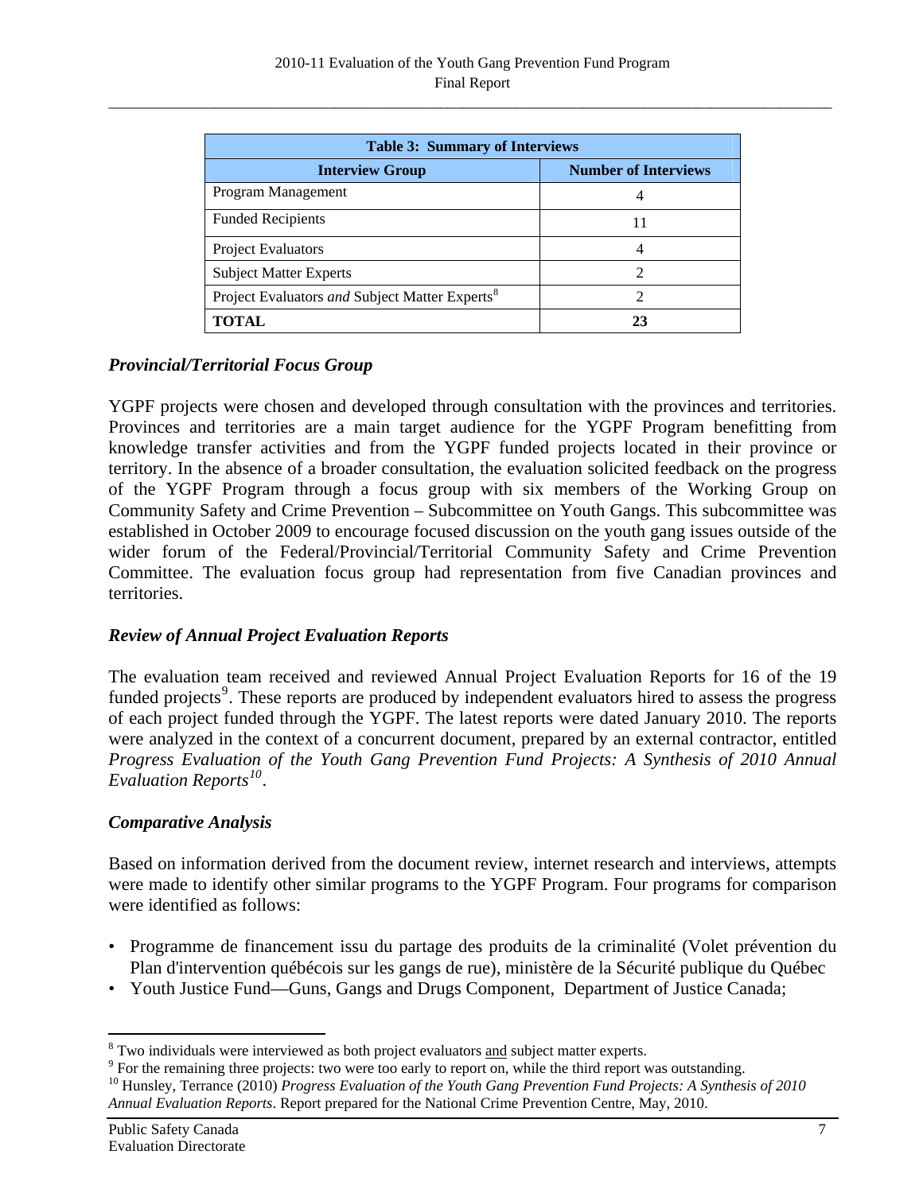| Table 3: Summary of Interviews | |
|---|---|
| **Interview Group** | **Number of Interviews** |
| Program Management | 4 |
| Funded Recipients | 11 |
| Project Evaluators | 4 |
| Subject Matter Experts | 2 |
| Project Evaluators *and* Subject Matter Experts[8] | 2 |
| **TOTAL** | **23** |

### *Provincial/Territorial Focus Group*

YGPF projects were chosen and developed through consultation with the provinces and territories. Provinces and territories are a main target audience for the YGPF Program benefitting from knowledge transfer activities and from the YGPF funded projects located in their province or territory. In the absence of a broader consultation, the evaluation solicited feedback on the progress of the YGPF Program through a focus group with six members of the Working Group on Community Safety and Crime Prevention – Subcommittee on Youth Gangs. This subcommittee was established in October 2009 to encourage focused discussion on the youth gang issues outside of the wider forum of the Federal/Provincial/Territorial Community Safety and Crime Prevention Committee. The evaluation focus group had representation from five Canadian provinces and territories.

### *Review of Annual Project Evaluation Reports*

The evaluation team received and reviewed Annual Project Evaluation Reports for 16 of the 19 funded projects[9]. These reports are produced by independent evaluators hired to assess the progress of each project funded through the YGPF. The latest reports were dated January 2010. The reports were analyzed in the context of a concurrent document, prepared by an external contractor, entitled *Progress Evaluation of the Youth Gang Prevention Fund Projects: A Synthesis of 2010 Annual Evaluation Reports*[10].

### *Comparative Analysis*

Based on information derived from the document review, internet research and interviews, attempts were made to identify other similar programs to the YGPF Program. Four programs for comparison were identified as follows:

- Programme de financement issu du partage des produits de la criminalité (Volet prévention du Plan d'intervention québécois sur les gangs de rue), ministère de la Sécurité publique du Québec
- Youth Justice Fund—Guns, Gangs and Drugs Component, Department of Justice Canada;

---

[8] Two individuals were interviewed as both project evaluators and subject matter experts.

[9] For the remaining three projects: two were too early to report on, while the third report was outstanding.

[10] Hunsley, Terrance (2010) *Progress Evaluation of the Youth Gang Prevention Fund Projects: A Synthesis of 2010 Annual Evaluation Reports*. Report prepared for the National Crime Prevention Centre, May, 2010.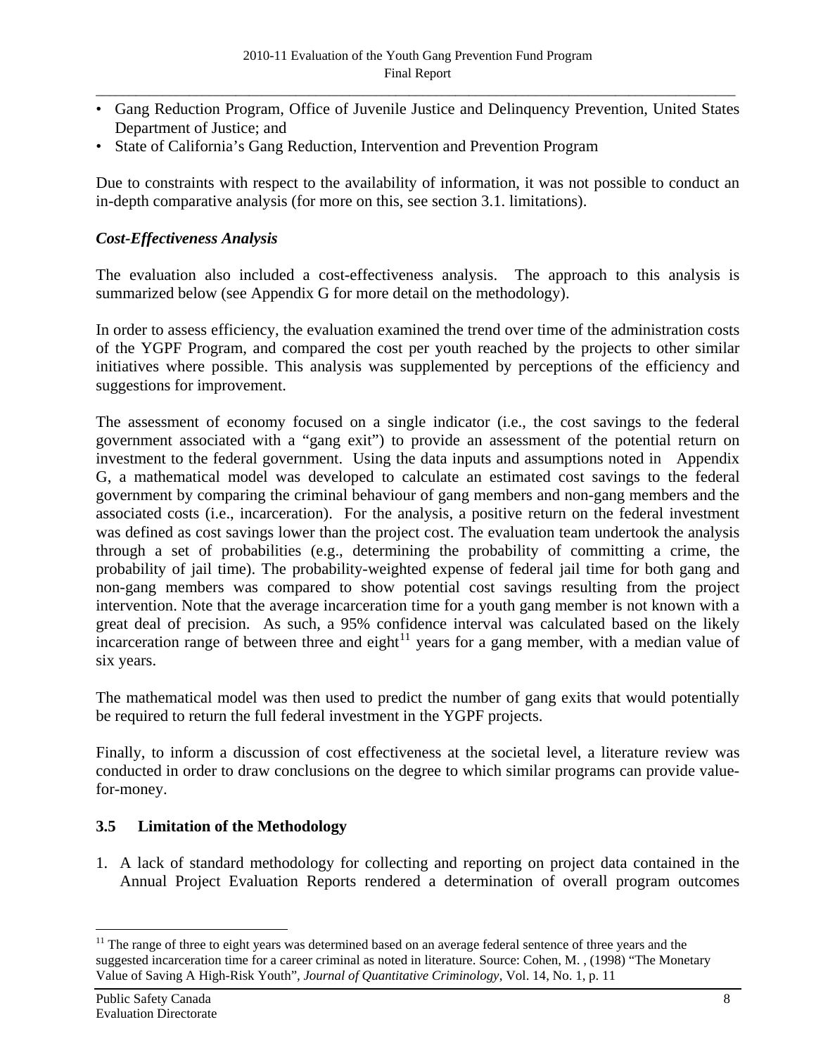- Gang Reduction Program, Office of Juvenile Justice and Delinquency Prevention, United States Department of Justice; and
- State of California's Gang Reduction, Intervention and Prevention Program

Due to constraints with respect to the availability of information, it was not possible to conduct an in-depth comparative analysis (for more on this, see section 3.1. limitations).

***Cost-Effectiveness Analysis***

The evaluation also included a cost-effectiveness analysis. The approach to this analysis is summarized below (see Appendix G for more detail on the methodology).

In order to assess efficiency, the evaluation examined the trend over time of the administration costs of the YGPF Program, and compared the cost per youth reached by the projects to other similar initiatives where possible. This analysis was supplemented by perceptions of the efficiency and suggestions for improvement.

The assessment of economy focused on a single indicator (i.e., the cost savings to the federal government associated with a "gang exit") to provide an assessment of the potential return on investment to the federal government. Using the data inputs and assumptions noted in Appendix G, a mathematical model was developed to calculate an estimated cost savings to the federal government by comparing the criminal behaviour of gang members and non-gang members and the associated costs (i.e., incarceration). For the analysis, a positive return on the federal investment was defined as cost savings lower than the project cost. The evaluation team undertook the analysis through a set of probabilities (e.g., determining the probability of committing a crime, the probability of jail time). The probability-weighted expense of federal jail time for both gang and non-gang members was compared to show potential cost savings resulting from the project intervention. Note that the average incarceration time for a youth gang member is not known with a great deal of precision. As such, a 95% confidence interval was calculated based on the likely incarceration range of between three and eight[11] years for a gang member, with a median value of six years.

The mathematical model was then used to predict the number of gang exits that would potentially be required to return the full federal investment in the YGPF projects.

Finally, to inform a discussion of cost effectiveness at the societal level, a literature review was conducted in order to draw conclusions on the degree to which similar programs can provide value-for-money.

### 3.5 Limitation of the Methodology

1. A lack of standard methodology for collecting and reporting on project data contained in the Annual Project Evaluation Reports rendered a determination of overall program outcomes

---

[11] The range of three to eight years was determined based on an average federal sentence of three years and the suggested incarceration time for a career criminal as noted in literature. Source: Cohen, M. , (1998) "The Monetary Value of Saving A High-Risk Youth", *Journal of Quantitative Criminology*, Vol. 14, No. 1, p. 11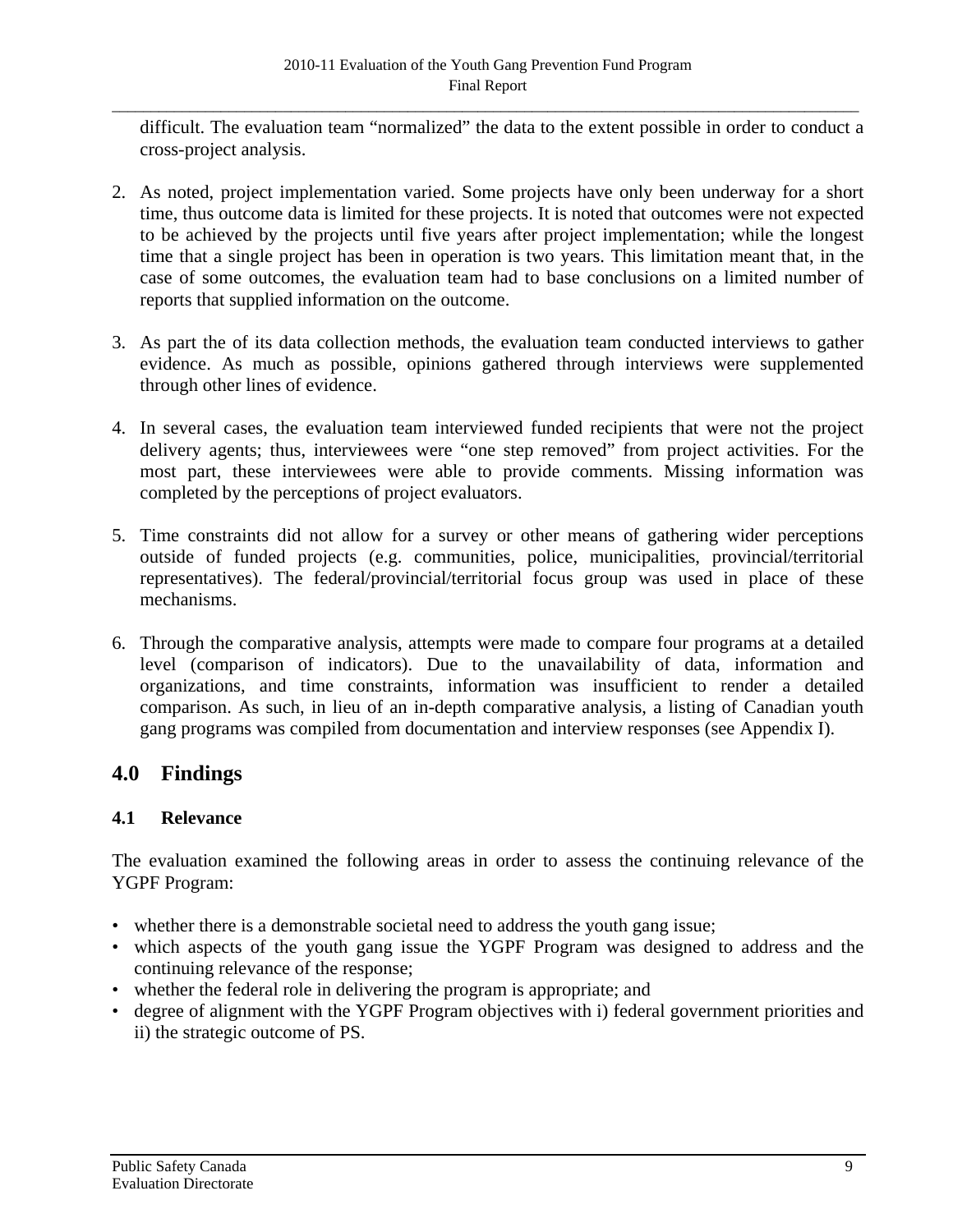difficult. The evaluation team "normalized" the data to the extent possible in order to conduct a cross-project analysis.

2. As noted, project implementation varied. Some projects have only been underway for a short time, thus outcome data is limited for these projects. It is noted that outcomes were not expected to be achieved by the projects until five years after project implementation; while the longest time that a single project has been in operation is two years. This limitation meant that, in the case of some outcomes, the evaluation team had to base conclusions on a limited number of reports that supplied information on the outcome.

3. As part the of its data collection methods, the evaluation team conducted interviews to gather evidence. As much as possible, opinions gathered through interviews were supplemented through other lines of evidence.

4. In several cases, the evaluation team interviewed funded recipients that were not the project delivery agents; thus, interviewees were "one step removed" from project activities. For the most part, these interviewees were able to provide comments. Missing information was completed by the perceptions of project evaluators.

5. Time constraints did not allow for a survey or other means of gathering wider perceptions outside of funded projects (e.g. communities, police, municipalities, provincial/territorial representatives). The federal/provincial/territorial focus group was used in place of these mechanisms.

6. Through the comparative analysis, attempts were made to compare four programs at a detailed level (comparison of indicators). Due to the unavailability of data, information and organizations, and time constraints, information was insufficient to render a detailed comparison. As such, in lieu of an in-depth comparative analysis, a listing of Canadian youth gang programs was compiled from documentation and interview responses (see Appendix I).

## 4.0 Findings

### 4.1 Relevance

The evaluation examined the following areas in order to assess the continuing relevance of the YGPF Program:

- whether there is a demonstrable societal need to address the youth gang issue;
- which aspects of the youth gang issue the YGPF Program was designed to address and the continuing relevance of the response;
- whether the federal role in delivering the program is appropriate; and
- degree of alignment with the YGPF Program objectives with i) federal government priorities and ii) the strategic outcome of PS.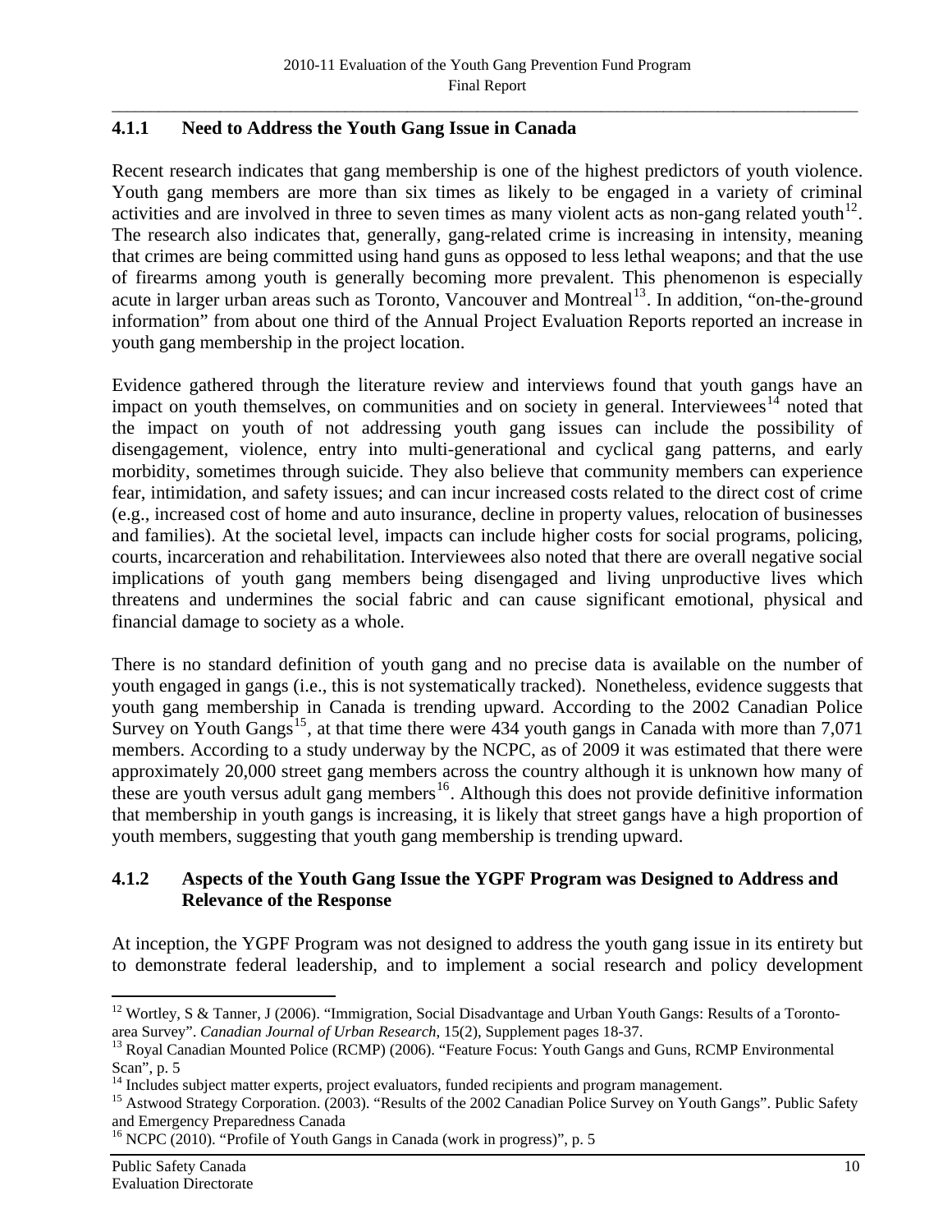### 4.1.1 Need to Address the Youth Gang Issue in Canada

Recent research indicates that gang membership is one of the highest predictors of youth violence. Youth gang members are more than six times as likely to be engaged in a variety of criminal activities and are involved in three to seven times as many violent acts as non-gang related youth[12]. The research also indicates that, generally, gang-related crime is increasing in intensity, meaning that crimes are being committed using hand guns as opposed to less lethal weapons; and that the use of firearms among youth is generally becoming more prevalent. This phenomenon is especially acute in larger urban areas such as Toronto, Vancouver and Montreal[13]. In addition, "on-the-ground information" from about one third of the Annual Project Evaluation Reports reported an increase in youth gang membership in the project location.

Evidence gathered through the literature review and interviews found that youth gangs have an impact on youth themselves, on communities and on society in general. Interviewees[14] noted that the impact on youth of not addressing youth gang issues can include the possibility of disengagement, violence, entry into multi-generational and cyclical gang patterns, and early morbidity, sometimes through suicide. They also believe that community members can experience fear, intimidation, and safety issues; and can incur increased costs related to the direct cost of crime (e.g., increased cost of home and auto insurance, decline in property values, relocation of businesses and families). At the societal level, impacts can include higher costs for social programs, policing, courts, incarceration and rehabilitation. Interviewees also noted that there are overall negative social implications of youth gang members being disengaged and living unproductive lives which threatens and undermines the social fabric and can cause significant emotional, physical and financial damage to society as a whole.

There is no standard definition of youth gang and no precise data is available on the number of youth engaged in gangs (i.e., this is not systematically tracked). Nonetheless, evidence suggests that youth gang membership in Canada is trending upward. According to the 2002 Canadian Police Survey on Youth Gangs[15], at that time there were 434 youth gangs in Canada with more than 7,071 members. According to a study underway by the NCPC, as of 2009 it was estimated that there were approximately 20,000 street gang members across the country although it is unknown how many of these are youth versus adult gang members[16]. Although this does not provide definitive information that membership in youth gangs is increasing, it is likely that street gangs have a high proportion of youth members, suggesting that youth gang membership is trending upward.

### 4.1.2 Aspects of the Youth Gang Issue the YGPF Program was Designed to Address and Relevance of the Response

At inception, the YGPF Program was not designed to address the youth gang issue in its entirety but to demonstrate federal leadership, and to implement a social research and policy development

---

[12] Wortley, S & Tanner, J (2006). "Immigration, Social Disadvantage and Urban Youth Gangs: Results of a Toronto-area Survey". *Canadian Journal of Urban Research*, 15(2), Supplement pages 18-37.

[13] Royal Canadian Mounted Police (RCMP) (2006). "Feature Focus: Youth Gangs and Guns, RCMP Environmental Scan", p. 5

[14] Includes subject matter experts, project evaluators, funded recipients and program management.

[15] Astwood Strategy Corporation. (2003). "Results of the 2002 Canadian Police Survey on Youth Gangs". Public Safety and Emergency Preparedness Canada

[16] NCPC (2010). "Profile of Youth Gangs in Canada (work in progress)", p. 5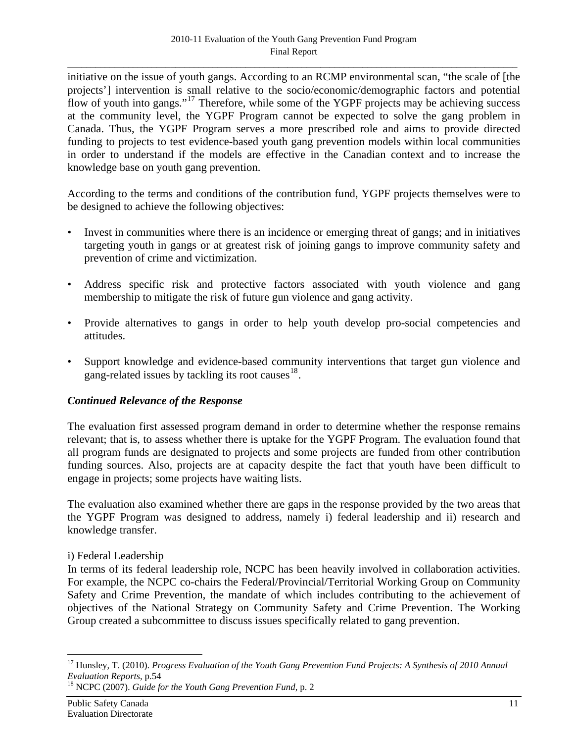initiative on the issue of youth gangs. According to an RCMP environmental scan, “the scale of [the projects’] intervention is small relative to the socio/economic/demographic factors and potential flow of youth into gangs.”[17] Therefore, while some of the YGPF projects may be achieving success at the community level, the YGPF Program cannot be expected to solve the gang problem in Canada. Thus, the YGPF Program serves a more prescribed role and aims to provide directed funding to projects to test evidence-based youth gang prevention models within local communities in order to understand if the models are effective in the Canadian context and to increase the knowledge base on youth gang prevention.

According to the terms and conditions of the contribution fund, YGPF projects themselves were to be designed to achieve the following objectives:

- Invest in communities where there is an incidence or emerging threat of gangs; and in initiatives targeting youth in gangs or at greatest risk of joining gangs to improve community safety and prevention of crime and victimization.
- Address specific risk and protective factors associated with youth violence and gang membership to mitigate the risk of future gun violence and gang activity.
- Provide alternatives to gangs in order to help youth develop pro-social competencies and attitudes.
- Support knowledge and evidence-based community interventions that target gun violence and gang-related issues by tackling its root causes[18].

***Continued Relevance of the Response***

The evaluation first assessed program demand in order to determine whether the response remains relevant; that is, to assess whether there is uptake for the YGPF Program. The evaluation found that all program funds are designated to projects and some projects are funded from other contribution funding sources. Also, projects are at capacity despite the fact that youth have been difficult to engage in projects; some projects have waiting lists.

The evaluation also examined whether there are gaps in the response provided by the two areas that the YGPF Program was designed to address, namely i) federal leadership and ii) research and knowledge transfer.

i) Federal Leadership

In terms of its federal leadership role, NCPC has been heavily involved in collaboration activities. For example, the NCPC co-chairs the Federal/Provincial/Territorial Working Group on Community Safety and Crime Prevention, the mandate of which includes contributing to the achievement of objectives of the National Strategy on Community Safety and Crime Prevention. The Working Group created a subcommittee to discuss issues specifically related to gang prevention.

---

[17] Hunsley, T. (2010). *Progress Evaluation of the Youth Gang Prevention Fund Projects: A Synthesis of 2010 Annual Evaluation Reports*, p.54

[18] NCPC (2007). *Guide for the Youth Gang Prevention Fund*, p. 2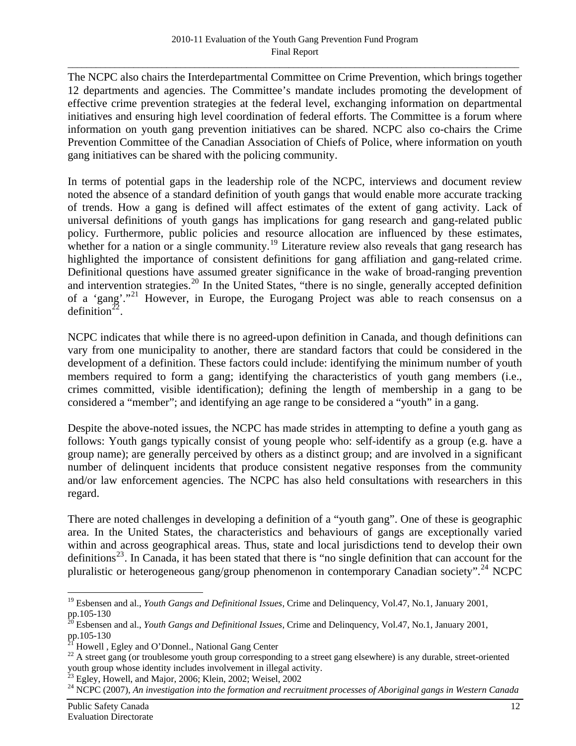The NCPC also chairs the Interdepartmental Committee on Crime Prevention, which brings together 12 departments and agencies. The Committee's mandate includes promoting the development of effective crime prevention strategies at the federal level, exchanging information on departmental initiatives and ensuring high level coordination of federal efforts. The Committee is a forum where information on youth gang prevention initiatives can be shared. NCPC also co-chairs the Crime Prevention Committee of the Canadian Association of Chiefs of Police, where information on youth gang initiatives can be shared with the policing community.

In terms of potential gaps in the leadership role of the NCPC, interviews and document review noted the absence of a standard definition of youth gangs that would enable more accurate tracking of trends. How a gang is defined will affect estimates of the extent of gang activity. Lack of universal definitions of youth gangs has implications for gang research and gang-related public policy. Furthermore, public policies and resource allocation are influenced by these estimates, whether for a nation or a single community.[19] Literature review also reveals that gang research has highlighted the importance of consistent definitions for gang affiliation and gang-related crime. Definitional questions have assumed greater significance in the wake of broad-ranging prevention and intervention strategies.[20] In the United States, "there is no single, generally accepted definition of a 'gang'."[21] However, in Europe, the Eurogang Project was able to reach consensus on a definition[22].

NCPC indicates that while there is no agreed-upon definition in Canada, and though definitions can vary from one municipality to another, there are standard factors that could be considered in the development of a definition. These factors could include: identifying the minimum number of youth members required to form a gang; identifying the characteristics of youth gang members (i.e., crimes committed, visible identification); defining the length of membership in a gang to be considered a "member"; and identifying an age range to be considered a "youth" in a gang.

Despite the above-noted issues, the NCPC has made strides in attempting to define a youth gang as follows: Youth gangs typically consist of young people who: self-identify as a group (e.g. have a group name); are generally perceived by others as a distinct group; and are involved in a significant number of delinquent incidents that produce consistent negative responses from the community and/or law enforcement agencies. The NCPC has also held consultations with researchers in this regard.

There are noted challenges in developing a definition of a "youth gang". One of these is geographic area. In the United States, the characteristics and behaviours of gangs are exceptionally varied within and across geographical areas. Thus, state and local jurisdictions tend to develop their own definitions[23]. In Canada, it has been stated that there is "no single definition that can account for the pluralistic or heterogeneous gang/group phenomenon in contemporary Canadian society".[24] NCPC

---

[19] Esbensen and al., *Youth Gangs and Definitional Issues*, Crime and Delinquency, Vol.47, No.1, January 2001, pp.105-130

[20] Esbensen and al., *Youth Gangs and Definitional Issues*, Crime and Delinquency, Vol.47, No.1, January 2001, pp.105-130

[21] Howell , Egley and O'Donnel., National Gang Center

[22] A street gang (or troublesome youth group corresponding to a street gang elsewhere) is any durable, street-oriented youth group whose identity includes involvement in illegal activity.

[23] Egley, Howell, and Major, 2006; Klein, 2002; Weisel, 2002

[24] NCPC (2007), *An investigation into the formation and recruitment processes of Aboriginal gangs in Western Canada*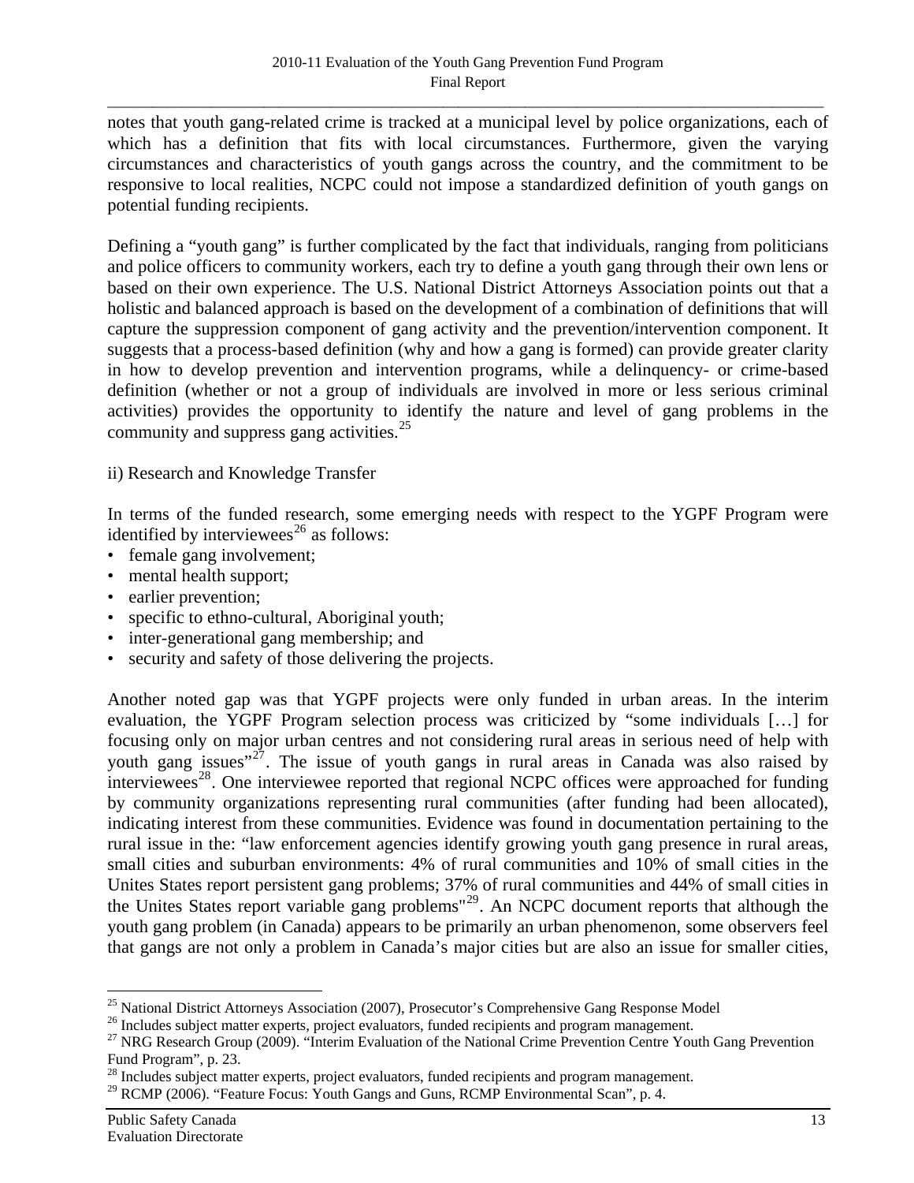notes that youth gang-related crime is tracked at a municipal level by police organizations, each of which has a definition that fits with local circumstances. Furthermore, given the varying circumstances and characteristics of youth gangs across the country, and the commitment to be responsive to local realities, NCPC could not impose a standardized definition of youth gangs on potential funding recipients.

Defining a "youth gang" is further complicated by the fact that individuals, ranging from politicians and police officers to community workers, each try to define a youth gang through their own lens or based on their own experience. The U.S. National District Attorneys Association points out that a holistic and balanced approach is based on the development of a combination of definitions that will capture the suppression component of gang activity and the prevention/intervention component. It suggests that a process-based definition (why and how a gang is formed) can provide greater clarity in how to develop prevention and intervention programs, while a delinquency- or crime-based definition (whether or not a group of individuals are involved in more or less serious criminal activities) provides the opportunity to identify the nature and level of gang problems in the community and suppress gang activities.[25]

ii) Research and Knowledge Transfer

In terms of the funded research, some emerging needs with respect to the YGPF Program were identified by interviewees[26] as follows:

- female gang involvement;
- mental health support;
- earlier prevention;
- specific to ethno-cultural, Aboriginal youth;
- inter-generational gang membership; and
- security and safety of those delivering the projects.

Another noted gap was that YGPF projects were only funded in urban areas. In the interim evaluation, the YGPF Program selection process was criticized by "some individuals […] for focusing only on major urban centres and not considering rural areas in serious need of help with youth gang issues"[27]. The issue of youth gangs in rural areas in Canada was also raised by interviewees[28]. One interviewee reported that regional NCPC offices were approached for funding by community organizations representing rural communities (after funding had been allocated), indicating interest from these communities. Evidence was found in documentation pertaining to the rural issue in the: "law enforcement agencies identify growing youth gang presence in rural areas, small cities and suburban environments: 4% of rural communities and 10% of small cities in the Unites States report persistent gang problems; 37% of rural communities and 44% of small cities in the Unites States report variable gang problems"[29]. An NCPC document reports that although the youth gang problem (in Canada) appears to be primarily an urban phenomenon, some observers feel that gangs are not only a problem in Canada's major cities but are also an issue for smaller cities,

---

[25] National District Attorneys Association (2007), Prosecutor's Comprehensive Gang Response Model

[26] Includes subject matter experts, project evaluators, funded recipients and program management.

[27] NRG Research Group (2009). "Interim Evaluation of the National Crime Prevention Centre Youth Gang Prevention Fund Program", p. 23.

[28] Includes subject matter experts, project evaluators, funded recipients and program management.

[29] RCMP (2006). "Feature Focus: Youth Gangs and Guns, RCMP Environmental Scan", p. 4.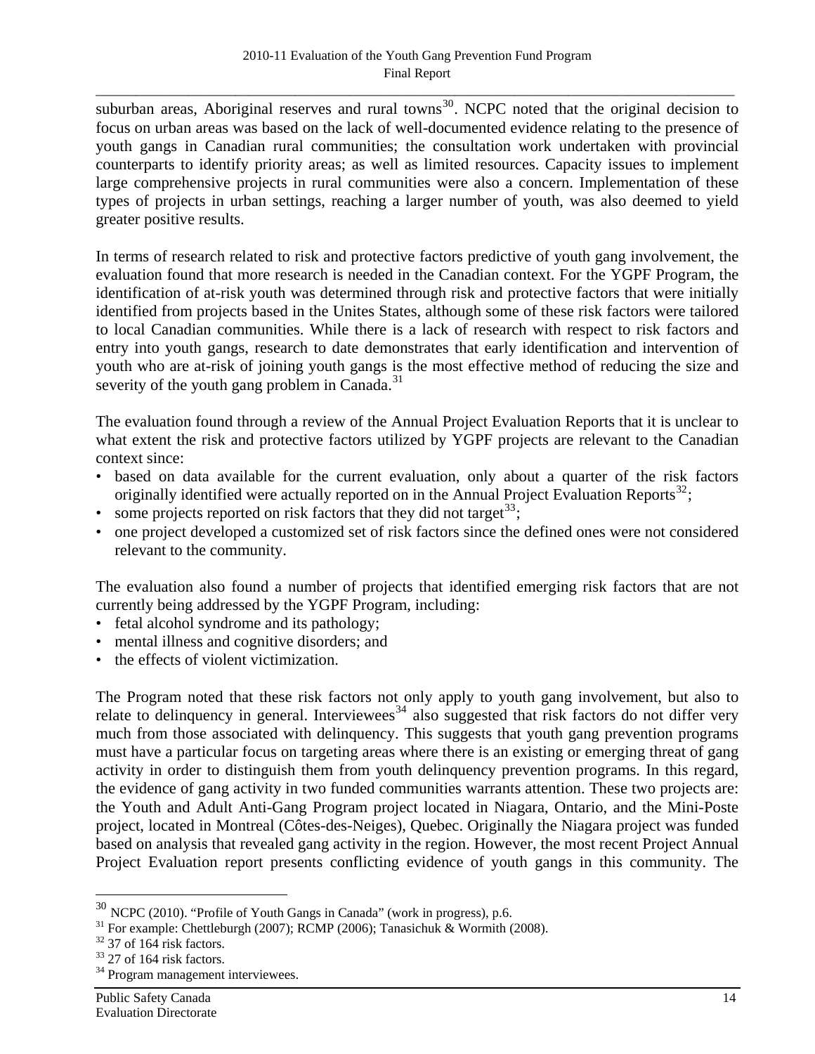suburban areas, Aboriginal reserves and rural towns[30]. NCPC noted that the original decision to focus on urban areas was based on the lack of well-documented evidence relating to the presence of youth gangs in Canadian rural communities; the consultation work undertaken with provincial counterparts to identify priority areas; as well as limited resources. Capacity issues to implement large comprehensive projects in rural communities were also a concern. Implementation of these types of projects in urban settings, reaching a larger number of youth, was also deemed to yield greater positive results.

In terms of research related to risk and protective factors predictive of youth gang involvement, the evaluation found that more research is needed in the Canadian context. For the YGPF Program, the identification of at-risk youth was determined through risk and protective factors that were initially identified from projects based in the Unites States, although some of these risk factors were tailored to local Canadian communities. While there is a lack of research with respect to risk factors and entry into youth gangs, research to date demonstrates that early identification and intervention of youth who are at-risk of joining youth gangs is the most effective method of reducing the size and severity of the youth gang problem in Canada.[31]

The evaluation found through a review of the Annual Project Evaluation Reports that it is unclear to what extent the risk and protective factors utilized by YGPF projects are relevant to the Canadian context since:

- based on data available for the current evaluation, only about a quarter of the risk factors originally identified were actually reported on in the Annual Project Evaluation Reports[32];
- some projects reported on risk factors that they did not target[33];
- one project developed a customized set of risk factors since the defined ones were not considered relevant to the community.

The evaluation also found a number of projects that identified emerging risk factors that are not currently being addressed by the YGPF Program, including:

- fetal alcohol syndrome and its pathology;
- mental illness and cognitive disorders; and
- the effects of violent victimization.

The Program noted that these risk factors not only apply to youth gang involvement, but also to relate to delinquency in general. Interviewees[34] also suggested that risk factors do not differ very much from those associated with delinquency. This suggests that youth gang prevention programs must have a particular focus on targeting areas where there is an existing or emerging threat of gang activity in order to distinguish them from youth delinquency prevention programs. In this regard, the evidence of gang activity in two funded communities warrants attention. These two projects are: the Youth and Adult Anti-Gang Program project located in Niagara, Ontario, and the Mini-Poste project, located in Montreal (Côtes-des-Neiges), Quebec. Originally the Niagara project was funded based on analysis that revealed gang activity in the region. However, the most recent Project Annual Project Evaluation report presents conflicting evidence of youth gangs in this community. The

---

[30] NCPC (2010). "Profile of Youth Gangs in Canada" (work in progress), p.6.

[31] For example: Chettleburgh (2007); RCMP (2006); Tanasichuk & Wormith (2008).

[32] 37 of 164 risk factors.

[33] 27 of 164 risk factors.

[34] Program management interviewees.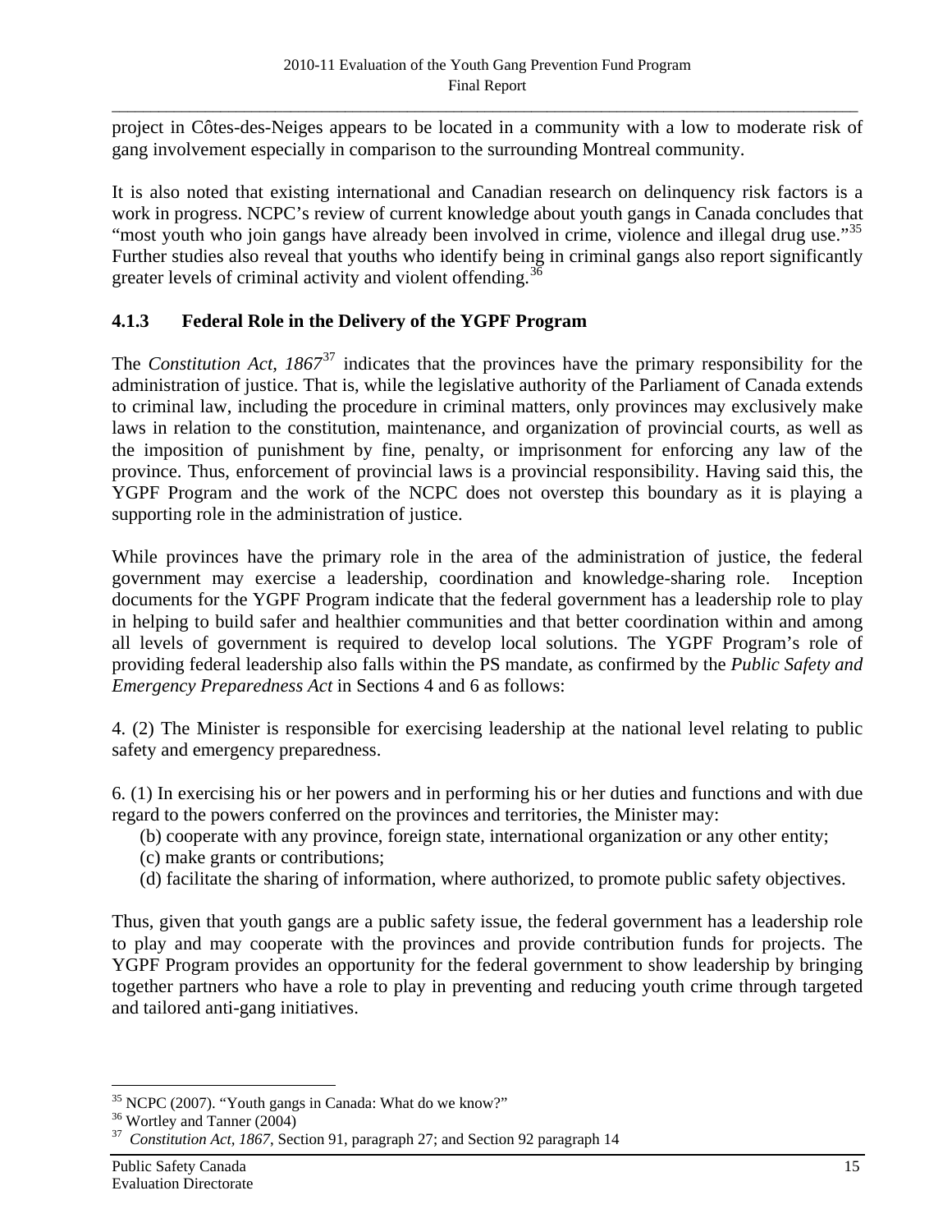project in Côtes-des-Neiges appears to be located in a community with a low to moderate risk of gang involvement especially in comparison to the surrounding Montreal community.

It is also noted that existing international and Canadian research on delinquency risk factors is a work in progress. NCPC's review of current knowledge about youth gangs in Canada concludes that "most youth who join gangs have already been involved in crime, violence and illegal drug use."[35] Further studies also reveal that youths who identify being in criminal gangs also report significantly greater levels of criminal activity and violent offending.[36]

### 4.1.3 Federal Role in the Delivery of the YGPF Program

The *Constitution Act, 1867*[37] indicates that the provinces have the primary responsibility for the administration of justice. That is, while the legislative authority of the Parliament of Canada extends to criminal law, including the procedure in criminal matters, only provinces may exclusively make laws in relation to the constitution, maintenance, and organization of provincial courts, as well as the imposition of punishment by fine, penalty, or imprisonment for enforcing any law of the province. Thus, enforcement of provincial laws is a provincial responsibility. Having said this, the YGPF Program and the work of the NCPC does not overstep this boundary as it is playing a supporting role in the administration of justice.

While provinces have the primary role in the area of the administration of justice, the federal government may exercise a leadership, coordination and knowledge-sharing role. Inception documents for the YGPF Program indicate that the federal government has a leadership role to play in helping to build safer and healthier communities and that better coordination within and among all levels of government is required to develop local solutions. The YGPF Program's role of providing federal leadership also falls within the PS mandate, as confirmed by the *Public Safety and Emergency Preparedness Act* in Sections 4 and 6 as follows:

4. (2) The Minister is responsible for exercising leadership at the national level relating to public safety and emergency preparedness.

6. (1) In exercising his or her powers and in performing his or her duties and functions and with due regard to the powers conferred on the provinces and territories, the Minister may:

   (b) cooperate with any province, foreign state, international organization or any other entity;
   (c) make grants or contributions;
   (d) facilitate the sharing of information, where authorized, to promote public safety objectives.

Thus, given that youth gangs are a public safety issue, the federal government has a leadership role to play and may cooperate with the provinces and provide contribution funds for projects. The YGPF Program provides an opportunity for the federal government to show leadership by bringing together partners who have a role to play in preventing and reducing youth crime through targeted and tailored anti-gang initiatives.

---

[35] NCPC (2007). "Youth gangs in Canada: What do we know?"

[36] Wortley and Tanner (2004)

[37] *Constitution Act, 1867*, Section 91, paragraph 27; and Section 92 paragraph 14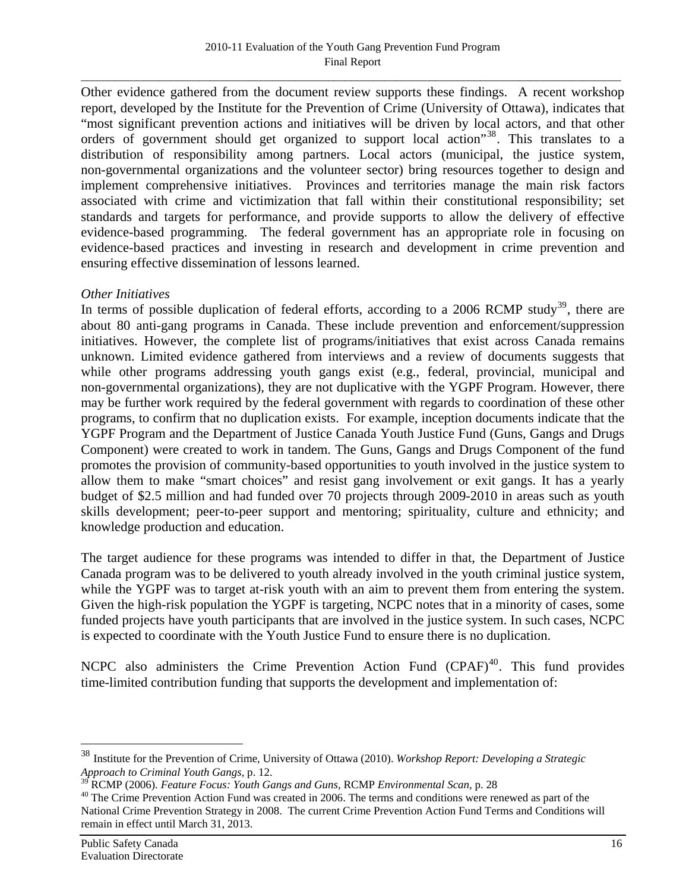Other evidence gathered from the document review supports these findings. A recent workshop report, developed by the Institute for the Prevention of Crime (University of Ottawa), indicates that "most significant prevention actions and initiatives will be driven by local actors, and that other orders of government should get organized to support local action"[38]. This translates to a distribution of responsibility among partners. Local actors (municipal, the justice system, non-governmental organizations and the volunteer sector) bring resources together to design and implement comprehensive initiatives. Provinces and territories manage the main risk factors associated with crime and victimization that fall within their constitutional responsibility; set standards and targets for performance, and provide supports to allow the delivery of effective evidence-based programming. The federal government has an appropriate role in focusing on evidence-based practices and investing in research and development in crime prevention and ensuring effective dissemination of lessons learned.

*Other Initiatives*

In terms of possible duplication of federal efforts, according to a 2006 RCMP study[39], there are about 80 anti-gang programs in Canada. These include prevention and enforcement/suppression initiatives. However, the complete list of programs/initiatives that exist across Canada remains unknown. Limited evidence gathered from interviews and a review of documents suggests that while other programs addressing youth gangs exist (e.g., federal, provincial, municipal and non-governmental organizations), they are not duplicative with the YGPF Program. However, there may be further work required by the federal government with regards to coordination of these other programs, to confirm that no duplication exists. For example, inception documents indicate that the YGPF Program and the Department of Justice Canada Youth Justice Fund (Guns, Gangs and Drugs Component) were created to work in tandem. The Guns, Gangs and Drugs Component of the fund promotes the provision of community-based opportunities to youth involved in the justice system to allow them to make "smart choices" and resist gang involvement or exit gangs. It has a yearly budget of $2.5 million and had funded over 70 projects through 2009-2010 in areas such as youth skills development; peer-to-peer support and mentoring; spirituality, culture and ethnicity; and knowledge production and education.

The target audience for these programs was intended to differ in that, the Department of Justice Canada program was to be delivered to youth already involved in the youth criminal justice system, while the YGPF was to target at-risk youth with an aim to prevent them from entering the system. Given the high-risk population the YGPF is targeting, NCPC notes that in a minority of cases, some funded projects have youth participants that are involved in the justice system. In such cases, NCPC is expected to coordinate with the Youth Justice Fund to ensure there is no duplication.

NCPC also administers the Crime Prevention Action Fund (CPAF)[40]. This fund provides time-limited contribution funding that supports the development and implementation of:

---

[38] Institute for the Prevention of Crime, University of Ottawa (2010). *Workshop Report: Developing a Strategic Approach to Criminal Youth Gangs*, p. 12.

[39] RCMP (2006). *Feature Focus: Youth Gangs and Guns*, RCMP *Environmental Scan*, p. 28

[40] The Crime Prevention Action Fund was created in 2006. The terms and conditions were renewed as part of the National Crime Prevention Strategy in 2008. The current Crime Prevention Action Fund Terms and Conditions will remain in effect until March 31, 2013.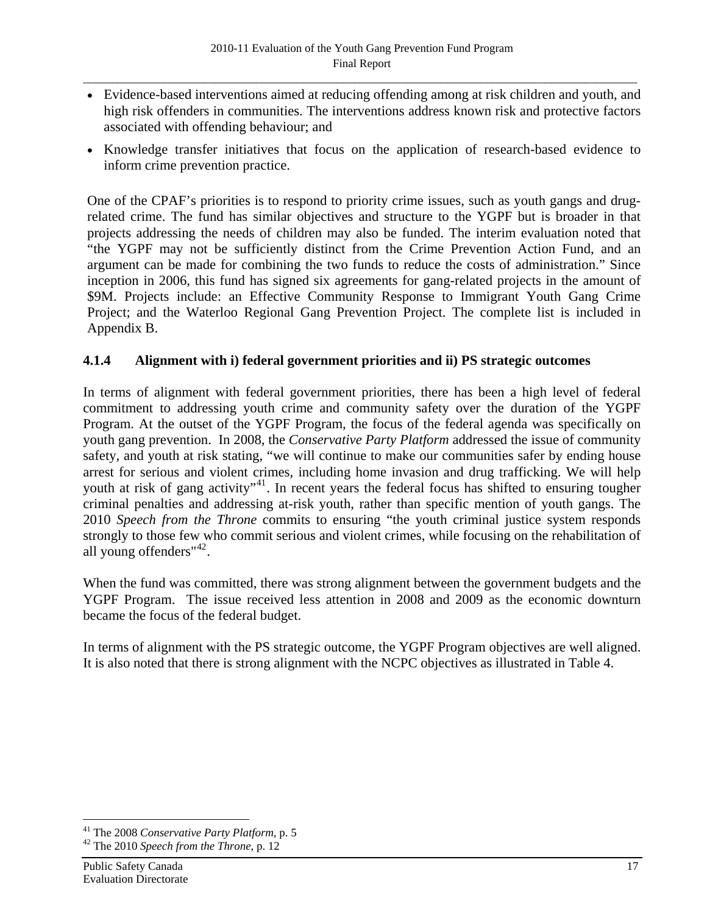- Evidence-based interventions aimed at reducing offending among at risk children and youth, and high risk offenders in communities. The interventions address known risk and protective factors associated with offending behaviour; and
- Knowledge transfer initiatives that focus on the application of research-based evidence to inform crime prevention practice.

One of the CPAF's priorities is to respond to priority crime issues, such as youth gangs and drug-related crime. The fund has similar objectives and structure to the YGPF but is broader in that projects addressing the needs of children may also be funded. The interim evaluation noted that "the YGPF may not be sufficiently distinct from the Crime Prevention Action Fund, and an argument can be made for combining the two funds to reduce the costs of administration." Since inception in 2006, this fund has signed six agreements for gang-related projects in the amount of $9M. Projects include: an Effective Community Response to Immigrant Youth Gang Crime Project; and the Waterloo Regional Gang Prevention Project. The complete list is included in Appendix B.

#### 4.1.4 Alignment with i) federal government priorities and ii) PS strategic outcomes

In terms of alignment with federal government priorities, there has been a high level of federal commitment to addressing youth crime and community safety over the duration of the YGPF Program. At the outset of the YGPF Program, the focus of the federal agenda was specifically on youth gang prevention. In 2008, the *Conservative Party Platform* addressed the issue of community safety, and youth at risk stating, "we will continue to make our communities safer by ending house arrest for serious and violent crimes, including home invasion and drug trafficking. We will help youth at risk of gang activity"[41]. In recent years the federal focus has shifted to ensuring tougher criminal penalties and addressing at-risk youth, rather than specific mention of youth gangs. The 2010 *Speech from the Throne* commits to ensuring "the youth criminal justice system responds strongly to those few who commit serious and violent crimes, while focusing on the rehabilitation of all young offenders"[42].

When the fund was committed, there was strong alignment between the government budgets and the YGPF Program. The issue received less attention in 2008 and 2009 as the economic downturn became the focus of the federal budget.

In terms of alignment with the PS strategic outcome, the YGPF Program objectives are well aligned. It is also noted that there is strong alignment with the NCPC objectives as illustrated in Table 4.

[41] The 2008 *Conservative Party Platform*, p. 5

[42] The 2010 *Speech from the Throne*, p. 12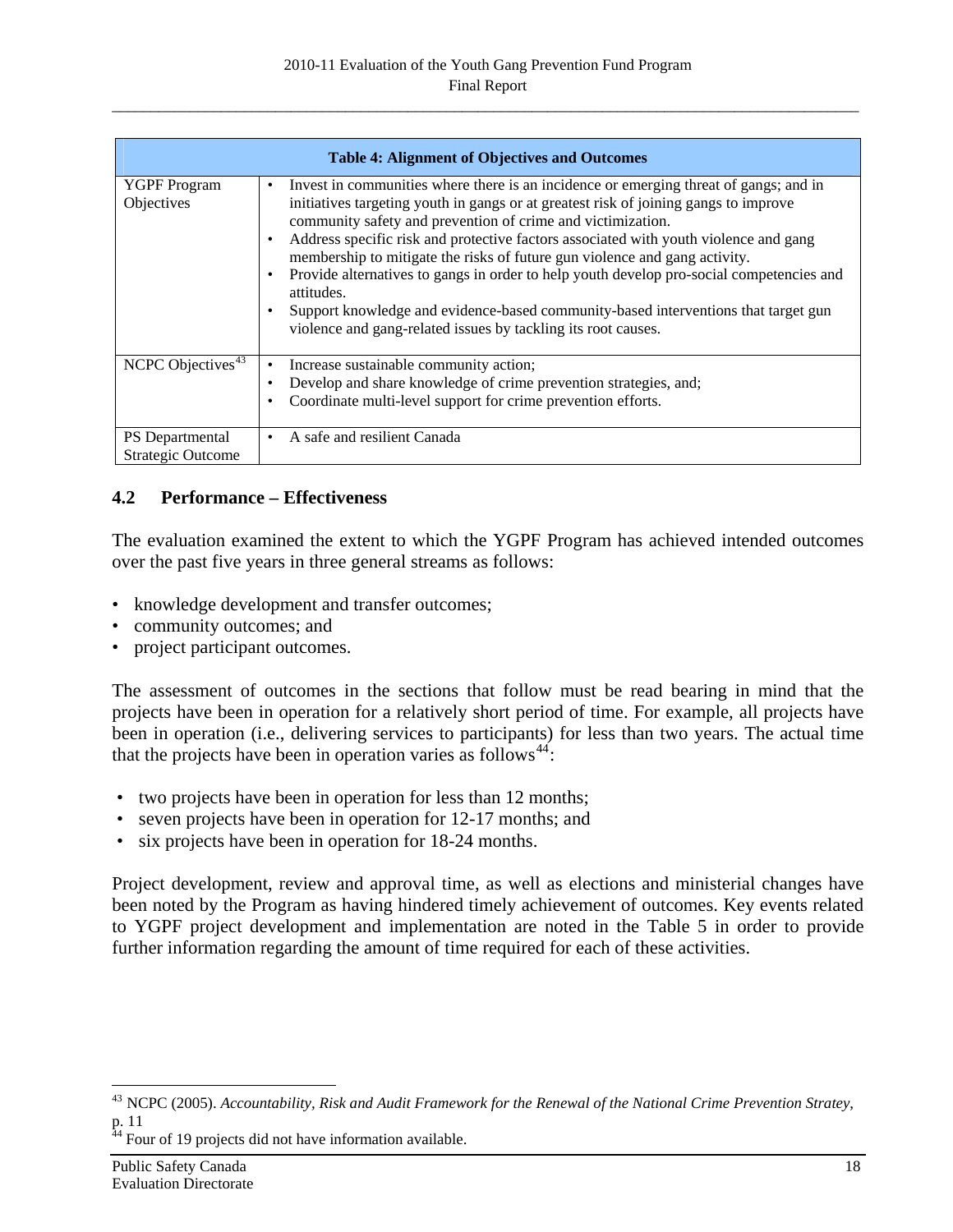| Table 4: Alignment of Objectives and Outcomes | |
|---|---|
| YGPF Program Objectives | • Invest in communities where there is an incidence or emerging threat of gangs; and in initiatives targeting youth in gangs or at greatest risk of joining gangs to improve community safety and prevention of crime and victimization.<br>• Address specific risk and protective factors associated with youth violence and gang membership to mitigate the risks of future gun violence and gang activity.<br>• Provide alternatives to gangs in order to help youth develop pro-social competencies and attitudes.<br>• Support knowledge and evidence-based community-based interventions that target gun violence and gang-related issues by tackling its root causes. |
| NCPC Objectives[43] | • Increase sustainable community action;<br>• Develop and share knowledge of crime prevention strategies, and;<br>• Coordinate multi-level support for crime prevention efforts. |
| PS Departmental Strategic Outcome | • A safe and resilient Canada |

### 4.2 Performance – Effectiveness

The evaluation examined the extent to which the YGPF Program has achieved intended outcomes over the past five years in three general streams as follows:

- knowledge development and transfer outcomes;
- community outcomes; and
- project participant outcomes.

The assessment of outcomes in the sections that follow must be read bearing in mind that the projects have been in operation for a relatively short period of time. For example, all projects have been in operation (i.e., delivering services to participants) for less than two years. The actual time that the projects have been in operation varies as follows[44]:

- two projects have been in operation for less than 12 months;
- seven projects have been in operation for 12-17 months; and
- six projects have been in operation for 18-24 months.

Project development, review and approval time, as well as elections and ministerial changes have been noted by the Program as having hindered timely achievement of outcomes. Key events related to YGPF project development and implementation are noted in the Table 5 in order to provide further information regarding the amount of time required for each of these activities.

---

[43] NCPC (2005). *Accountability, Risk and Audit Framework for the Renewal of the National Crime Prevention Stratey*, p. 11

[44] Four of 19 projects did not have information available.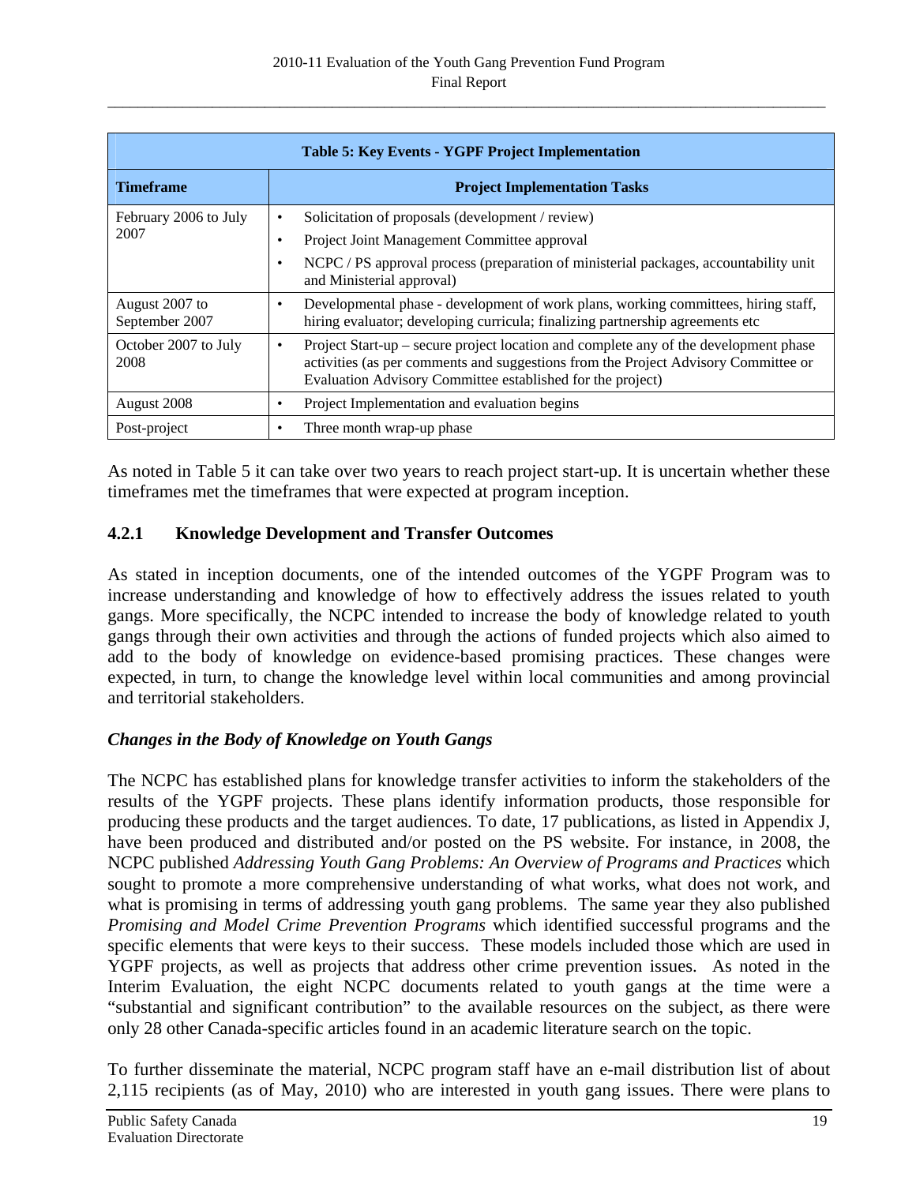| Table 5: Key Events - YGPF Project Implementation | |
|---|---|
| **Timeframe** | **Project Implementation Tasks** |
| February 2006 to July 2007 | • Solicitation of proposals (development / review)<br>• Project Joint Management Committee approval<br>• NCPC / PS approval process (preparation of ministerial packages, accountability unit and Ministerial approval) |
| August 2007 to September 2007 | • Developmental phase - development of work plans, working committees, hiring staff, hiring evaluator; developing curricula; finalizing partnership agreements etc |
| October 2007 to July 2008 | • Project Start-up – secure project location and complete any of the development phase activities (as per comments and suggestions from the Project Advisory Committee or Evaluation Advisory Committee established for the project) |
| August 2008 | • Project Implementation and evaluation begins |
| Post-project | • Three month wrap-up phase |

As noted in Table 5 it can take over two years to reach project start-up. It is uncertain whether these timeframes met the timeframes that were expected at program inception.

### 4.2.1 Knowledge Development and Transfer Outcomes

As stated in inception documents, one of the intended outcomes of the YGPF Program was to increase understanding and knowledge of how to effectively address the issues related to youth gangs. More specifically, the NCPC intended to increase the body of knowledge related to youth gangs through their own activities and through the actions of funded projects which also aimed to add to the body of knowledge on evidence-based promising practices. These changes were expected, in turn, to change the knowledge level within local communities and among provincial and territorial stakeholders.

***Changes in the Body of Knowledge on Youth Gangs***

The NCPC has established plans for knowledge transfer activities to inform the stakeholders of the results of the YGPF projects. These plans identify information products, those responsible for producing these products and the target audiences. To date, 17 publications, as listed in Appendix J, have been produced and distributed and/or posted on the PS website. For instance, in 2008, the NCPC published *Addressing Youth Gang Problems: An Overview of Programs and Practices* which sought to promote a more comprehensive understanding of what works, what does not work, and what is promising in terms of addressing youth gang problems. The same year they also published *Promising and Model Crime Prevention Programs* which identified successful programs and the specific elements that were keys to their success. These models included those which are used in YGPF projects, as well as projects that address other crime prevention issues. As noted in the Interim Evaluation, the eight NCPC documents related to youth gangs at the time were a "substantial and significant contribution" to the available resources on the subject, as there were only 28 other Canada-specific articles found in an academic literature search on the topic.

To further disseminate the material, NCPC program staff have an e-mail distribution list of about 2,115 recipients (as of May, 2010) who are interested in youth gang issues. There were plans to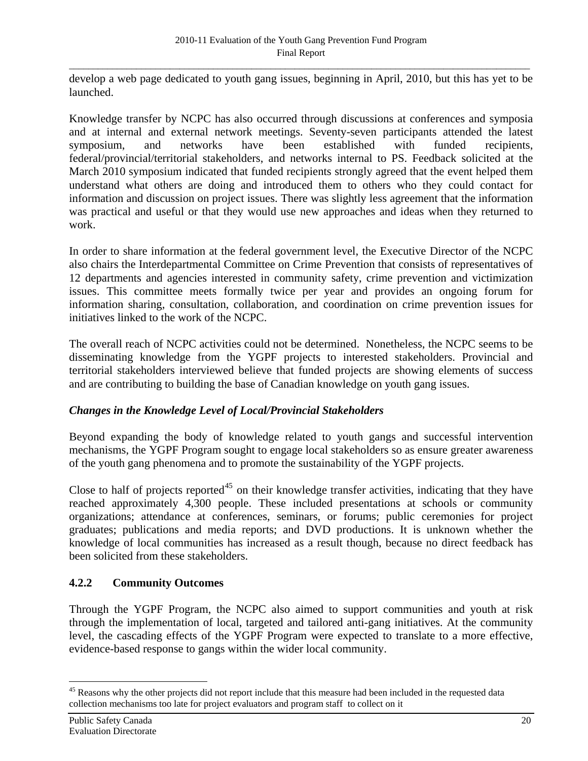develop a web page dedicated to youth gang issues, beginning in April, 2010, but this has yet to be launched.

Knowledge transfer by NCPC has also occurred through discussions at conferences and symposia and at internal and external network meetings. Seventy-seven participants attended the latest symposium, and networks have been established with funded recipients, federal/provincial/territorial stakeholders, and networks internal to PS. Feedback solicited at the March 2010 symposium indicated that funded recipients strongly agreed that the event helped them understand what others are doing and introduced them to others who they could contact for information and discussion on project issues. There was slightly less agreement that the information was practical and useful or that they would use new approaches and ideas when they returned to work.

In order to share information at the federal government level, the Executive Director of the NCPC also chairs the Interdepartmental Committee on Crime Prevention that consists of representatives of 12 departments and agencies interested in community safety, crime prevention and victimization issues. This committee meets formally twice per year and provides an ongoing forum for information sharing, consultation, collaboration, and coordination on crime prevention issues for initiatives linked to the work of the NCPC.

The overall reach of NCPC activities could not be determined. Nonetheless, the NCPC seems to be disseminating knowledge from the YGPF projects to interested stakeholders. Provincial and territorial stakeholders interviewed believe that funded projects are showing elements of success and are contributing to building the base of Canadian knowledge on youth gang issues.

***Changes in the Knowledge Level of Local/Provincial Stakeholders***

Beyond expanding the body of knowledge related to youth gangs and successful intervention mechanisms, the YGPF Program sought to engage local stakeholders so as ensure greater awareness of the youth gang phenomena and to promote the sustainability of the YGPF projects.

Close to half of projects reported[45] on their knowledge transfer activities, indicating that they have reached approximately 4,300 people. These included presentations at schools or community organizations; attendance at conferences, seminars, or forums; public ceremonies for project graduates; publications and media reports; and DVD productions. It is unknown whether the knowledge of local communities has increased as a result though, because no direct feedback has been solicited from these stakeholders.

### 4.2.2 Community Outcomes

Through the YGPF Program, the NCPC also aimed to support communities and youth at risk through the implementation of local, targeted and tailored anti-gang initiatives. At the community level, the cascading effects of the YGPF Program were expected to translate to a more effective, evidence-based response to gangs within the wider local community.

---

[45] Reasons why the other projects did not report include that this measure had been included in the requested data collection mechanisms too late for project evaluators and program staff to collect on it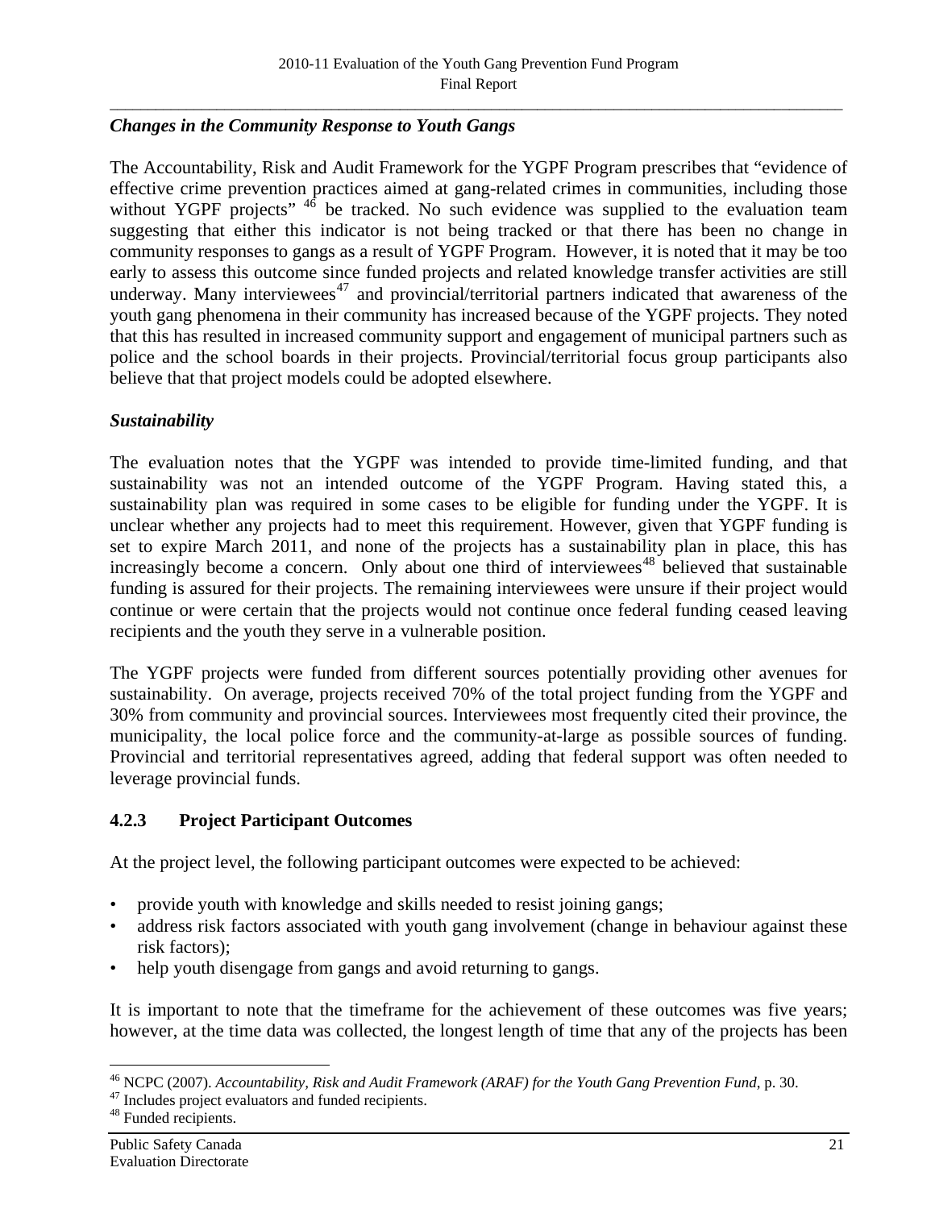### *Changes in the Community Response to Youth Gangs*

The Accountability, Risk and Audit Framework for the YGPF Program prescribes that "evidence of effective crime prevention practices aimed at gang-related crimes in communities, including those without YGPF projects" [46] be tracked. No such evidence was supplied to the evaluation team suggesting that either this indicator is not being tracked or that there has been no change in community responses to gangs as a result of YGPF Program. However, it is noted that it may be too early to assess this outcome since funded projects and related knowledge transfer activities are still underway. Many interviewees[47] and provincial/territorial partners indicated that awareness of the youth gang phenomena in their community has increased because of the YGPF projects. They noted that this has resulted in increased community support and engagement of municipal partners such as police and the school boards in their projects. Provincial/territorial focus group participants also believe that that project models could be adopted elsewhere.

### *Sustainability*

The evaluation notes that the YGPF was intended to provide time-limited funding, and that sustainability was not an intended outcome of the YGPF Program. Having stated this, a sustainability plan was required in some cases to be eligible for funding under the YGPF. It is unclear whether any projects had to meet this requirement. However, given that YGPF funding is set to expire March 2011, and none of the projects has a sustainability plan in place, this has increasingly become a concern. Only about one third of interviewees[48] believed that sustainable funding is assured for their projects. The remaining interviewees were unsure if their project would continue or were certain that the projects would not continue once federal funding ceased leaving recipients and the youth they serve in a vulnerable position.

The YGPF projects were funded from different sources potentially providing other avenues for sustainability. On average, projects received 70% of the total project funding from the YGPF and 30% from community and provincial sources. Interviewees most frequently cited their province, the municipality, the local police force and the community-at-large as possible sources of funding. Provincial and territorial representatives agreed, adding that federal support was often needed to leverage provincial funds.

### 4.2.3 Project Participant Outcomes

At the project level, the following participant outcomes were expected to be achieved:

- provide youth with knowledge and skills needed to resist joining gangs;
- address risk factors associated with youth gang involvement (change in behaviour against these risk factors);
- help youth disengage from gangs and avoid returning to gangs.

It is important to note that the timeframe for the achievement of these outcomes was five years; however, at the time data was collected, the longest length of time that any of the projects has been

---

[46] NCPC (2007). *Accountability, Risk and Audit Framework (ARAF) for the Youth Gang Prevention Fund*, p. 30.

[47] Includes project evaluators and funded recipients.

[48] Funded recipients.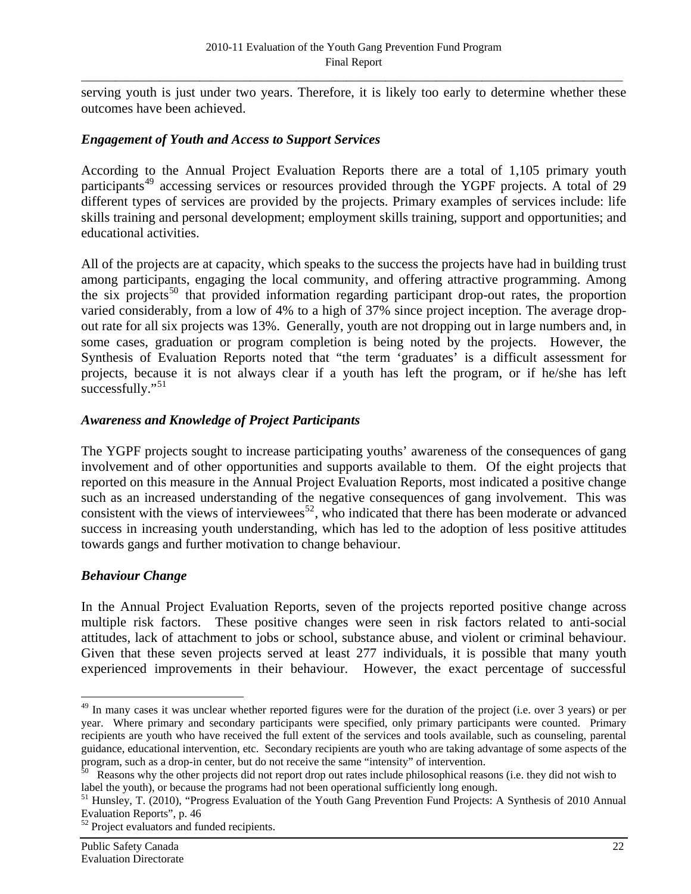serving youth is just under two years. Therefore, it is likely too early to determine whether these outcomes have been achieved.

### *Engagement of Youth and Access to Support Services*

According to the Annual Project Evaluation Reports there are a total of 1,105 primary youth participants[49] accessing services or resources provided through the YGPF projects. A total of 29 different types of services are provided by the projects. Primary examples of services include: life skills training and personal development; employment skills training, support and opportunities; and educational activities.

All of the projects are at capacity, which speaks to the success the projects have had in building trust among participants, engaging the local community, and offering attractive programming. Among the six projects[50] that provided information regarding participant drop-out rates, the proportion varied considerably, from a low of 4% to a high of 37% since project inception. The average drop-out rate for all six projects was 13%. Generally, youth are not dropping out in large numbers and, in some cases, graduation or program completion is being noted by the projects. However, the Synthesis of Evaluation Reports noted that "the term 'graduates' is a difficult assessment for projects, because it is not always clear if a youth has left the program, or if he/she has left successfully."[51]

### *Awareness and Knowledge of Project Participants*

The YGPF projects sought to increase participating youths' awareness of the consequences of gang involvement and of other opportunities and supports available to them. Of the eight projects that reported on this measure in the Annual Project Evaluation Reports, most indicated a positive change such as an increased understanding of the negative consequences of gang involvement. This was consistent with the views of interviewees[52], who indicated that there has been moderate or advanced success in increasing youth understanding, which has led to the adoption of less positive attitudes towards gangs and further motivation to change behaviour.

### *Behaviour Change*

In the Annual Project Evaluation Reports, seven of the projects reported positive change across multiple risk factors. These positive changes were seen in risk factors related to anti-social attitudes, lack of attachment to jobs or school, substance abuse, and violent or criminal behaviour. Given that these seven projects served at least 277 individuals, it is possible that many youth experienced improvements in their behaviour. However, the exact percentage of successful

---

[49] In many cases it was unclear whether reported figures were for the duration of the project (i.e. over 3 years) or per year. Where primary and secondary participants were specified, only primary participants were counted. Primary recipients are youth who have received the full extent of the services and tools available, such as counseling, parental guidance, educational intervention, etc. Secondary recipients are youth who are taking advantage of some aspects of the program, such as a drop-in center, but do not receive the same "intensity" of intervention.

[50] Reasons why the other projects did not report drop out rates include philosophical reasons (i.e. they did not wish to label the youth), or because the programs had not been operational sufficiently long enough.

[51] Hunsley, T. (2010), "Progress Evaluation of the Youth Gang Prevention Fund Projects: A Synthesis of 2010 Annual Evaluation Reports", p. 46

[52] Project evaluators and funded recipients.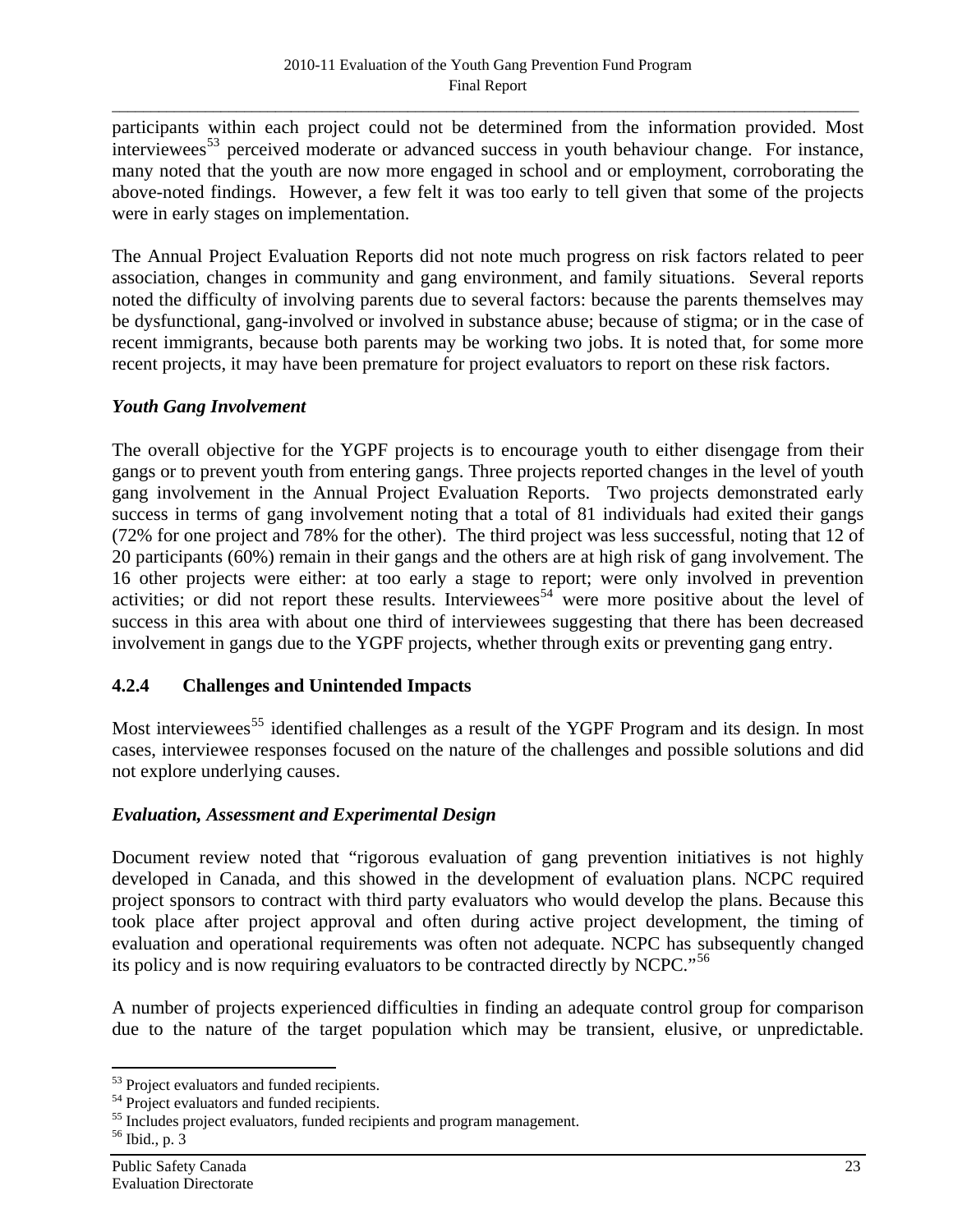participants within each project could not be determined from the information provided. Most interviewees[53] perceived moderate or advanced success in youth behaviour change. For instance, many noted that the youth are now more engaged in school and or employment, corroborating the above-noted findings. However, a few felt it was too early to tell given that some of the projects were in early stages on implementation.

The Annual Project Evaluation Reports did not note much progress on risk factors related to peer association, changes in community and gang environment, and family situations. Several reports noted the difficulty of involving parents due to several factors: because the parents themselves may be dysfunctional, gang-involved or involved in substance abuse; because of stigma; or in the case of recent immigrants, because both parents may be working two jobs. It is noted that, for some more recent projects, it may have been premature for project evaluators to report on these risk factors.

### *Youth Gang Involvement*

The overall objective for the YGPF projects is to encourage youth to either disengage from their gangs or to prevent youth from entering gangs. Three projects reported changes in the level of youth gang involvement in the Annual Project Evaluation Reports. Two projects demonstrated early success in terms of gang involvement noting that a total of 81 individuals had exited their gangs (72% for one project and 78% for the other). The third project was less successful, noting that 12 of 20 participants (60%) remain in their gangs and the others are at high risk of gang involvement. The 16 other projects were either: at too early a stage to report; were only involved in prevention activities; or did not report these results. Interviewees[54] were more positive about the level of success in this area with about one third of interviewees suggesting that there has been decreased involvement in gangs due to the YGPF projects, whether through exits or preventing gang entry.

## 4.2.4 Challenges and Unintended Impacts

Most interviewees[55] identified challenges as a result of the YGPF Program and its design. In most cases, interviewee responses focused on the nature of the challenges and possible solutions and did not explore underlying causes.

### *Evaluation, Assessment and Experimental Design*

Document review noted that "rigorous evaluation of gang prevention initiatives is not highly developed in Canada, and this showed in the development of evaluation plans. NCPC required project sponsors to contract with third party evaluators who would develop the plans. Because this took place after project approval and often during active project development, the timing of evaluation and operational requirements was often not adequate. NCPC has subsequently changed its policy and is now requiring evaluators to be contracted directly by NCPC."[56]

A number of projects experienced difficulties in finding an adequate control group for comparison due to the nature of the target population which may be transient, elusive, or unpredictable.

---

[53] Project evaluators and funded recipients.
[54] Project evaluators and funded recipients.
[55] Includes project evaluators, funded recipients and program management.
[56] Ibid., p. 3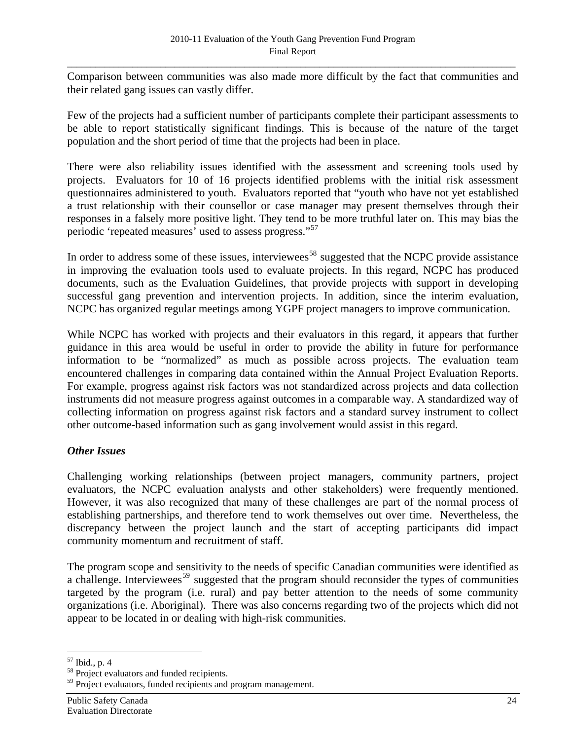Comparison between communities was also made more difficult by the fact that communities and their related gang issues can vastly differ.

Few of the projects had a sufficient number of participants complete their participant assessments to be able to report statistically significant findings. This is because of the nature of the target population and the short period of time that the projects had been in place.

There were also reliability issues identified with the assessment and screening tools used by projects. Evaluators for 10 of 16 projects identified problems with the initial risk assessment questionnaires administered to youth. Evaluators reported that "youth who have not yet established a trust relationship with their counsellor or case manager may present themselves through their responses in a falsely more positive light. They tend to be more truthful later on. This may bias the periodic 'repeated measures' used to assess progress."[57]

In order to address some of these issues, interviewees[58] suggested that the NCPC provide assistance in improving the evaluation tools used to evaluate projects. In this regard, NCPC has produced documents, such as the Evaluation Guidelines, that provide projects with support in developing successful gang prevention and intervention projects. In addition, since the interim evaluation, NCPC has organized regular meetings among YGPF project managers to improve communication.

While NCPC has worked with projects and their evaluators in this regard, it appears that further guidance in this area would be useful in order to provide the ability in future for performance information to be "normalized" as much as possible across projects. The evaluation team encountered challenges in comparing data contained within the Annual Project Evaluation Reports. For example, progress against risk factors was not standardized across projects and data collection instruments did not measure progress against outcomes in a comparable way. A standardized way of collecting information on progress against risk factors and a standard survey instrument to collect other outcome-based information such as gang involvement would assist in this regard.

***Other Issues***

Challenging working relationships (between project managers, community partners, project evaluators, the NCPC evaluation analysts and other stakeholders) were frequently mentioned. However, it was also recognized that many of these challenges are part of the normal process of establishing partnerships, and therefore tend to work themselves out over time. Nevertheless, the discrepancy between the project launch and the start of accepting participants did impact community momentum and recruitment of staff.

The program scope and sensitivity to the needs of specific Canadian communities were identified as a challenge. Interviewees[59] suggested that the program should reconsider the types of communities targeted by the program (i.e. rural) and pay better attention to the needs of some community organizations (i.e. Aboriginal). There was also concerns regarding two of the projects which did not appear to be located in or dealing with high-risk communities.

---

[57] Ibid., p. 4

[58] Project evaluators and funded recipients.

[59] Project evaluators, funded recipients and program management.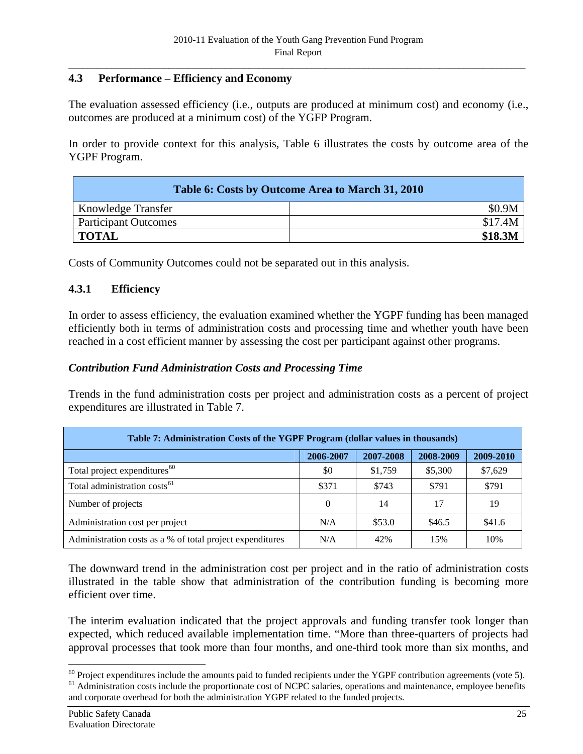### 4.3 Performance – Efficiency and Economy

The evaluation assessed efficiency (i.e., outputs are produced at minimum cost) and economy (i.e., outcomes are produced at a minimum cost) of the YGFP Program.

In order to provide context for this analysis, Table 6 illustrates the costs by outcome area of the YGPF Program.

| Table 6: Costs by Outcome Area to March 31, 2010 | |
|---|---|
| Knowledge Transfer | $0.9M |
| Participant Outcomes | $17.4M |
| **TOTAL** | **$18.3M** |

Costs of Community Outcomes could not be separated out in this analysis.

#### 4.3.1 Efficiency

In order to assess efficiency, the evaluation examined whether the YGPF funding has been managed efficiently both in terms of administration costs and processing time and whether youth have been reached in a cost efficient manner by assessing the cost per participant against other programs.

#### *Contribution Fund Administration Costs and Processing Time*

Trends in the fund administration costs per project and administration costs as a percent of project expenditures are illustrated in Table 7.

| Table 7: Administration Costs of the YGPF Program (dollar values in thousands) | | | | |
|---|---|---|---|---|
| | 2006-2007 | 2007-2008 | 2008-2009 | 2009-2010 |
| Total project expenditures[60] | $0 | $1,759 | $5,300 | $7,629 |
| Total administration costs[61] | $371 | $743 | $791 | $791 |
| Number of projects | 0 | 14 | 17 | 19 |
| Administration cost per project | N/A | $53.0 | $46.5 | $41.6 |
| Administration costs as a % of total project expenditures | N/A | 42% | 15% | 10% |

The downward trend in the administration cost per project and in the ratio of administration costs illustrated in the table show that administration of the contribution funding is becoming more efficient over time.

The interim evaluation indicated that the project approvals and funding transfer took longer than expected, which reduced available implementation time. "More than three-quarters of projects had approval processes that took more than four months, and one-third took more than six months, and

[60] Project expenditures include the amounts paid to funded recipients under the YGPF contribution agreements (vote 5).

[61] Administration costs include the proportionate cost of NCPC salaries, operations and maintenance, employee benefits and corporate overhead for both the administration YGPF related to the funded projects.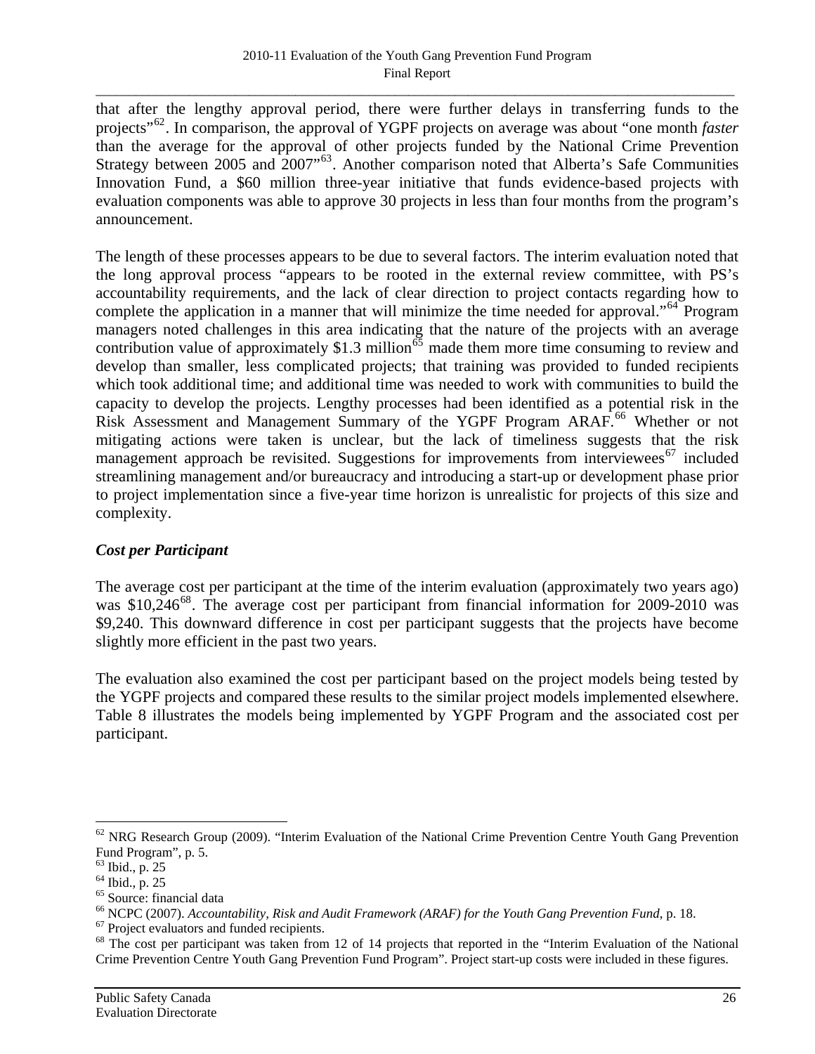that after the lengthy approval period, there were further delays in transferring funds to the projects"[62]. In comparison, the approval of YGPF projects on average was about "one month *faster* than the average for the approval of other projects funded by the National Crime Prevention Strategy between 2005 and 2007"[63]. Another comparison noted that Alberta's Safe Communities Innovation Fund, a $60 million three-year initiative that funds evidence-based projects with evaluation components was able to approve 30 projects in less than four months from the program's announcement.

The length of these processes appears to be due to several factors. The interim evaluation noted that the long approval process "appears to be rooted in the external review committee, with PS's accountability requirements, and the lack of clear direction to project contacts regarding how to complete the application in a manner that will minimize the time needed for approval."[64] Program managers noted challenges in this area indicating that the nature of the projects with an average contribution value of approximately $1.3 million[65] made them more time consuming to review and develop than smaller, less complicated projects; that training was provided to funded recipients which took additional time; and additional time was needed to work with communities to build the capacity to develop the projects. Lengthy processes had been identified as a potential risk in the Risk Assessment and Management Summary of the YGPF Program ARAF.[66] Whether or not mitigating actions were taken is unclear, but the lack of timeliness suggests that the risk management approach be revisited. Suggestions for improvements from interviewees[67] included streamlining management and/or bureaucracy and introducing a start-up or development phase prior to project implementation since a five-year time horizon is unrealistic for projects of this size and complexity.

### *Cost per Participant*

The average cost per participant at the time of the interim evaluation (approximately two years ago) was $10,246[68]. The average cost per participant from financial information for 2009-2010 was $9,240. This downward difference in cost per participant suggests that the projects have become slightly more efficient in the past two years.

The evaluation also examined the cost per participant based on the project models being tested by the YGPF projects and compared these results to the similar project models implemented elsewhere. Table 8 illustrates the models being implemented by YGPF Program and the associated cost per participant.

---

[62] NRG Research Group (2009). "Interim Evaluation of the National Crime Prevention Centre Youth Gang Prevention Fund Program", p. 5.

[63] Ibid., p. 25

[64] Ibid., p. 25

[65] Source: financial data

[66] NCPC (2007). *Accountability, Risk and Audit Framework (ARAF) for the Youth Gang Prevention Fund*, p. 18.

[67] Project evaluators and funded recipients.

[68] The cost per participant was taken from 12 of 14 projects that reported in the "Interim Evaluation of the National Crime Prevention Centre Youth Gang Prevention Fund Program". Project start-up costs were included in these figures.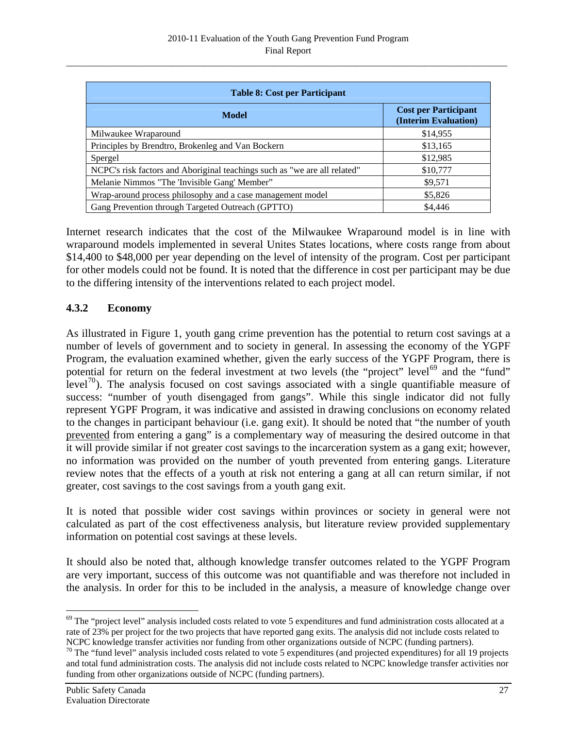| Table 8: Cost per Participant | |
|---|---|
| **Model** | **Cost per Participant (Interim Evaluation)** |
| Milwaukee Wraparound | $14,955 |
| Principles by Brendtro, Brokenleg and Van Bockern | $13,165 |
| Spergel | $12,985 |
| NCPC's risk factors and Aboriginal teachings such as "we are all related" | $10,777 |
| Melanie Nimmos "The 'Invisible Gang' Member" | $9,571 |
| Wrap-around process philosophy and a case management model | $5,826 |
| Gang Prevention through Targeted Outreach (GPTTO) | $4,446 |

Internet research indicates that the cost of the Milwaukee Wraparound model is in line with wraparound models implemented in several Unites States locations, where costs range from about $14,400 to $48,000 per year depending on the level of intensity of the program. Cost per participant for other models could not be found. It is noted that the difference in cost per participant may be due to the differing intensity of the interventions related to each project model.

### 4.3.2 Economy

As illustrated in Figure 1, youth gang crime prevention has the potential to return cost savings at a number of levels of government and to society in general. In assessing the economy of the YGPF Program, the evaluation examined whether, given the early success of the YGPF Program, there is potential for return on the federal investment at two levels (the "project" level[69] and the "fund" level[70]). The analysis focused on cost savings associated with a single quantifiable measure of success: "number of youth disengaged from gangs". While this single indicator did not fully represent YGPF Program, it was indicative and assisted in drawing conclusions on economy related to the changes in participant behaviour (i.e. gang exit). It should be noted that "the number of youth prevented from entering a gang" is a complementary way of measuring the desired outcome in that it will provide similar if not greater cost savings to the incarceration system as a gang exit; however, no information was provided on the number of youth prevented from entering gangs. Literature review notes that the effects of a youth at risk not entering a gang at all can return similar, if not greater, cost savings to the cost savings from a youth gang exit.

It is noted that possible wider cost savings within provinces or society in general were not calculated as part of the cost effectiveness analysis, but literature review provided supplementary information on potential cost savings at these levels.

It should also be noted that, although knowledge transfer outcomes related to the YGPF Program are very important, success of this outcome was not quantifiable and was therefore not included in the analysis. In order for this to be included in the analysis, a measure of knowledge change over

---

[69] The "project level" analysis included costs related to vote 5 expenditures and fund administration costs allocated at a rate of 23% per project for the two projects that have reported gang exits. The analysis did not include costs related to NCPC knowledge transfer activities nor funding from other organizations outside of NCPC (funding partners).

[70] The "fund level" analysis included costs related to vote 5 expenditures (and projected expenditures) for all 19 projects and total fund administration costs. The analysis did not include costs related to NCPC knowledge transfer activities nor funding from other organizations outside of NCPC (funding partners).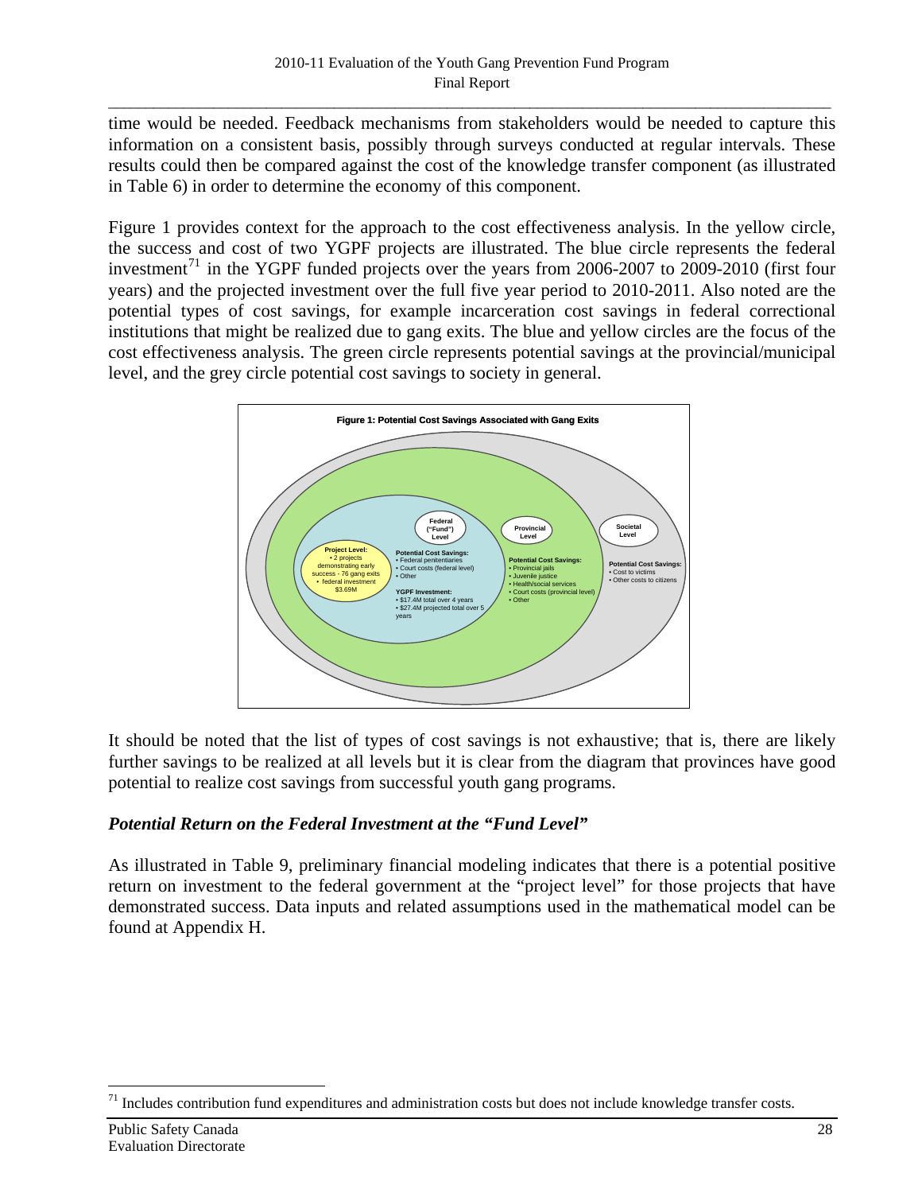time would be needed. Feedback mechanisms from stakeholders would be needed to capture this information on a consistent basis, possibly through surveys conducted at regular intervals. These results could then be compared against the cost of the knowledge transfer component (as illustrated in Table 6) in order to determine the economy of this component.

Figure 1 provides context for the approach to the cost effectiveness analysis. In the yellow circle, the success and cost of two YGPF projects are illustrated. The blue circle represents the federal investment[71] in the YGPF funded projects over the years from 2006-2007 to 2009-2010 (first four years) and the projected investment over the full five year period to 2010-2011. Also noted are the potential types of cost savings, for example incarceration cost savings in federal correctional institutions that might be realized due to gang exits. The blue and yellow circles are the focus of the cost effectiveness analysis. The green circle represents potential savings at the provincial/municipal level, and the grey circle potential cost savings to society in general.

**Figure 1: Potential Cost Savings Associated with Gang Exits**

**Project Level:**
- 2 projects demonstrating early success - 76 gang exits
- federal investment $3.69M

**Federal ("Fund") Level**

**Potential Cost Savings:**
- Federal penitentiaries
- Court costs (federal level)
- Other

**YGPF Investment:**
- $17.4M total over 4 years
- $27.4M projected total over 5 years

**Provincial Level**

**Potential Cost Savings:**
- Provincial jails
- Juvenile justice
- Health/social services
- Court costs (provincial level)
- Other

**Societal Level**

**Potential Cost Savings:**
- Cost to victims
- Other costs to citizens

It should be noted that the list of types of cost savings is not exhaustive; that is, there are likely further savings to be realized at all levels but it is clear from the diagram that provinces have good potential to realize cost savings from successful youth gang programs.

### *Potential Return on the Federal Investment at the "Fund Level"*

As illustrated in Table 9, preliminary financial modeling indicates that there is a potential positive return on investment to the federal government at the "project level" for those projects that have demonstrated success. Data inputs and related assumptions used in the mathematical model can be found at Appendix H.

[71] Includes contribution fund expenditures and administration costs but does not include knowledge transfer costs.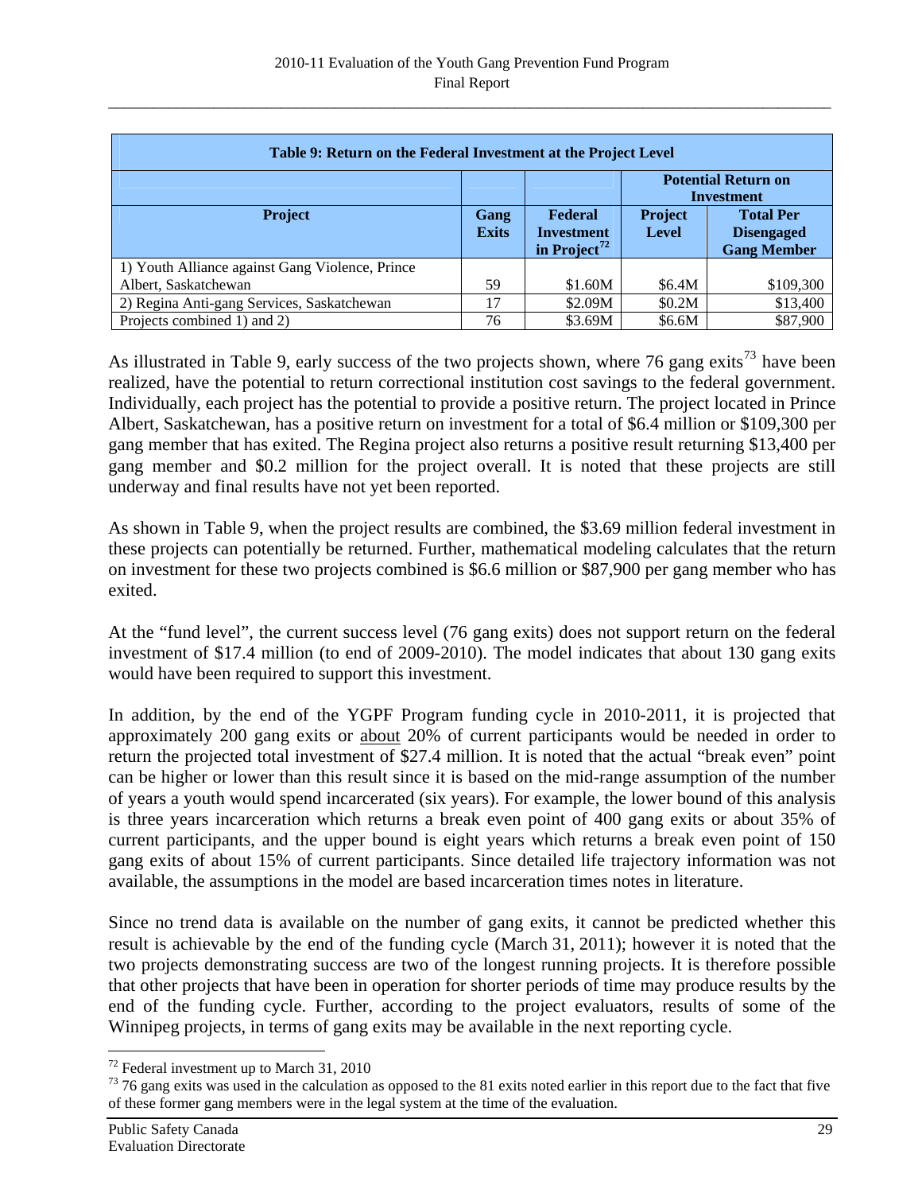| Table 9: Return on the Federal Investment at the Project Level | | | | |
|---|---|---|---|---|
| | | | **Potential Return on Investment** | |
| **Project** | **Gang Exits** | **Federal Investment in Project**[72] | **Project Level** | **Total Per Disengaged Gang Member** |
| 1) Youth Alliance against Gang Violence, Prince Albert, Saskatchewan | 59 | $1.60M | $6.4M | $109,300 |
| 2) Regina Anti-gang Services, Saskatchewan | 17 | $2.09M | $0.2M | $13,400 |
| Projects combined 1) and 2) | 76 | $3.69M | $6.6M | $87,900 |

As illustrated in Table 9, early success of the two projects shown, where 76 gang exits[73] have been realized, have the potential to return correctional institution cost savings to the federal government. Individually, each project has the potential to provide a positive return. The project located in Prince Albert, Saskatchewan, has a positive return on investment for a total of $6.4 million or $109,300 per gang member that has exited. The Regina project also returns a positive result returning $13,400 per gang member and $0.2 million for the project overall. It is noted that these projects are still underway and final results have not yet been reported.

As shown in Table 9, when the project results are combined, the $3.69 million federal investment in these projects can potentially be returned. Further, mathematical modeling calculates that the return on investment for these two projects combined is $6.6 million or $87,900 per gang member who has exited.

At the "fund level", the current success level (76 gang exits) does not support return on the federal investment of $17.4 million (to end of 2009-2010). The model indicates that about 130 gang exits would have been required to support this investment.

In addition, by the end of the YGPF Program funding cycle in 2010-2011, it is projected that approximately 200 gang exits or <u>about</u> 20% of current participants would be needed in order to return the projected total investment of $27.4 million. It is noted that the actual "break even" point can be higher or lower than this result since it is based on the mid-range assumption of the number of years a youth would spend incarcerated (six years). For example, the lower bound of this analysis is three years incarceration which returns a break even point of 400 gang exits or about 35% of current participants, and the upper bound is eight years which returns a break even point of 150 gang exits of about 15% of current participants. Since detailed life trajectory information was not available, the assumptions in the model are based incarceration times notes in literature.

Since no trend data is available on the number of gang exits, it cannot be predicted whether this result is achievable by the end of the funding cycle (March 31, 2011); however it is noted that the two projects demonstrating success are two of the longest running projects. It is therefore possible that other projects that have been in operation for shorter periods of time may produce results by the end of the funding cycle. Further, according to the project evaluators, results of some of the Winnipeg projects, in terms of gang exits may be available in the next reporting cycle.

---

[72] Federal investment up to March 31, 2010

[73] 76 gang exits was used in the calculation as opposed to the 81 exits noted earlier in this report due to the fact that five of these former gang members were in the legal system at the time of the evaluation.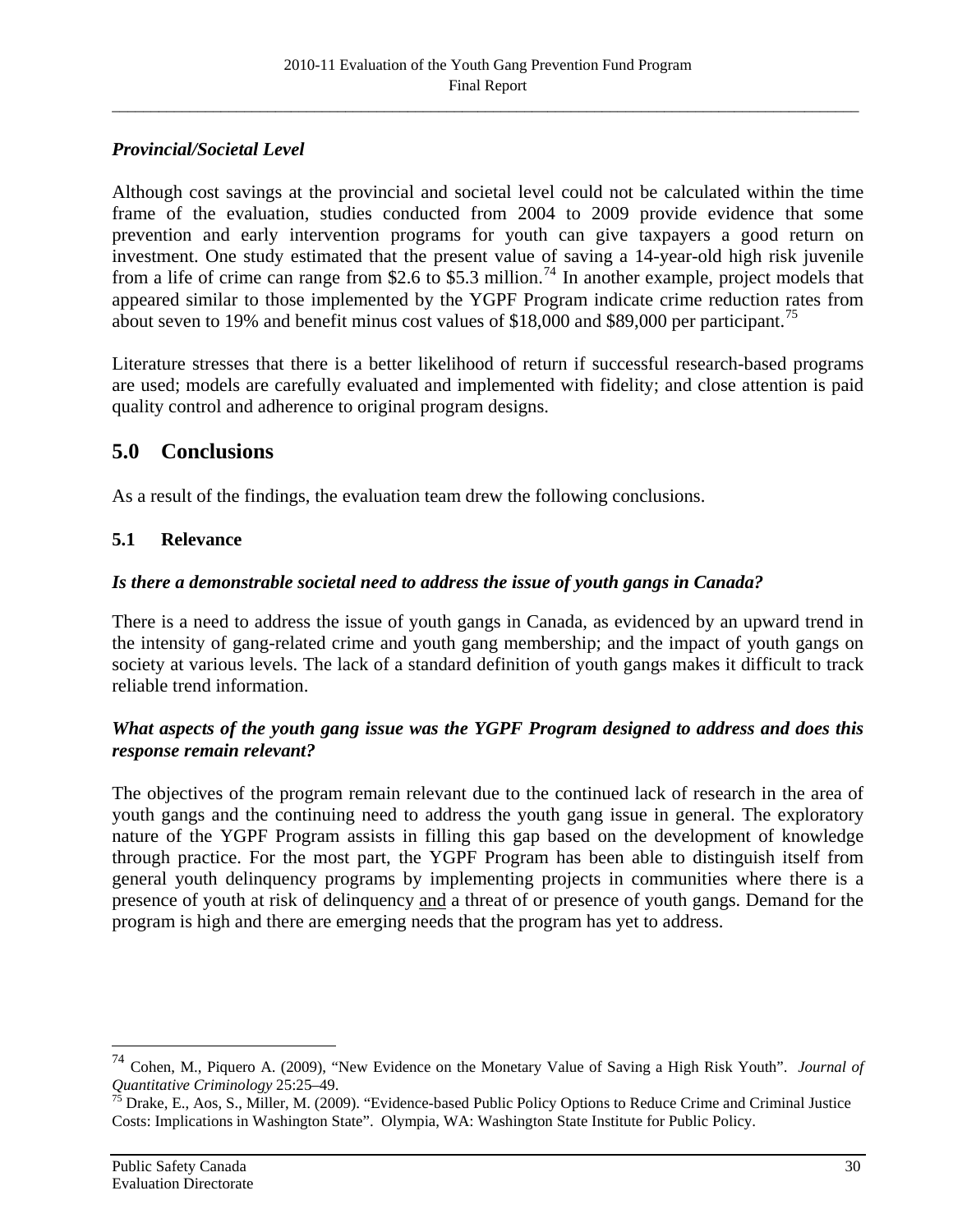*Provincial/Societal Level*

Although cost savings at the provincial and societal level could not be calculated within the time frame of the evaluation, studies conducted from 2004 to 2009 provide evidence that some prevention and early intervention programs for youth can give taxpayers a good return on investment. One study estimated that the present value of saving a 14-year-old high risk juvenile from a life of crime can range from $2.6 to $5.3 million.[74] In another example, project models that appeared similar to those implemented by the YGPF Program indicate crime reduction rates from about seven to 19% and benefit minus cost values of $18,000 and $89,000 per participant.[75]

Literature stresses that there is a better likelihood of return if successful research-based programs are used; models are carefully evaluated and implemented with fidelity; and close attention is paid quality control and adherence to original program designs.

## 5.0 Conclusions

As a result of the findings, the evaluation team drew the following conclusions.

### 5.1 Relevance

***Is there a demonstrable societal need to address the issue of youth gangs in Canada?***

There is a need to address the issue of youth gangs in Canada, as evidenced by an upward trend in the intensity of gang-related crime and youth gang membership; and the impact of youth gangs on society at various levels. The lack of a standard definition of youth gangs makes it difficult to track reliable trend information.

***What aspects of the youth gang issue was the YGPF Program designed to address and does this response remain relevant?***

The objectives of the program remain relevant due to the continued lack of research in the area of youth gangs and the continuing need to address the youth gang issue in general. The exploratory nature of the YGPF Program assists in filling this gap based on the development of knowledge through practice. For the most part, the YGPF Program has been able to distinguish itself from general youth delinquency programs by implementing projects in communities where there is a presence of youth at risk of delinquency <u>and</u> a threat of or presence of youth gangs. Demand for the program is high and there are emerging needs that the program has yet to address.

---

[74] Cohen, M., Piquero A. (2009), "New Evidence on the Monetary Value of Saving a High Risk Youth". *Journal of Quantitative Criminology* 25:25–49.

[75] Drake, E., Aos, S., Miller, M. (2009). "Evidence-based Public Policy Options to Reduce Crime and Criminal Justice Costs: Implications in Washington State". Olympia, WA: Washington State Institute for Public Policy.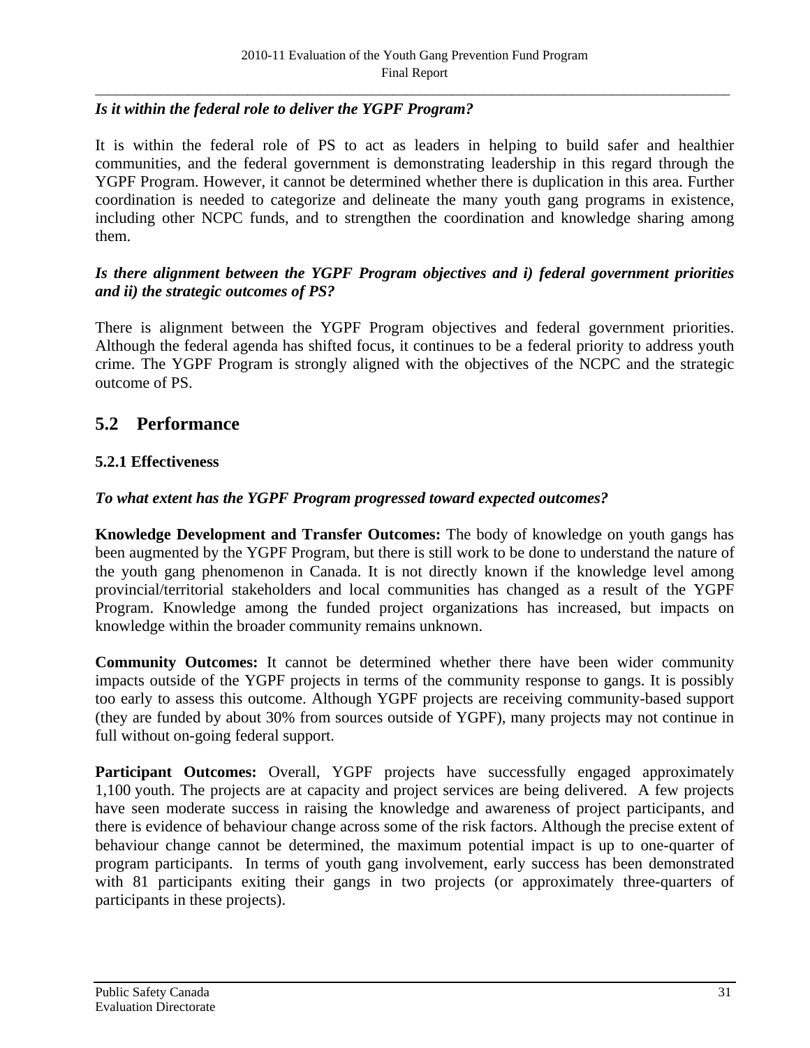***Is it within the federal role to deliver the YGPF Program?***

It is within the federal role of PS to act as leaders in helping to build safer and healthier communities, and the federal government is demonstrating leadership in this regard through the YGPF Program. However, it cannot be determined whether there is duplication in this area. Further coordination is needed to categorize and delineate the many youth gang programs in existence, including other NCPC funds, and to strengthen the coordination and knowledge sharing among them.

***Is there alignment between the YGPF Program objectives and i) federal government priorities and ii) the strategic outcomes of PS?***

There is alignment between the YGPF Program objectives and federal government priorities. Although the federal agenda has shifted focus, it continues to be a federal priority to address youth crime. The YGPF Program is strongly aligned with the objectives of the NCPC and the strategic outcome of PS.

## 5.2 Performance

### 5.2.1 Effectiveness

***To what extent has the YGPF Program progressed toward expected outcomes?***

**Knowledge Development and Transfer Outcomes:** The body of knowledge on youth gangs has been augmented by the YGPF Program, but there is still work to be done to understand the nature of the youth gang phenomenon in Canada. It is not directly known if the knowledge level among provincial/territorial stakeholders and local communities has changed as a result of the YGPF Program. Knowledge among the funded project organizations has increased, but impacts on knowledge within the broader community remains unknown.

**Community Outcomes:** It cannot be determined whether there have been wider community impacts outside of the YGPF projects in terms of the community response to gangs. It is possibly too early to assess this outcome. Although YGPF projects are receiving community-based support (they are funded by about 30% from sources outside of YGPF), many projects may not continue in full without on-going federal support.

**Participant Outcomes:** Overall, YGPF projects have successfully engaged approximately 1,100 youth. The projects are at capacity and project services are being delivered. A few projects have seen moderate success in raising the knowledge and awareness of project participants, and there is evidence of behaviour change across some of the risk factors. Although the precise extent of behaviour change cannot be determined, the maximum potential impact is up to one-quarter of program participants. In terms of youth gang involvement, early success has been demonstrated with 81 participants exiting their gangs in two projects (or approximately three-quarters of participants in these projects).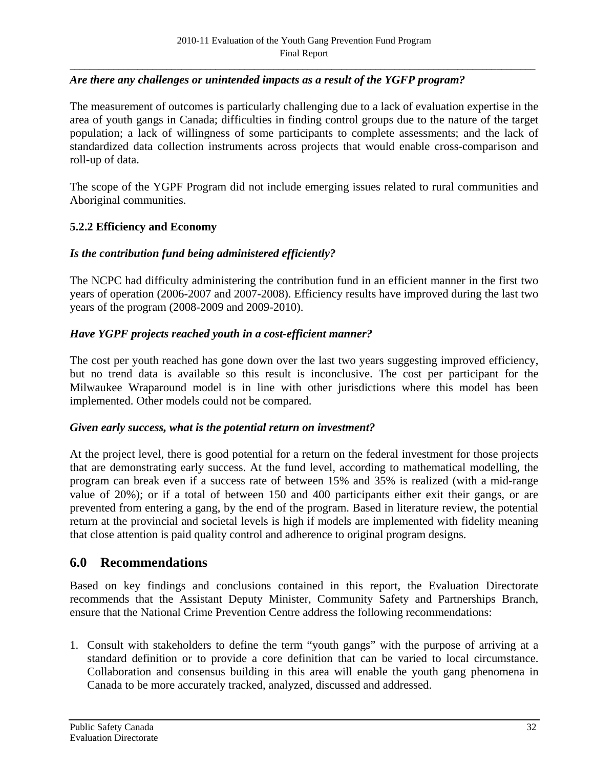*Are there any challenges or unintended impacts as a result of the YGFP program?*

The measurement of outcomes is particularly challenging due to a lack of evaluation expertise in the area of youth gangs in Canada; difficulties in finding control groups due to the nature of the target population; a lack of willingness of some participants to complete assessments; and the lack of standardized data collection instruments across projects that would enable cross-comparison and roll-up of data.

The scope of the YGPF Program did not include emerging issues related to rural communities and Aboriginal communities.

### 5.2.2 Efficiency and Economy

*Is the contribution fund being administered efficiently?*

The NCPC had difficulty administering the contribution fund in an efficient manner in the first two years of operation (2006-2007 and 2007-2008). Efficiency results have improved during the last two years of the program (2008-2009 and 2009-2010).

*Have YGPF projects reached youth in a cost-efficient manner?*

The cost per youth reached has gone down over the last two years suggesting improved efficiency, but no trend data is available so this result is inconclusive. The cost per participant for the Milwaukee Wraparound model is in line with other jurisdictions where this model has been implemented. Other models could not be compared.

*Given early success, what is the potential return on investment?*

At the project level, there is good potential for a return on the federal investment for those projects that are demonstrating early success. At the fund level, according to mathematical modelling, the program can break even if a success rate of between 15% and 35% is realized (with a mid-range value of 20%); or if a total of between 150 and 400 participants either exit their gangs, or are prevented from entering a gang, by the end of the program. Based in literature review, the potential return at the provincial and societal levels is high if models are implemented with fidelity meaning that close attention is paid quality control and adherence to original program designs.

## 6.0 Recommendations

Based on key findings and conclusions contained in this report, the Evaluation Directorate recommends that the Assistant Deputy Minister, Community Safety and Partnerships Branch, ensure that the National Crime Prevention Centre address the following recommendations:

1. Consult with stakeholders to define the term "youth gangs" with the purpose of arriving at a standard definition or to provide a core definition that can be varied to local circumstance. Collaboration and consensus building in this area will enable the youth gang phenomena in Canada to be more accurately tracked, analyzed, discussed and addressed.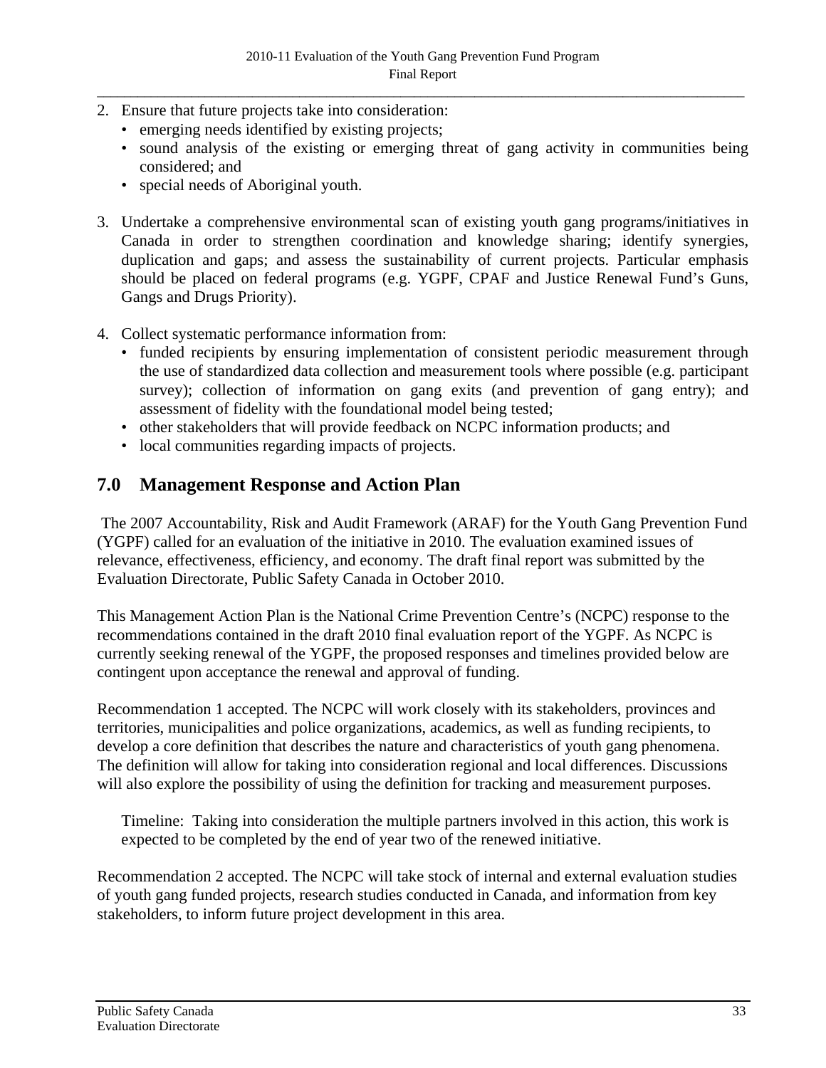2. Ensure that future projects take into consideration:
   - emerging needs identified by existing projects;
   - sound analysis of the existing or emerging threat of gang activity in communities being considered; and
   - special needs of Aboriginal youth.

3. Undertake a comprehensive environmental scan of existing youth gang programs/initiatives in Canada in order to strengthen coordination and knowledge sharing; identify synergies, duplication and gaps; and assess the sustainability of current projects. Particular emphasis should be placed on federal programs (e.g. YGPF, CPAF and Justice Renewal Fund's Guns, Gangs and Drugs Priority).

4. Collect systematic performance information from:
   - funded recipients by ensuring implementation of consistent periodic measurement through the use of standardized data collection and measurement tools where possible (e.g. participant survey); collection of information on gang exits (and prevention of gang entry); and assessment of fidelity with the foundational model being tested;
   - other stakeholders that will provide feedback on NCPC information products; and
   - local communities regarding impacts of projects.

## 7.0 Management Response and Action Plan

The 2007 Accountability, Risk and Audit Framework (ARAF) for the Youth Gang Prevention Fund (YGPF) called for an evaluation of the initiative in 2010. The evaluation examined issues of relevance, effectiveness, efficiency, and economy. The draft final report was submitted by the Evaluation Directorate, Public Safety Canada in October 2010.

This Management Action Plan is the National Crime Prevention Centre's (NCPC) response to the recommendations contained in the draft 2010 final evaluation report of the YGPF. As NCPC is currently seeking renewal of the YGPF, the proposed responses and timelines provided below are contingent upon acceptance the renewal and approval of funding.

Recommendation 1 accepted. The NCPC will work closely with its stakeholders, provinces and territories, municipalities and police organizations, academics, as well as funding recipients, to develop a core definition that describes the nature and characteristics of youth gang phenomena. The definition will allow for taking into consideration regional and local differences. Discussions will also explore the possibility of using the definition for tracking and measurement purposes.

> Timeline: Taking into consideration the multiple partners involved in this action, this work is expected to be completed by the end of year two of the renewed initiative.

Recommendation 2 accepted. The NCPC will take stock of internal and external evaluation studies of youth gang funded projects, research studies conducted in Canada, and information from key stakeholders, to inform future project development in this area.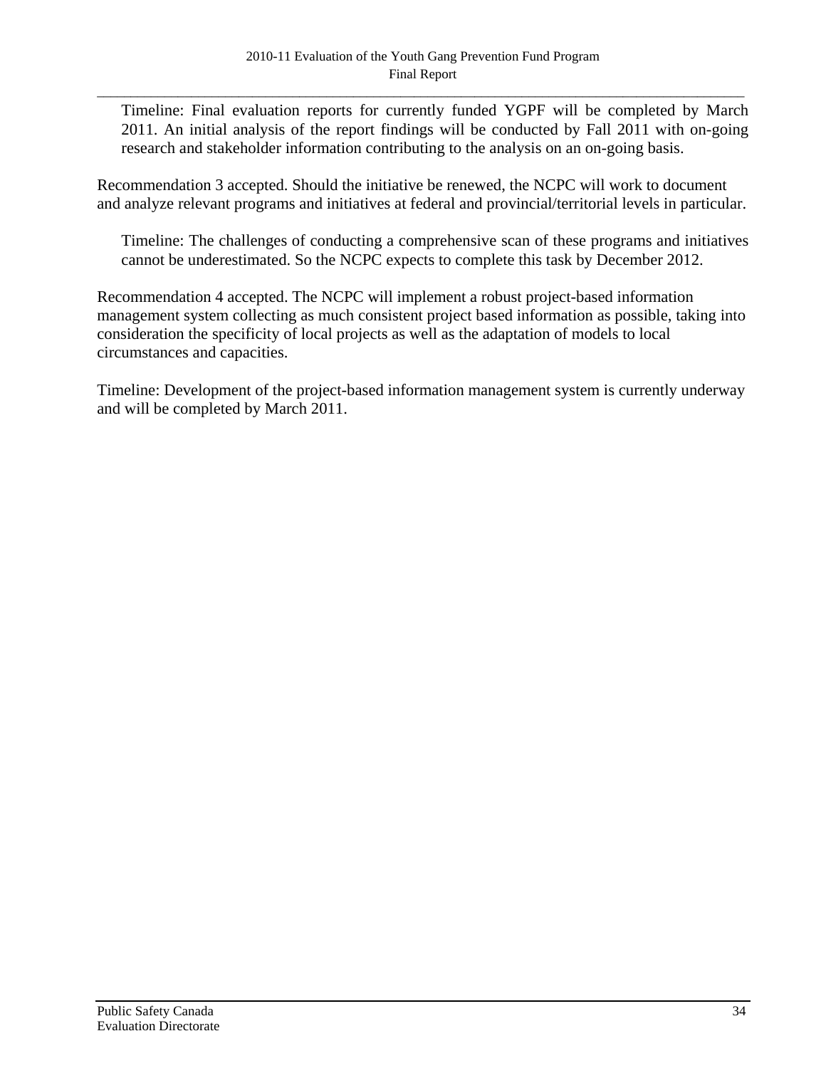Timeline: Final evaluation reports for currently funded YGPF will be completed by March 2011. An initial analysis of the report findings will be conducted by Fall 2011 with on-going research and stakeholder information contributing to the analysis on an on-going basis.

Recommendation 3 accepted. Should the initiative be renewed, the NCPC will work to document and analyze relevant programs and initiatives at federal and provincial/territorial levels in particular.

Timeline: The challenges of conducting a comprehensive scan of these programs and initiatives cannot be underestimated. So the NCPC expects to complete this task by December 2012.

Recommendation 4 accepted. The NCPC will implement a robust project-based information management system collecting as much consistent project based information as possible, taking into consideration the specificity of local projects as well as the adaptation of models to local circumstances and capacities.

Timeline: Development of the project-based information management system is currently underway and will be completed by March 2011.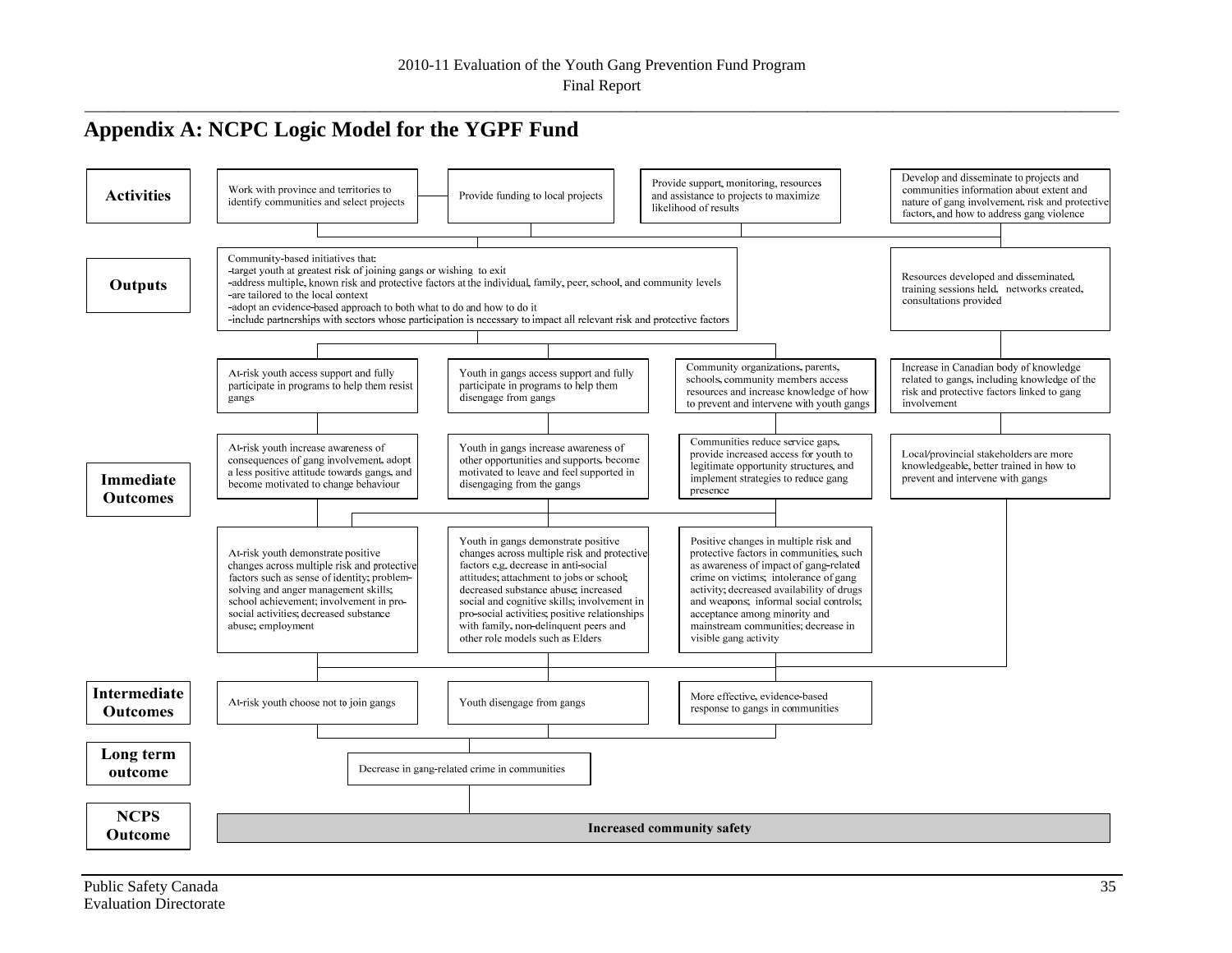## Appendix A: NCPC Logic Model for the YGPF Fund

**Activities**

- Work with province and territories to identify communities and select projects
- Provide funding to local projects
- Provide support, monitoring, resources and assistance to projects to maximize likelihood of results
- Develop and disseminate to projects and communities information about extent and nature of gang involvement, risk and protective factors, and how to address gang violence

**Outputs**

- Community-based initiatives that:
  - -target youth at greatest risk of joining gangs or wishing to exit
  - -address multiple, known risk and protective factors at the individual, family, peer, school, and community levels
  - -are tailored to the local context
  - -adopt an evidence-based approach to both what to do and how to do it
  - -include partnerships with sectors whose participation is necessary to impact all relevant risk and protective factors
- Resources developed and disseminated, training sessions held, networks created, consultations provided

**Immediate Outcomes**

- At-risk youth access support and fully participate in programs to help them resist gangs
- Youth in gangs access support and fully participate in programs to help them disengage from gangs
- Community organizations, parents, schools, community members access resources and increase knowledge of how to prevent and intervene with youth gangs
- Increase in Canadian body of knowledge related to gangs, including knowledge of the risk and protective factors linked to gang involvement
- At-risk youth increase awareness of consequences of gang involvement, adopt a less positive attitude towards gangs, and become motivated to change behaviour
- Youth in gangs increase awareness of other opportunities and supports, become motivated to leave and feel supported in disengaging from the gangs
- Communities reduce service gaps, provide increased access for youth to legitimate opportunity structures, and implement strategies to reduce gang presence
- Local/provincial stakeholders are more knowledgeable, better trained in how to prevent and intervene with gangs
- At-risk youth demonstrate positive changes across multiple risk and protective factors such as sense of identity; problem-solving and anger management skills; school achievement; involvement in pro-social activities; decreased substance abuse; employment
- Youth in gangs demonstrate positive changes across multiple risk and protective factors e.g. decrease in anti-social attitudes; attachment to jobs or school; decreased substance abuse; increased social and cognitive skills; involvement in pro-social activities; positive relationships with family, non-delinquent peers and other role models such as Elders
- Positive changes in multiple risk and protective factors in communities, such as awareness of impact of gang-related crime on victims; intolerance of gang activity; decreased availability of drugs and weapons; informal social controls; acceptance among minority and mainstream communities; decrease in visible gang activity

**Intermediate Outcomes**

- At-risk youth choose not to join gangs
- Youth disengage from gangs
- More effective, evidence-based response to gangs in communities

**Long term outcome**

- Decrease in gang-related crime in communities

**NCPS Outcome**

- **Increased community safety**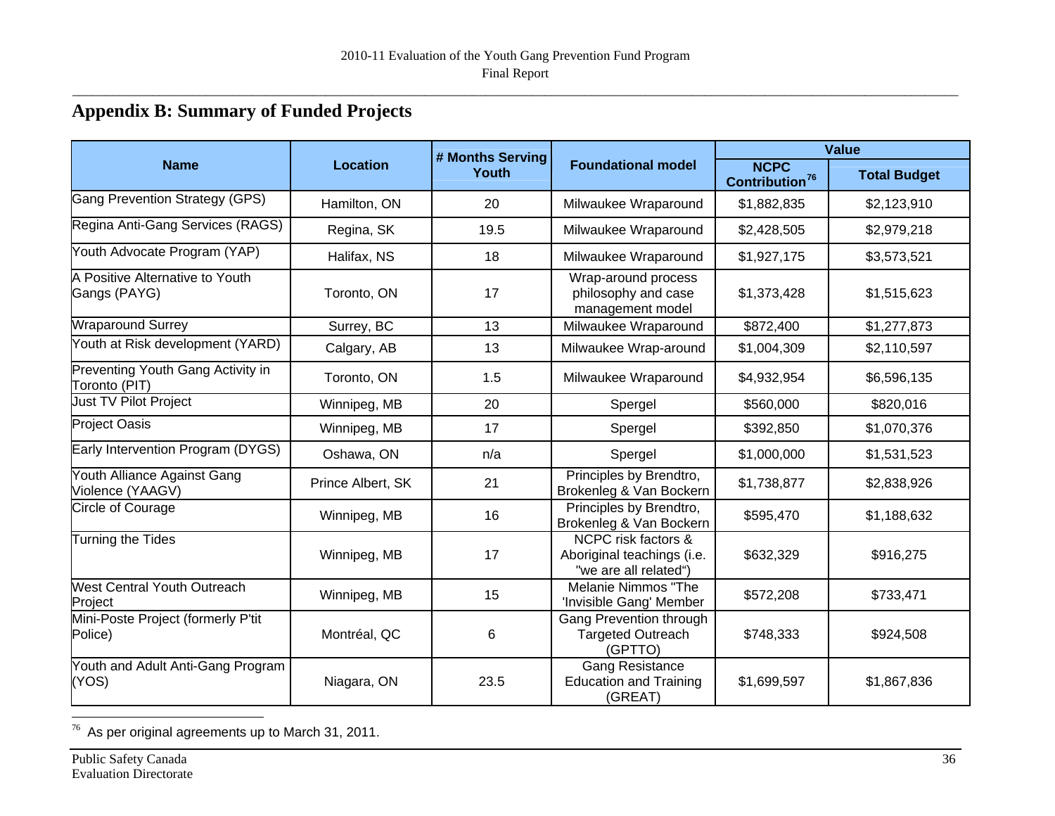## Appendix B: Summary of Funded Projects

| Name | Location | # Months Serving Youth | Foundational model | Value | |
|---|---|---|---|---|---|
| | | | | NCPC Contribution[76] | Total Budget |
| Gang Prevention Strategy (GPS) | Hamilton, ON | 20 | Milwaukee Wraparound | $1,882,835 | $2,123,910 |
| Regina Anti-Gang Services (RAGS) | Regina, SK | 19.5 | Milwaukee Wraparound | $2,428,505 | $2,979,218 |
| Youth Advocate Program (YAP) | Halifax, NS | 18 | Milwaukee Wraparound | $1,927,175 | $3,573,521 |
| A Positive Alternative to Youth Gangs (PAYG) | Toronto, ON | 17 | Wrap-around process philosophy and case management model | $1,373,428 | $1,515,623 |
| Wraparound Surrey | Surrey, BC | 13 | Milwaukee Wraparound | $872,400 | $1,277,873 |
| Youth at Risk development (YARD) | Calgary, AB | 13 | Milwaukee Wrap-around | $1,004,309 | $2,110,597 |
| Preventing Youth Gang Activity in Toronto (PIT) | Toronto, ON | 1.5 | Milwaukee Wraparound | $4,932,954 | $6,596,135 |
| Just TV Pilot Project | Winnipeg, MB | 20 | Spergel | $560,000 | $820,016 |
| Project Oasis | Winnipeg, MB | 17 | Spergel | $392,850 | $1,070,376 |
| Early Intervention Program (DYGS) | Oshawa, ON | n/a | Spergel | $1,000,000 | $1,531,523 |
| Youth Alliance Against Gang Violence (YAAGV) | Prince Albert, SK | 21 | Principles by Brendtro, Brokenleg & Van Bockern | $1,738,877 | $2,838,926 |
| Circle of Courage | Winnipeg, MB | 16 | Principles by Brendtro, Brokenleg & Van Bockern | $595,470 | $1,188,632 |
| Turning the Tides | Winnipeg, MB | 17 | NCPC risk factors & Aboriginal teachings (i.e. "we are all related") | $632,329 | $916,275 |
| West Central Youth Outreach Project | Winnipeg, MB | 15 | Melanie Nimmos "The 'Invisible Gang' Member | $572,208 | $733,471 |
| Mini-Poste Project (formerly P'tit Police) | Montréal, QC | 6 | Gang Prevention through Targeted Outreach (GPTTO) | $748,333 | $924,508 |
| Youth and Adult Anti-Gang Program (YOS) | Niagara, ON | 23.5 | Gang Resistance Education and Training (GREAT) | $1,699,597 | $1,867,836 |

[76] As per original agreements up to March 31, 2011.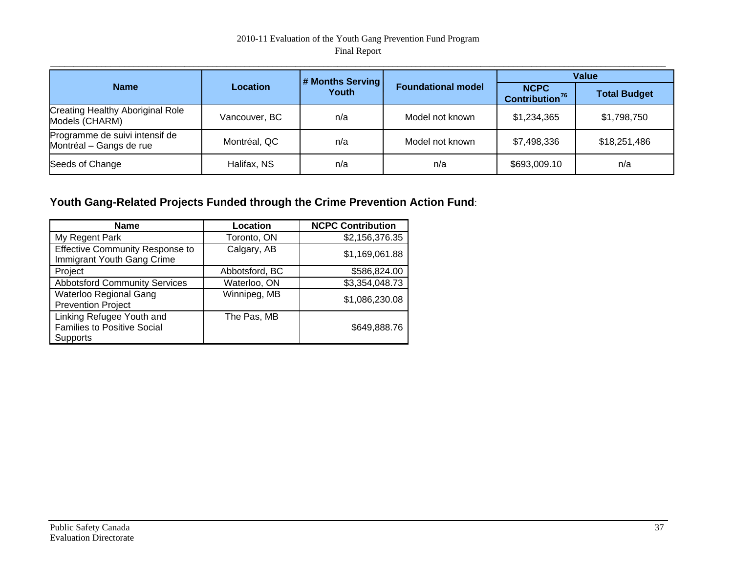| Name | Location | # Months Serving Youth | Foundational model | Value | |
|---|---|---|---|---|---|
| | | | | NCPC Contribution[76] | Total Budget |
| Creating Healthy Aboriginal Role Models (CHARM) | Vancouver, BC | n/a | Model not known | $1,234,365 | $1,798,750 |
| Programme de suivi intensif de Montréal – Gangs de rue | Montréal, QC | n/a | Model not known | $7,498,336 | $18,251,486 |
| Seeds of Change | Halifax, NS | n/a | n/a | $693,009.10 | n/a |

**Youth Gang-Related Projects Funded through the Crime Prevention Action Fund**:

| Name | Location | NCPC Contribution |
|---|---|---|
| My Regent Park | Toronto, ON | $2,156,376.35 |
| Effective Community Response to Immigrant Youth Gang Crime | Calgary, AB | $1,169,061.88 |
| Project | Abbotsford, BC | $586,824.00 |
| Abbotsford Community Services | Waterloo, ON | $3,354,048.73 |
| Waterloo Regional Gang Prevention Project | Winnipeg, MB | $1,086,230.08 |
| Linking Refugee Youth and Families to Positive Social Supports | The Pas, MB | $649,888.76 |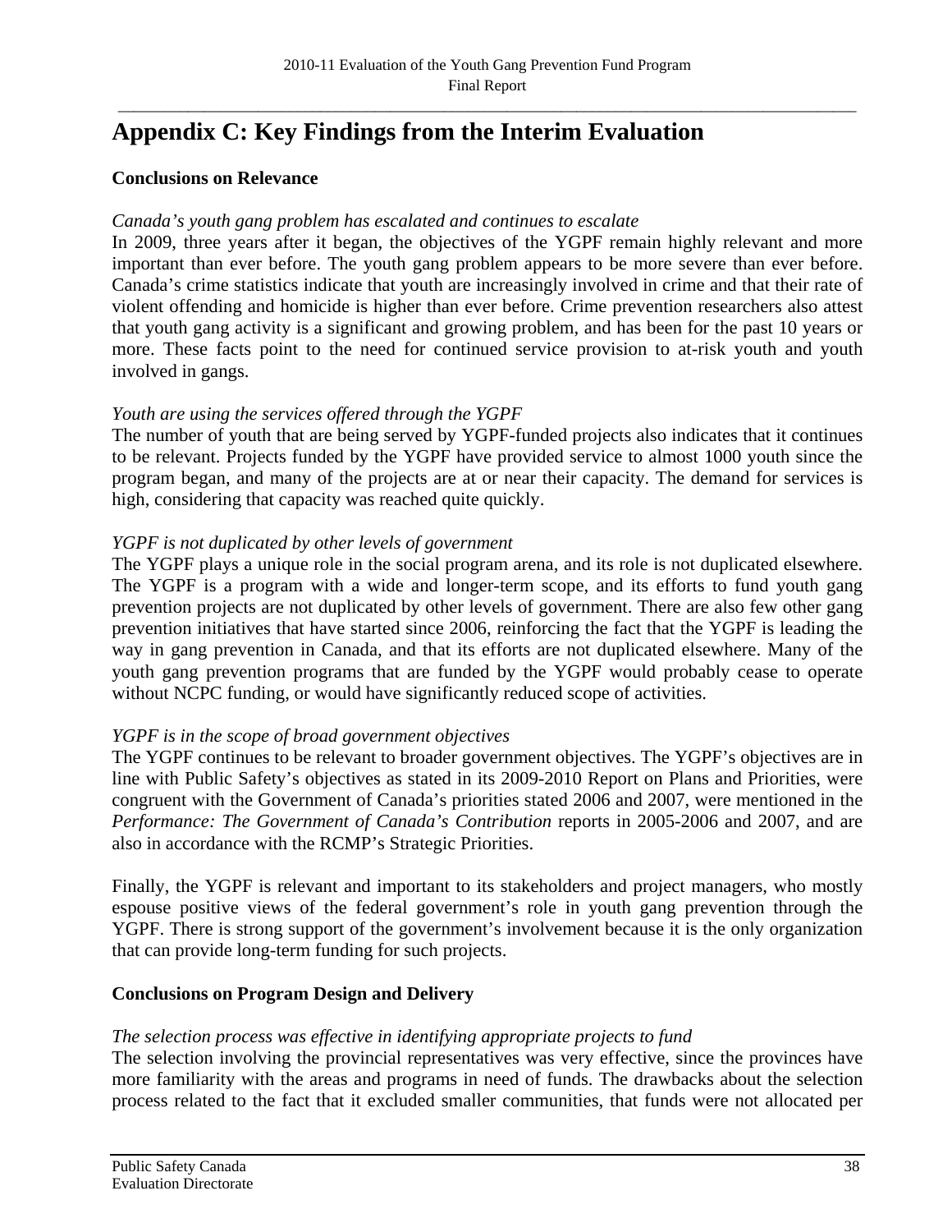# Appendix C: Key Findings from the Interim Evaluation

**Conclusions on Relevance**

*Canada's youth gang problem has escalated and continues to escalate*

In 2009, three years after it began, the objectives of the YGPF remain highly relevant and more important than ever before. The youth gang problem appears to be more severe than ever before. Canada's crime statistics indicate that youth are increasingly involved in crime and that their rate of violent offending and homicide is higher than ever before. Crime prevention researchers also attest that youth gang activity is a significant and growing problem, and has been for the past 10 years or more. These facts point to the need for continued service provision to at-risk youth and youth involved in gangs.

*Youth are using the services offered through the YGPF*

The number of youth that are being served by YGPF-funded projects also indicates that it continues to be relevant. Projects funded by the YGPF have provided service to almost 1000 youth since the program began, and many of the projects are at or near their capacity. The demand for services is high, considering that capacity was reached quite quickly.

*YGPF is not duplicated by other levels of government*

The YGPF plays a unique role in the social program arena, and its role is not duplicated elsewhere. The YGPF is a program with a wide and longer-term scope, and its efforts to fund youth gang prevention projects are not duplicated by other levels of government. There are also few other gang prevention initiatives that have started since 2006, reinforcing the fact that the YGPF is leading the way in gang prevention in Canada, and that its efforts are not duplicated elsewhere. Many of the youth gang prevention programs that are funded by the YGPF would probably cease to operate without NCPC funding, or would have significantly reduced scope of activities.

*YGPF is in the scope of broad government objectives*

The YGPF continues to be relevant to broader government objectives. The YGPF's objectives are in line with Public Safety's objectives as stated in its 2009-2010 Report on Plans and Priorities, were congruent with the Government of Canada's priorities stated 2006 and 2007, were mentioned in the *Performance: The Government of Canada's Contribution* reports in 2005-2006 and 2007, and are also in accordance with the RCMP's Strategic Priorities.

Finally, the YGPF is relevant and important to its stakeholders and project managers, who mostly espouse positive views of the federal government's role in youth gang prevention through the YGPF. There is strong support of the government's involvement because it is the only organization that can provide long-term funding for such projects.

**Conclusions on Program Design and Delivery**

*The selection process was effective in identifying appropriate projects to fund*

The selection involving the provincial representatives was very effective, since the provinces have more familiarity with the areas and programs in need of funds. The drawbacks about the selection process related to the fact that it excluded smaller communities, that funds were not allocated per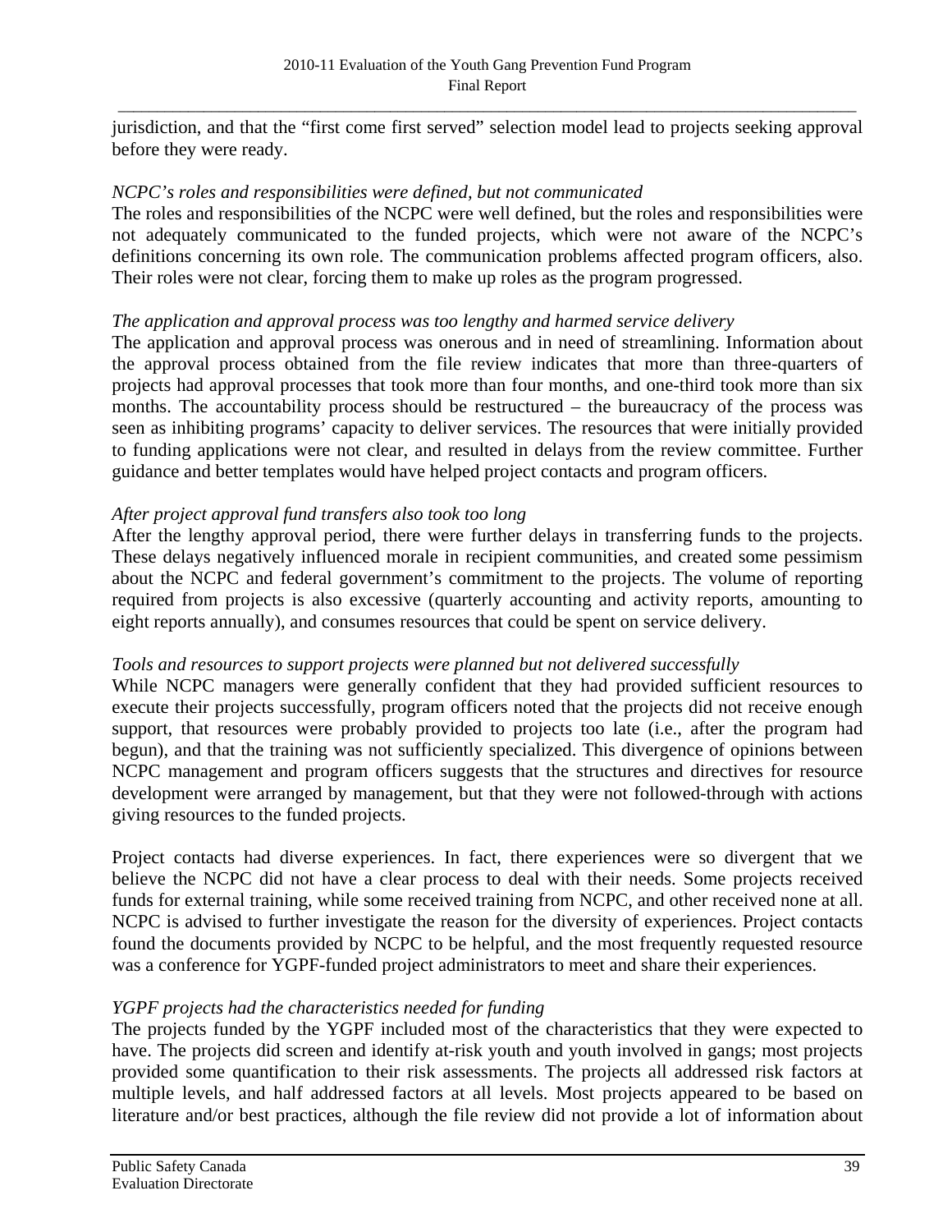jurisdiction, and that the "first come first served" selection model lead to projects seeking approval before they were ready.

*NCPC's roles and responsibilities were defined, but not communicated*

The roles and responsibilities of the NCPC were well defined, but the roles and responsibilities were not adequately communicated to the funded projects, which were not aware of the NCPC's definitions concerning its own role. The communication problems affected program officers, also. Their roles were not clear, forcing them to make up roles as the program progressed.

*The application and approval process was too lengthy and harmed service delivery*

The application and approval process was onerous and in need of streamlining. Information about the approval process obtained from the file review indicates that more than three-quarters of projects had approval processes that took more than four months, and one-third took more than six months. The accountability process should be restructured – the bureaucracy of the process was seen as inhibiting programs' capacity to deliver services. The resources that were initially provided to funding applications were not clear, and resulted in delays from the review committee. Further guidance and better templates would have helped project contacts and program officers.

*After project approval fund transfers also took too long*

After the lengthy approval period, there were further delays in transferring funds to the projects. These delays negatively influenced morale in recipient communities, and created some pessimism about the NCPC and federal government's commitment to the projects. The volume of reporting required from projects is also excessive (quarterly accounting and activity reports, amounting to eight reports annually), and consumes resources that could be spent on service delivery.

*Tools and resources to support projects were planned but not delivered successfully*

While NCPC managers were generally confident that they had provided sufficient resources to execute their projects successfully, program officers noted that the projects did not receive enough support, that resources were probably provided to projects too late (i.e., after the program had begun), and that the training was not sufficiently specialized. This divergence of opinions between NCPC management and program officers suggests that the structures and directives for resource development were arranged by management, but that they were not followed-through with actions giving resources to the funded projects.

Project contacts had diverse experiences. In fact, there experiences were so divergent that we believe the NCPC did not have a clear process to deal with their needs. Some projects received funds for external training, while some received training from NCPC, and other received none at all. NCPC is advised to further investigate the reason for the diversity of experiences. Project contacts found the documents provided by NCPC to be helpful, and the most frequently requested resource was a conference for YGPF-funded project administrators to meet and share their experiences.

*YGPF projects had the characteristics needed for funding*

The projects funded by the YGPF included most of the characteristics that they were expected to have. The projects did screen and identify at-risk youth and youth involved in gangs; most projects provided some quantification to their risk assessments. The projects all addressed risk factors at multiple levels, and half addressed factors at all levels. Most projects appeared to be based on literature and/or best practices, although the file review did not provide a lot of information about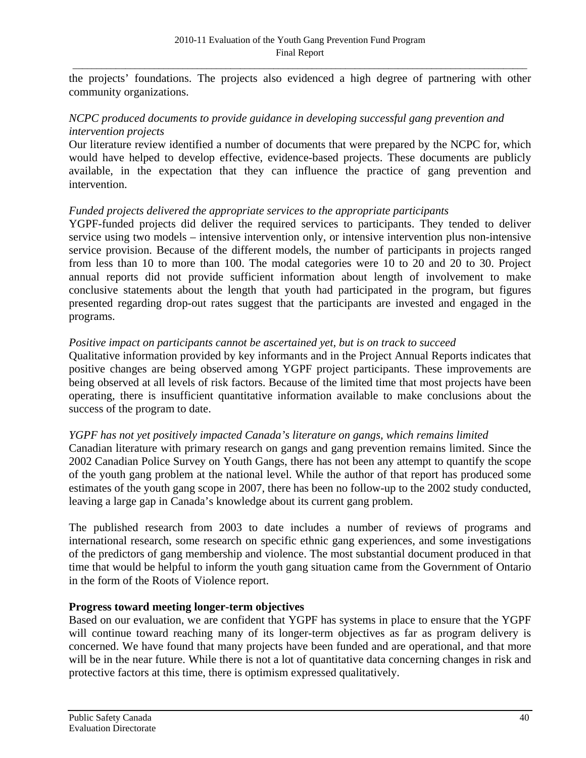the projects' foundations. The projects also evidenced a high degree of partnering with other community organizations.

*NCPC produced documents to provide guidance in developing successful gang prevention and intervention projects*
Our literature review identified a number of documents that were prepared by the NCPC for, which would have helped to develop effective, evidence-based projects. These documents are publicly available, in the expectation that they can influence the practice of gang prevention and intervention.

*Funded projects delivered the appropriate services to the appropriate participants*
YGPF-funded projects did deliver the required services to participants. They tended to deliver service using two models – intensive intervention only, or intensive intervention plus non-intensive service provision. Because of the different models, the number of participants in projects ranged from less than 10 to more than 100. The modal categories were 10 to 20 and 20 to 30. Project annual reports did not provide sufficient information about length of involvement to make conclusive statements about the length that youth had participated in the program, but figures presented regarding drop-out rates suggest that the participants are invested and engaged in the programs.

*Positive impact on participants cannot be ascertained yet, but is on track to succeed*
Qualitative information provided by key informants and in the Project Annual Reports indicates that positive changes are being observed among YGPF project participants. These improvements are being observed at all levels of risk factors. Because of the limited time that most projects have been operating, there is insufficient quantitative information available to make conclusions about the success of the program to date.

*YGPF has not yet positively impacted Canada's literature on gangs, which remains limited*
Canadian literature with primary research on gangs and gang prevention remains limited. Since the 2002 Canadian Police Survey on Youth Gangs, there has not been any attempt to quantify the scope of the youth gang problem at the national level. While the author of that report has produced some estimates of the youth gang scope in 2007, there has been no follow-up to the 2002 study conducted, leaving a large gap in Canada's knowledge about its current gang problem.

The published research from 2003 to date includes a number of reviews of programs and international research, some research on specific ethnic gang experiences, and some investigations of the predictors of gang membership and violence. The most substantial document produced in that time that would be helpful to inform the youth gang situation came from the Government of Ontario in the form of the Roots of Violence report.

**Progress toward meeting longer-term objectives**
Based on our evaluation, we are confident that YGPF has systems in place to ensure that the YGPF will continue toward reaching many of its longer-term objectives as far as program delivery is concerned. We have found that many projects have been funded and are operational, and that more will be in the near future. While there is not a lot of quantitative data concerning changes in risk and protective factors at this time, there is optimism expressed qualitatively.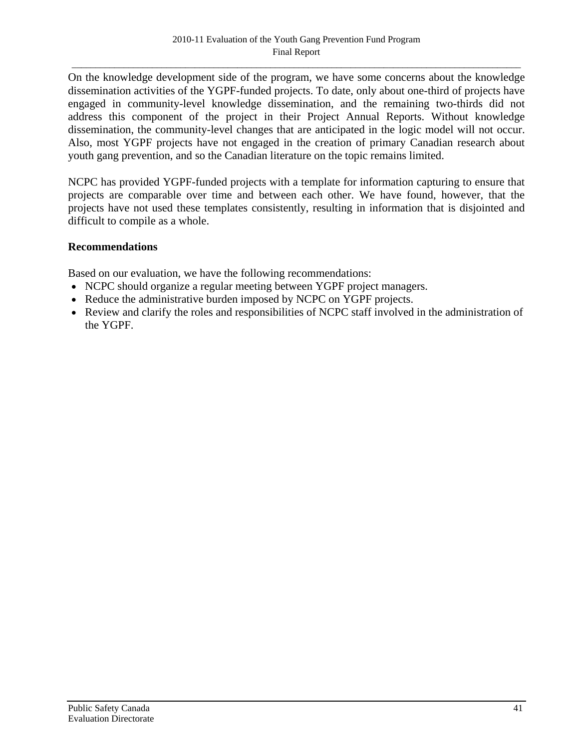On the knowledge development side of the program, we have some concerns about the knowledge dissemination activities of the YGPF-funded projects. To date, only about one-third of projects have engaged in community-level knowledge dissemination, and the remaining two-thirds did not address this component of the project in their Project Annual Reports. Without knowledge dissemination, the community-level changes that are anticipated in the logic model will not occur. Also, most YGPF projects have not engaged in the creation of primary Canadian research about youth gang prevention, and so the Canadian literature on the topic remains limited.

NCPC has provided YGPF-funded projects with a template for information capturing to ensure that projects are comparable over time and between each other. We have found, however, that the projects have not used these templates consistently, resulting in information that is disjointed and difficult to compile as a whole.

**Recommendations**

Based on our evaluation, we have the following recommendations:

- NCPC should organize a regular meeting between YGPF project managers.
- Reduce the administrative burden imposed by NCPC on YGPF projects.
- Review and clarify the roles and responsibilities of NCPC staff involved in the administration of the YGPF.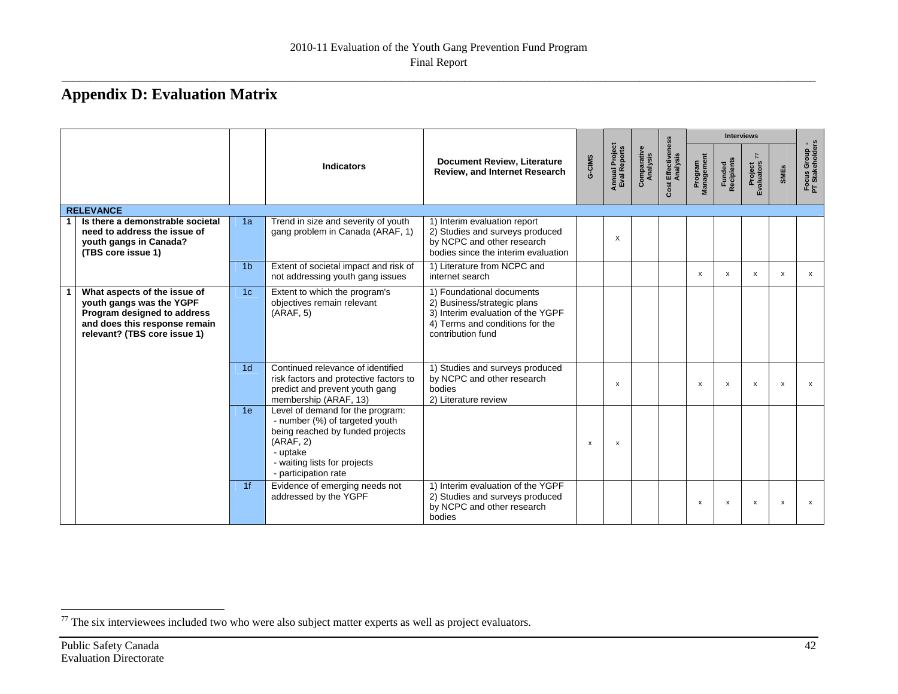## Appendix D: Evaluation Matrix

| | | | Indicators | Document Review, Literature Review, and Internet Research | G-CIMS | Annual Project Eval Reports | Comparative Analysis | Cost Effectiveness Analysis | Interviews | | | | Focus Group - PT Stakeholders |
|---|---|---|---|---|---|---|---|---|---|---|---|---|---|
| | | | | | | | | | Program Management | Funded Recipients | Project Evaluators [77] | SMEs | |
| **RELEVANCE** | | | | | | | | | | | | | |
| 1 | **Is there a demonstrable societal need to address the issue of youth gangs in Canada? (TBS core issue 1)** | 1a | Trend in size and severity of youth gang problem in Canada (ARAF, 1) | 1) Interim evaluation report 2) Studies and surveys produced by NCPC and other research bodies since the interim evaluation | | X | | | | | | | |
| | | 1b | Extent of societal impact and risk of not addressing youth gang issues | 1) Literature from NCPC and internet search | | | | | x | x | x | x | x |
| 1 | **What aspects of the issue of youth gangs was the YGPF Program designed to address and does this response remain relevant? (TBS core issue 1)** | 1c | Extent to which the program's objectives remain relevant (ARAF, 5) | 1) Foundational documents 2) Business/strategic plans 3) Interim evaluation of the YGPF 4) Terms and conditions for the contribution fund | | | | | | | | | |
| | | 1d | Continued relevance of identified risk factors and protective factors to predict and prevent youth gang membership (ARAF, 13) | 1) Studies and surveys produced by NCPC and other research bodies 2) Literature review | | x | | | x | x | x | x | x |
| | | 1e | Level of demand for the program: - number (%) of targeted youth being reached by funded projects (ARAF, 2) - uptake - waiting lists for projects - participation rate | | x | x | | | | | | | |
| | | 1f | Evidence of emerging needs not addressed by the YGPF | 1) Interim evaluation of the YGPF 2) Studies and surveys produced by NCPC and other research bodies | | | | | x | x | x | x | x |

[77] The six interviewees included two who were also subject matter experts as well as project evaluators.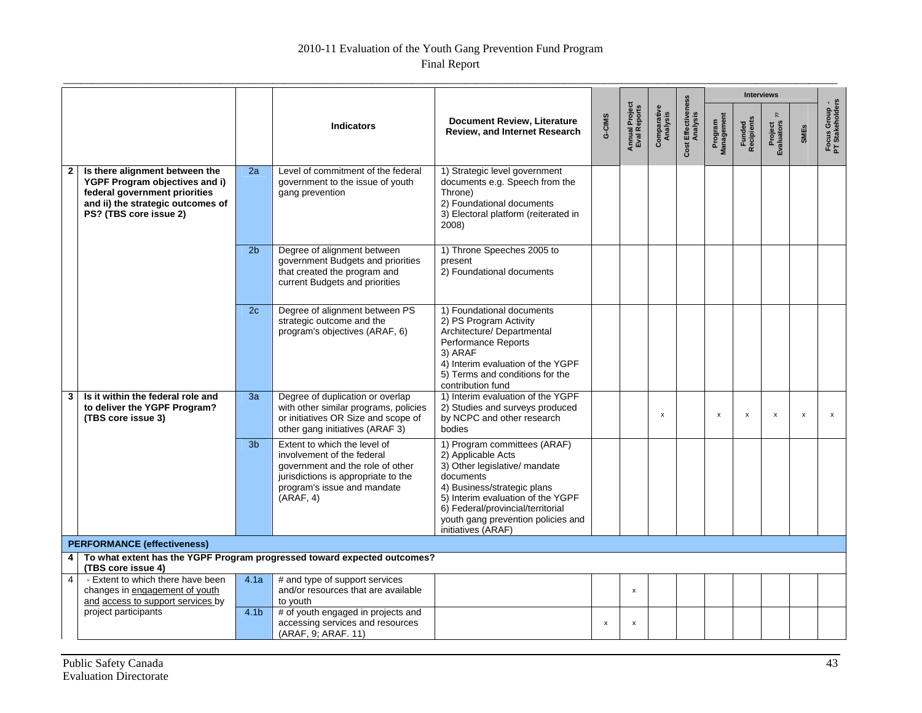| | | | Indicators | Document Review, Literature Review, and Internet Research | G-CIMS | Annual Project Eval Reports | Comparative Analysis | Cost Effectiveness Analysis | Interviews | | | | Focus Group - PT Stakeholders |
|---|---|---|---|---|---|---|---|---|---|---|---|---|---|
| | | | | | | | | | Program Management | Funded Recipients | Project Evaluators [77] | SMEs | |
| **2** | **Is there alignment between the YGPF Program objectives and i) federal government priorities and ii) the strategic outcomes of PS? (TBS core issue 2)** | 2a | Level of commitment of the federal government to the issue of youth gang prevention | 1) Strategic level government documents e.g. Speech from the Throne)<br>2) Foundational documents<br>3) Electoral platform (reiterated in 2008) | | | | | | | | | |
| | | 2b | Degree of alignment between government Budgets and priorities that created the program and current Budgets and priorities | 1) Throne Speeches 2005 to present<br>2) Foundational documents | | | | | | | | | |
| | | 2c | Degree of alignment between PS strategic outcome and the program's objectives (ARAF, 6) | 1) Foundational documents<br>2) PS Program Activity Architecture/ Departmental Performance Reports<br>3) ARAF<br>4) Interim evaluation of the YGPF<br>5) Terms and conditions for the contribution fund | | | | | | | | | |
| **3** | **Is it within the federal role and to deliver the YGPF Program? (TBS core issue 3)** | 3a | Degree of duplication or overlap with other similar programs, policies or initiatives OR Size and scope of other gang initiatives (ARAF 3) | 1) Interim evaluation of the YGPF<br>2) Studies and surveys produced by NCPC and other research bodies | | | x | | x | x | x | x | x |
| | | 3b | Extent to which the level of involvement of the federal government and the role of other jurisdictions is appropriate to the program's issue and mandate (ARAF, 4) | 1) Program committees (ARAF)<br>2) Applicable Acts<br>3) Other legislative/ mandate documents<br>4) Business/strategic plans<br>5) Interim evaluation of the YGPF<br>6) Federal/provincial/territorial youth gang prevention policies and initiatives (ARAF) | | | | | | | | | |
| **PERFORMANCE (effectiveness)** | | | | | | | | | | | | | |
| **4** | **To what extent has the YGPF Program progressed toward expected outcomes? (TBS core issue 4)** | | | | | | | | | | | | |
| 4 | - Extent to which there have been changes in engagement of youth and access to support services by project participants | 4.1a | # and type of support services and/or resources that are available to youth | | | x | | | | | | | |
| | | 4.1b | # of youth engaged in projects and accessing services and resources (ARAF, 9; ARAF. 11) | | x | x | | | | | | | |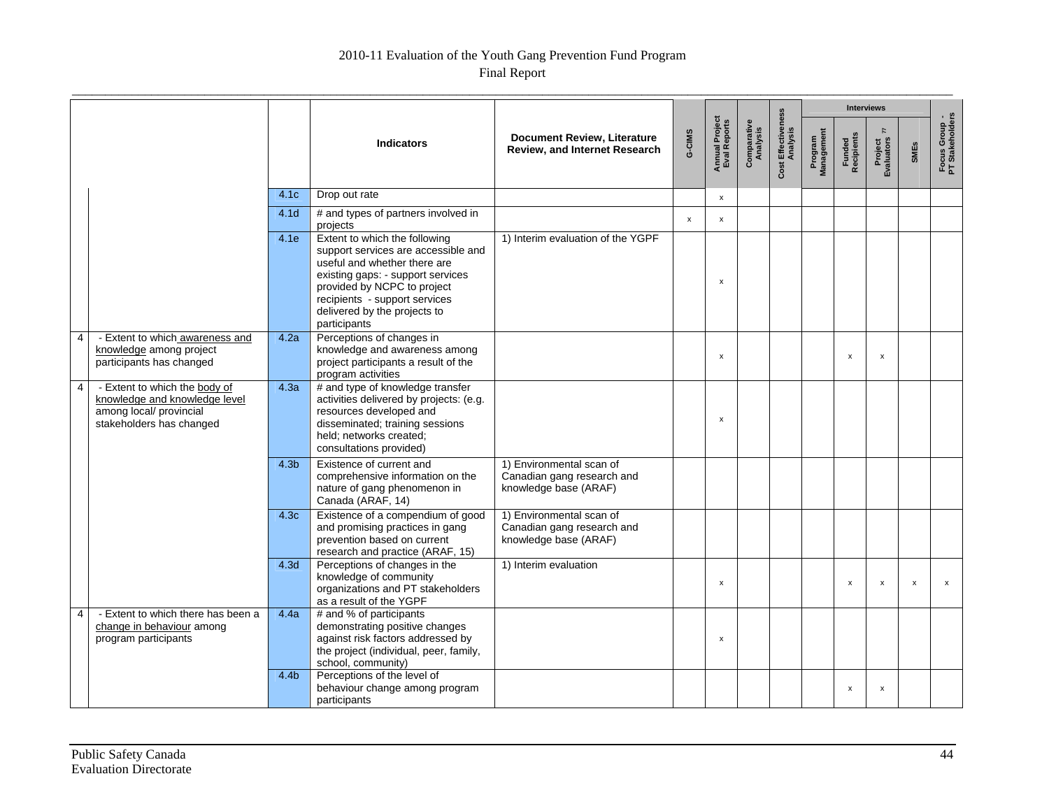| | | | Indicators | Document Review, Literature Review, and Internet Research | G-CIMS | Annual Project Eval Reports | Comparative Analysis | Cost Effectiveness Analysis | Interviews | | | | Focus Group - PT Stakeholders |
|---|---|---|---|---|---|---|---|---|---|---|---|---|---|
| | | | | | | | | | Program Management | Funded Recipients | Project Evaluators [77] | SMEs | |
| | | 4.1c | Drop out rate | | | x | | | | | | | |
| | | 4.1d | # and types of partners involved in projects | | x | x | | | | | | | |
| | | 4.1e | Extent to which the following support services are accessible and useful and whether there are existing gaps: - support services provided by NCPC to project recipients - support services delivered by the projects to participants | 1) Interim evaluation of the YGPF | | x | | | | | | | |
| 4 | - Extent to which awareness and knowledge among project participants has changed | 4.2a | Perceptions of changes in knowledge and awareness among project participants a result of the program activities | | | x | | | | x | x | | |
| 4 | - Extent to which the body of knowledge and knowledge level among local/ provincial stakeholders has changed | 4.3a | # and type of knowledge transfer activities delivered by projects: (e.g. resources developed and disseminated; training sessions held; networks created; consultations provided) | | | x | | | | | | | |
| | | 4.3b | Existence of current and comprehensive information on the nature of gang phenomenon in Canada (ARAF, 14) | 1) Environmental scan of Canadian gang research and knowledge base (ARAF) | | | | | | | | | |
| | | 4.3c | Existence of a compendium of good and promising practices in gang prevention based on current research and practice (ARAF, 15) | 1) Environmental scan of Canadian gang research and knowledge base (ARAF) | | | | | | | | | |
| | | 4.3d | Perceptions of changes in the knowledge of community organizations and PT stakeholders as a result of the YGPF | 1) Interim evaluation | | x | | | | x | x | x | x |
| 4 | - Extent to which there has been a change in behaviour among program participants | 4.4a | # and % of participants demonstrating positive changes against risk factors addressed by the project (individual, peer, family, school, community) | | | x | | | | | | | |
| | | 4.4b | Perceptions of the level of behaviour change among program participants | | | | | | | x | x | | |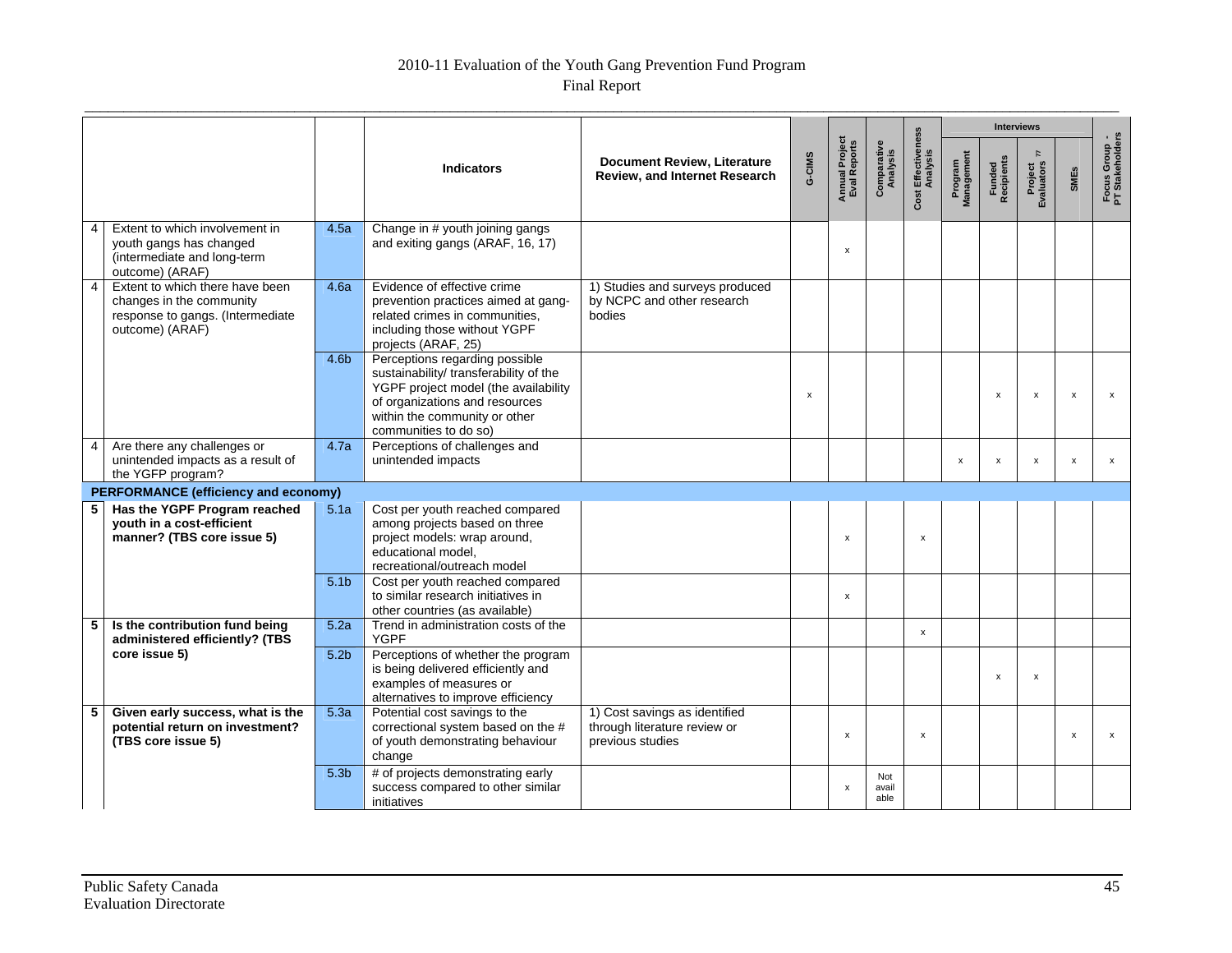| | | | Indicators | Document Review, Literature Review, and Internet Research | G-CIMS | Annual Project Eval Reports | Comparative Analysis | Cost Effectiveness Analysis | Interviews | | | | Focus Group - PT Stakeholders |
|---|---|---|---|---|---|---|---|---|---|---|---|---|---|
| | | | | | | | | | Program Management | Funded Recipients | Project Evaluators [77] | SMEs | |
| 4 | Extent to which involvement in youth gangs has changed (intermediate and long-term outcome) (ARAF) | 4.5a | Change in # youth joining gangs and exiting gangs (ARAF, 16, 17) | | | x | | | | | | | |
| 4 | Extent to which there have been changes in the community response to gangs. (Intermediate outcome) (ARAF) | 4.6a | Evidence of effective crime prevention practices aimed at gang-related crimes in communities, including those without YGPF projects (ARAF, 25) | 1) Studies and surveys produced by NCPC and other research bodies | | | | | | | | | |
| | | 4.6b | Perceptions regarding possible sustainability/ transferability of the YGPF project model (the availability of organizations and resources within the community or other communities to do so) | | x | | | | | x | x | x | x |
| 4 | Are there any challenges or unintended impacts as a result of the YGFP program? | 4.7a | Perceptions of challenges and unintended impacts | | | | | | x | x | x | x | x |
| **PERFORMANCE (efficiency and economy)** | | | | | | | | | | | | | |
| **5** | **Has the YGPF Program reached youth in a cost-efficient manner? (TBS core issue 5)** | 5.1a | Cost per youth reached compared among projects based on three project models: wrap around, educational model, recreational/outreach model | | | x | | x | | | | | |
| | | 5.1b | Cost per youth reached compared to similar research initiatives in other countries (as available) | | | x | | | | | | | |
| **5** | **Is the contribution fund being administered efficiently? (TBS core issue 5)** | 5.2a | Trend in administration costs of the YGPF | | | | | x | | | | | |
| | | 5.2b | Perceptions of whether the program is being delivered efficiently and examples of measures or alternatives to improve efficiency | | | | | | | x | x | | |
| **5** | **Given early success, what is the potential return on investment? (TBS core issue 5)** | 5.3a | Potential cost savings to the correctional system based on the # of youth demonstrating behaviour change | 1) Cost savings as identified through literature review or previous studies | | x | | x | | | | x | x |
| | | 5.3b | # of projects demonstrating early success compared to other similar initiatives | | | x | Not available | | | | | | |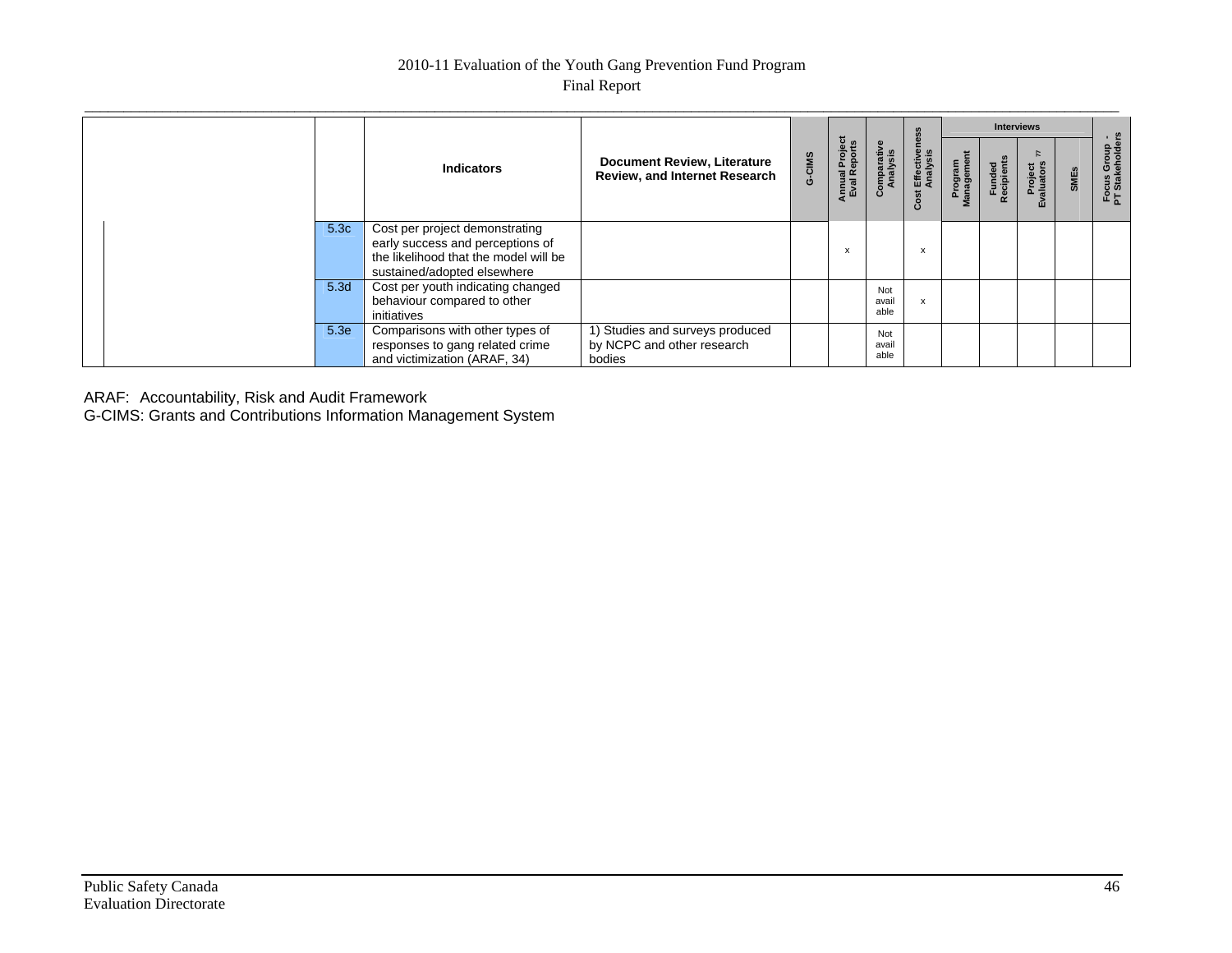| | | Indicators | Document Review, Literature Review, and Internet Research | G-CIMS | Annual Project Eval Reports | Comparative Analysis | Cost Effectiveness Analysis | Interviews | | | | Focus Group - PT Stakeholders |
|---|---|---|---|---|---|---|---|---|---|---|---|---|
| | | | | | | | | Program Management | Funded Recipients | Project Evaluators [77] | SMEs | |
| | 5.3c | Cost per project demonstrating early success and perceptions of the likelihood that the model will be sustained/adopted elsewhere | | | x | | x | | | | | |
| | 5.3d | Cost per youth indicating changed behaviour compared to other initiatives | | | | Not available | x | | | | | |
| | 5.3e | Comparisons with other types of responses to gang related crime and victimization (ARAF, 34) | 1) Studies and surveys produced by NCPC and other research bodies | | | Not available | | | | | | |

ARAF: Accountability, Risk and Audit Framework
G-CIMS: Grants and Contributions Information Management System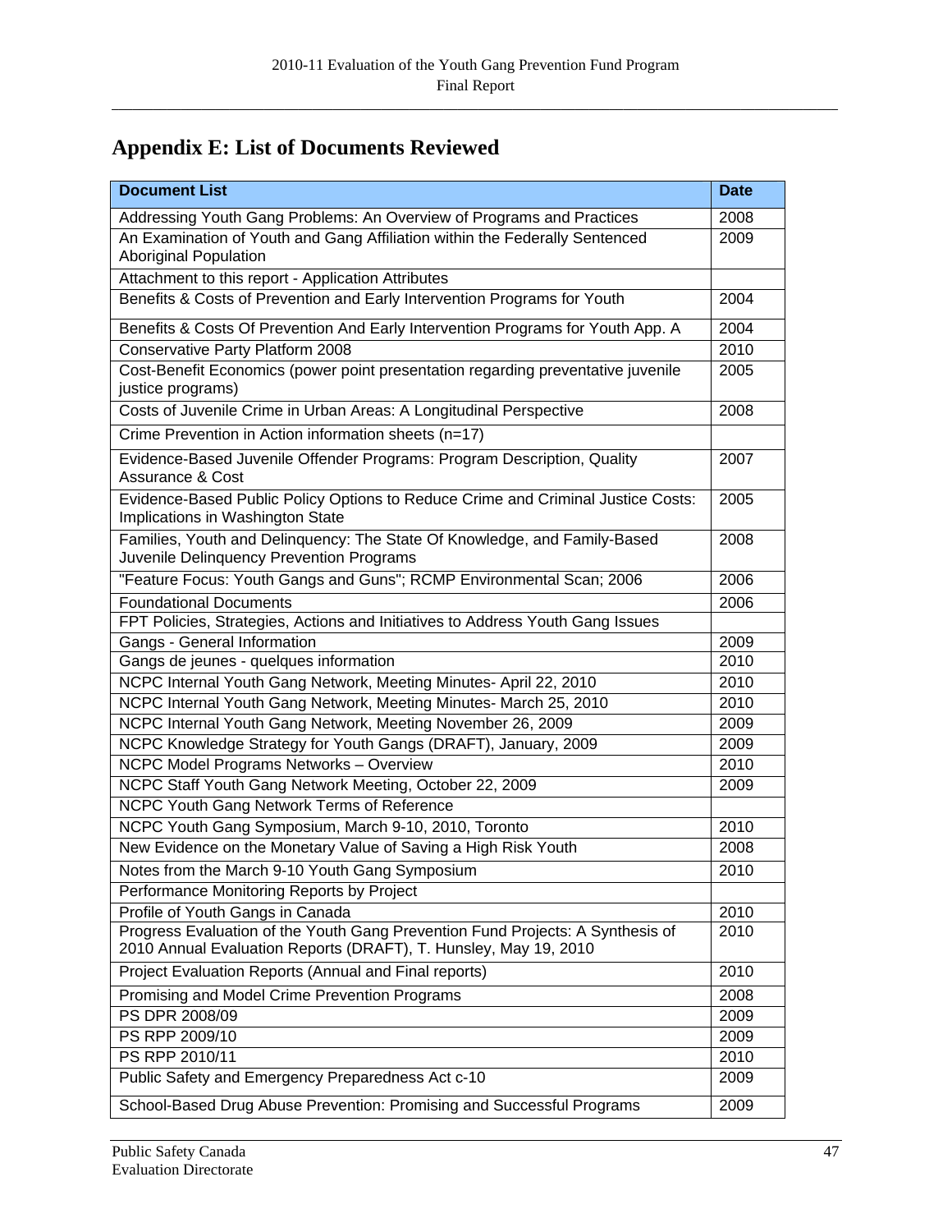# Appendix E: List of Documents Reviewed

| Document List | Date |
|---|---|
| Addressing Youth Gang Problems: An Overview of Programs and Practices | 2008 |
| An Examination of Youth and Gang Affiliation within the Federally Sentenced Aboriginal Population | 2009 |
| Attachment to this report - Application Attributes | |
| Benefits & Costs of Prevention and Early Intervention Programs for Youth | 2004 |
| Benefits & Costs Of Prevention And Early Intervention Programs for Youth App. A | 2004 |
| Conservative Party Platform 2008 | 2010 |
| Cost-Benefit Economics (power point presentation regarding preventative juvenile justice programs) | 2005 |
| Costs of Juvenile Crime in Urban Areas: A Longitudinal Perspective | 2008 |
| Crime Prevention in Action information sheets (n=17) | |
| Evidence-Based Juvenile Offender Programs: Program Description, Quality Assurance & Cost | 2007 |
| Evidence-Based Public Policy Options to Reduce Crime and Criminal Justice Costs: Implications in Washington State | 2005 |
| Families, Youth and Delinquency: The State Of Knowledge, and Family-Based Juvenile Delinquency Prevention Programs | 2008 |
| "Feature Focus: Youth Gangs and Guns"; RCMP Environmental Scan; 2006 | 2006 |
| Foundational Documents | 2006 |
| FPT Policies, Strategies, Actions and Initiatives to Address Youth Gang Issues | |
| Gangs - General Information | 2009 |
| Gangs de jeunes - quelques information | 2010 |
| NCPC Internal Youth Gang Network, Meeting Minutes- April 22, 2010 | 2010 |
| NCPC Internal Youth Gang Network, Meeting Minutes- March 25, 2010 | 2010 |
| NCPC Internal Youth Gang Network, Meeting November 26, 2009 | 2009 |
| NCPC Knowledge Strategy for Youth Gangs (DRAFT), January, 2009 | 2009 |
| NCPC Model Programs Networks – Overview | 2010 |
| NCPC Staff Youth Gang Network Meeting, October 22, 2009 | 2009 |
| NCPC Youth Gang Network Terms of Reference | |
| NCPC Youth Gang Symposium, March 9-10, 2010, Toronto | 2010 |
| New Evidence on the Monetary Value of Saving a High Risk Youth | 2008 |
| Notes from the March 9-10 Youth Gang Symposium | 2010 |
| Performance Monitoring Reports by Project | |
| Profile of Youth Gangs in Canada | 2010 |
| Progress Evaluation of the Youth Gang Prevention Fund Projects: A Synthesis of 2010 Annual Evaluation Reports (DRAFT), T. Hunsley, May 19, 2010 | 2010 |
| Project Evaluation Reports (Annual and Final reports) | 2010 |
| Promising and Model Crime Prevention Programs | 2008 |
| PS DPR 2008/09 | 2009 |
| PS RPP 2009/10 | 2009 |
| PS RPP 2010/11 | 2010 |
| Public Safety and Emergency Preparedness Act c-10 | 2009 |
| School-Based Drug Abuse Prevention: Promising and Successful Programs | 2009 |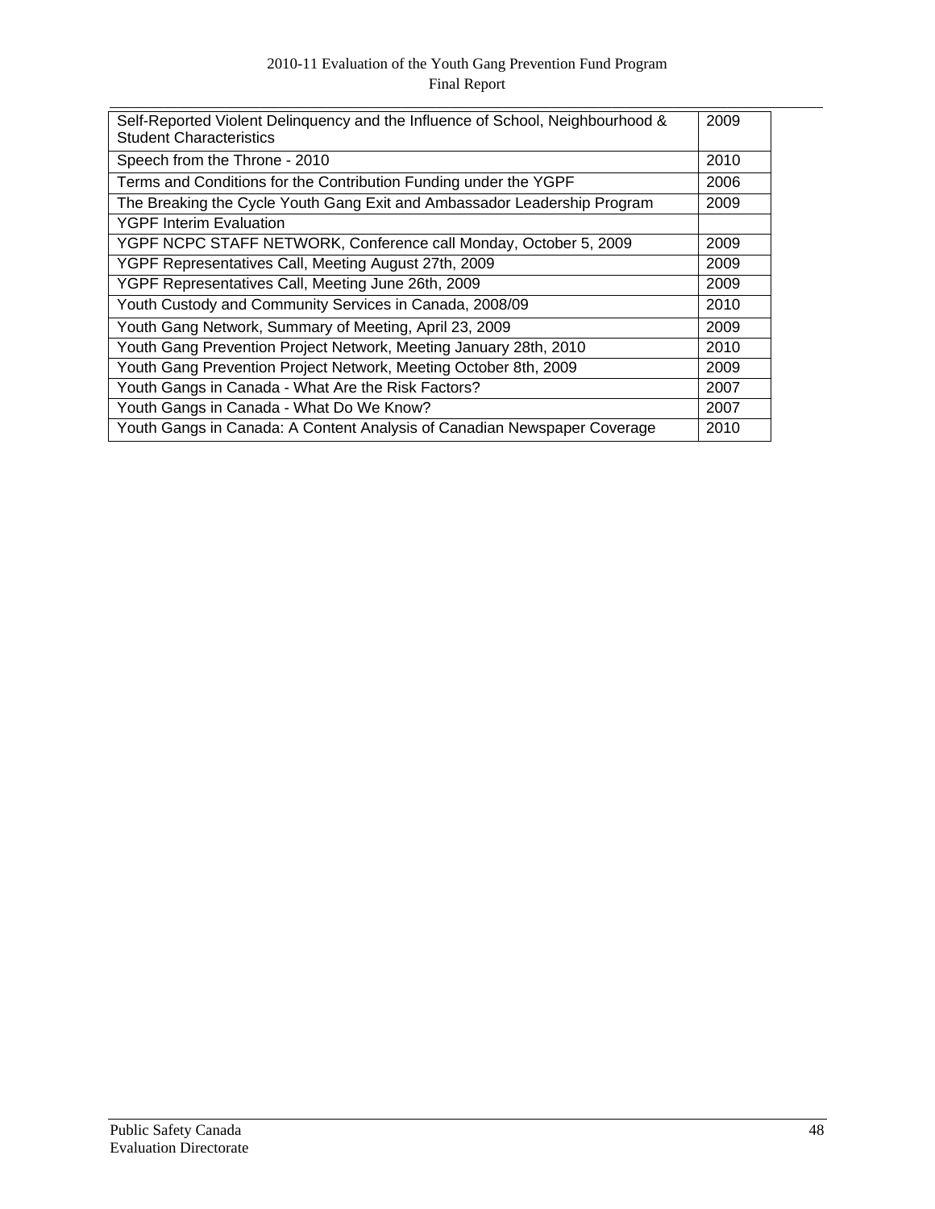| | |
|---|---|
| Self-Reported Violent Delinquency and the Influence of School, Neighbourhood & Student Characteristics | 2009 |
| Speech from the Throne - 2010 | 2010 |
| Terms and Conditions for the Contribution Funding under the YGPF | 2006 |
| The Breaking the Cycle Youth Gang Exit and Ambassador Leadership Program | 2009 |
| YGPF Interim Evaluation | |
| YGPF NCPC STAFF NETWORK, Conference call Monday, October 5, 2009 | 2009 |
| YGPF Representatives Call, Meeting August 27th, 2009 | 2009 |
| YGPF Representatives Call, Meeting June 26th, 2009 | 2009 |
| Youth Custody and Community Services in Canada, 2008/09 | 2010 |
| Youth Gang Network, Summary of Meeting, April 23, 2009 | 2009 |
| Youth Gang Prevention Project Network, Meeting January 28th, 2010 | 2010 |
| Youth Gang Prevention Project Network, Meeting October 8th, 2009 | 2009 |
| Youth Gangs in Canada - What Are the Risk Factors? | 2007 |
| Youth Gangs in Canada - What Do We Know? | 2007 |
| Youth Gangs in Canada: A Content Analysis of Canadian Newspaper Coverage | 2010 |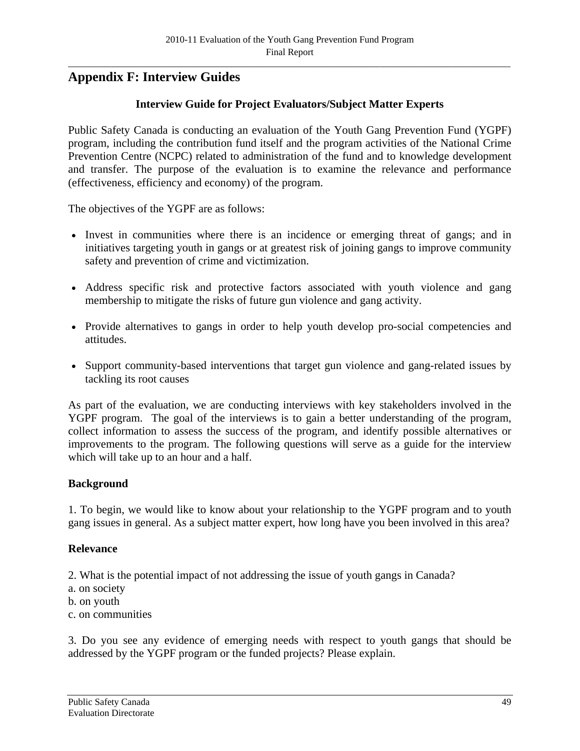# Appendix F: Interview Guides

### Interview Guide for Project Evaluators/Subject Matter Experts

Public Safety Canada is conducting an evaluation of the Youth Gang Prevention Fund (YGPF) program, including the contribution fund itself and the program activities of the National Crime Prevention Centre (NCPC) related to administration of the fund and to knowledge development and transfer. The purpose of the evaluation is to examine the relevance and performance (effectiveness, efficiency and economy) of the program.

The objectives of the YGPF are as follows:

- Invest in communities where there is an incidence or emerging threat of gangs; and in initiatives targeting youth in gangs or at greatest risk of joining gangs to improve community safety and prevention of crime and victimization.
- Address specific risk and protective factors associated with youth violence and gang membership to mitigate the risks of future gun violence and gang activity.
- Provide alternatives to gangs in order to help youth develop pro-social competencies and attitudes.
- Support community-based interventions that target gun violence and gang-related issues by tackling its root causes

As part of the evaluation, we are conducting interviews with key stakeholders involved in the YGPF program. The goal of the interviews is to gain a better understanding of the program, collect information to assess the success of the program, and identify possible alternatives or improvements to the program. The following questions will serve as a guide for the interview which will take up to an hour and a half.

**Background**

1. To begin, we would like to know about your relationship to the YGPF program and to youth gang issues in general. As a subject matter expert, how long have you been involved in this area?

**Relevance**

2. What is the potential impact of not addressing the issue of youth gangs in Canada?
a. on society
b. on youth
c. on communities

3. Do you see any evidence of emerging needs with respect to youth gangs that should be addressed by the YGPF program or the funded projects? Please explain.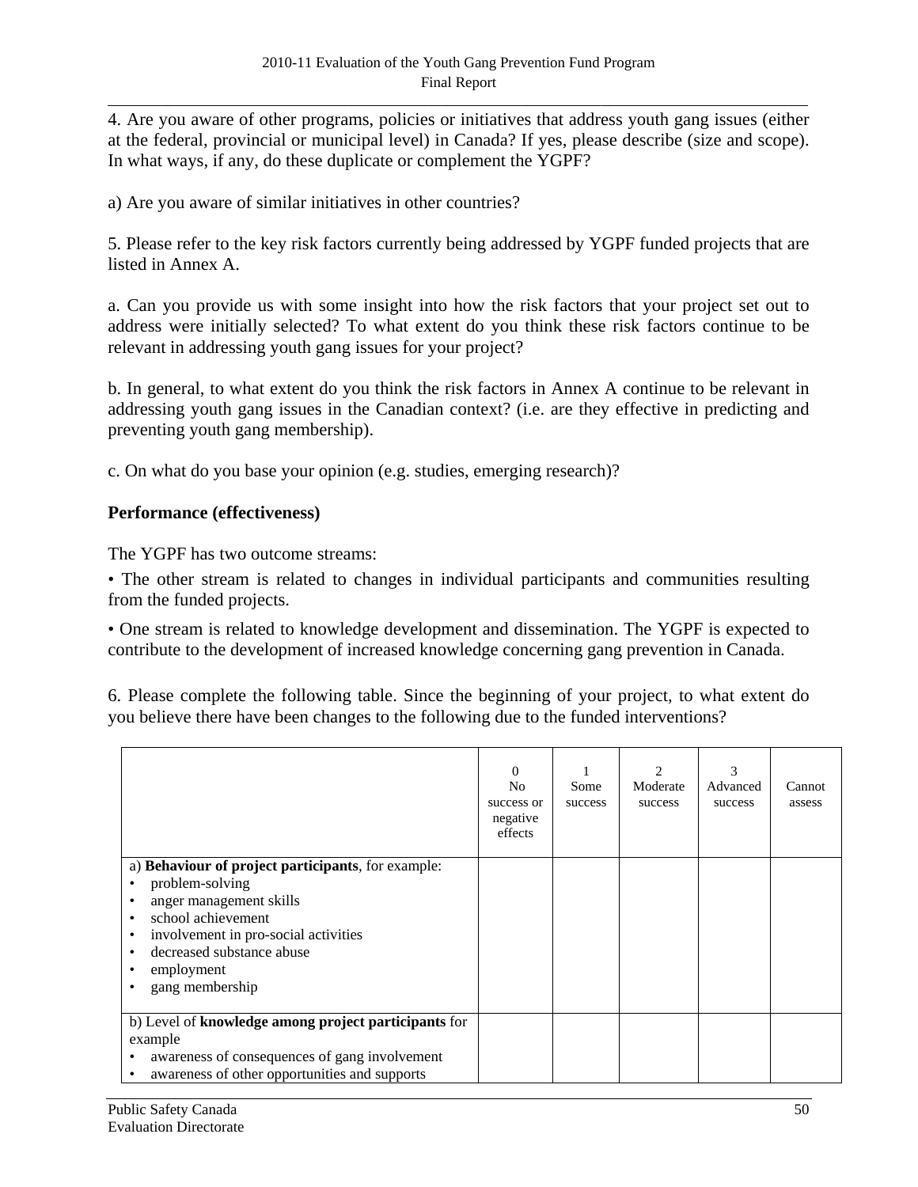4. Are you aware of other programs, policies or initiatives that address youth gang issues (either at the federal, provincial or municipal level) in Canada? If yes, please describe (size and scope). In what ways, if any, do these duplicate or complement the YGPF?

a) Are you aware of similar initiatives in other countries?

5. Please refer to the key risk factors currently being addressed by YGPF funded projects that are listed in Annex A.

a. Can you provide us with some insight into how the risk factors that your project set out to address were initially selected? To what extent do you think these risk factors continue to be relevant in addressing youth gang issues for your project?

b. In general, to what extent do you think the risk factors in Annex A continue to be relevant in addressing youth gang issues in the Canadian context? (i.e. are they effective in predicting and preventing youth gang membership).

c. On what do you base your opinion (e.g. studies, emerging research)?

**Performance (effectiveness)**

The YGPF has two outcome streams:

• The other stream is related to changes in individual participants and communities resulting from the funded projects.

• One stream is related to knowledge development and dissemination. The YGPF is expected to contribute to the development of increased knowledge concerning gang prevention in Canada.

6. Please complete the following table. Since the beginning of your project, to what extent do you believe there have been changes to the following due to the funded interventions?

| | 0 No success or negative effects | 1 Some success | 2 Moderate success | 3 Advanced success | Cannot assess |
|---|---|---|---|---|---|
| a) **Behaviour of project participants**, for example:<br>• problem-solving<br>• anger management skills<br>• school achievement<br>• involvement in pro-social activities<br>• decreased substance abuse<br>• employment<br>• gang membership | | | | | |
| b) Level of **knowledge among project participants** for example<br>• awareness of consequences of gang involvement<br>• awareness of other opportunities and supports | | | | | |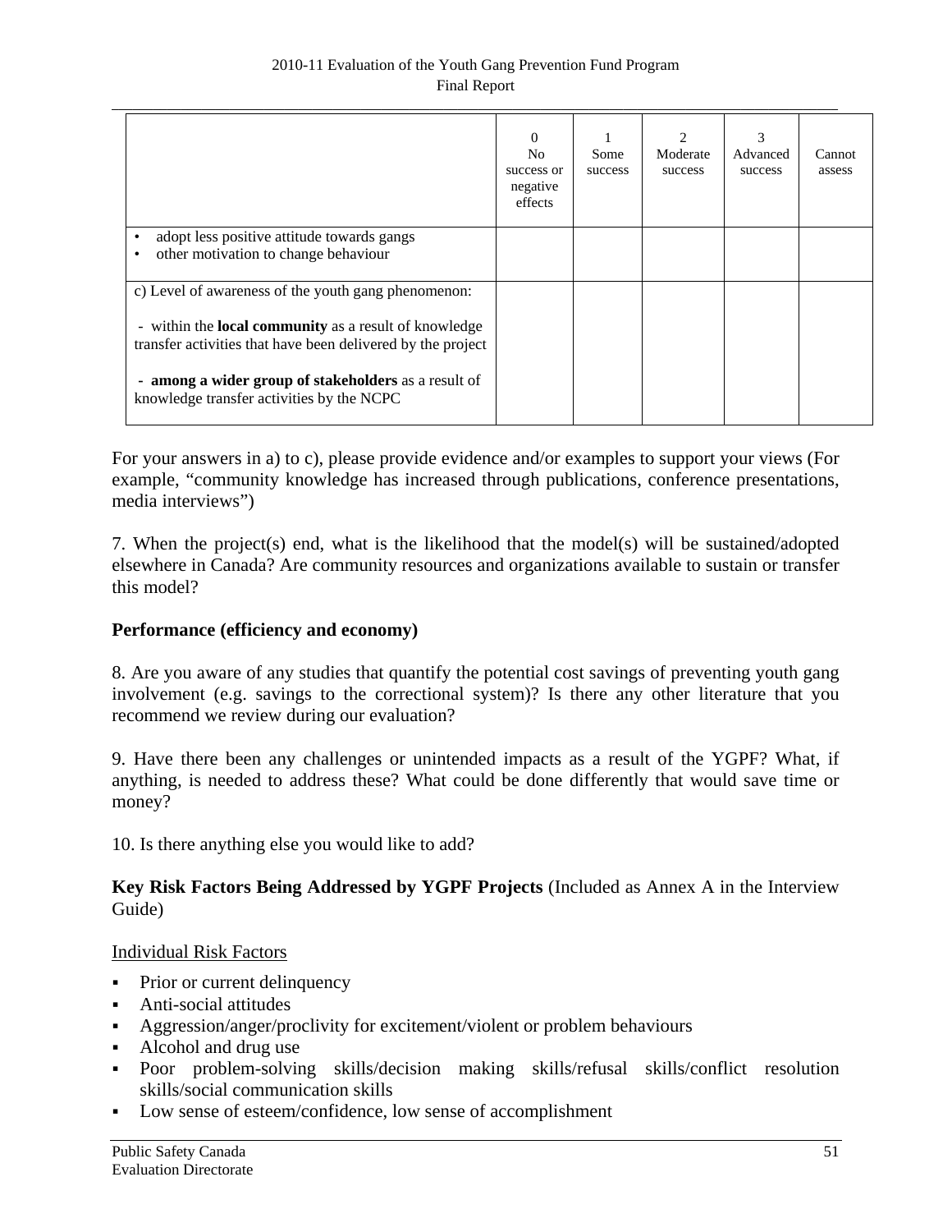| | 0<br>No success or negative effects | 1<br>Some success | 2<br>Moderate success | 3<br>Advanced success | Cannot assess |
|---|---|---|---|---|---|
| • adopt less positive attitude towards gangs<br>• other motivation to change behaviour | | | | | |
| c) Level of awareness of the youth gang phenomenon:<br><br>- within the **local community** as a result of knowledge transfer activities that have been delivered by the project<br><br>- **among a wider group of stakeholders** as a result of knowledge transfer activities by the NCPC | | | | | |

For your answers in a) to c), please provide evidence and/or examples to support your views (For example, “community knowledge has increased through publications, conference presentations, media interviews”)

7. When the project(s) end, what is the likelihood that the model(s) will be sustained/adopted elsewhere in Canada? Are community resources and organizations available to sustain or transfer this model?

**Performance (efficiency and economy)**

8. Are you aware of any studies that quantify the potential cost savings of preventing youth gang involvement (e.g. savings to the correctional system)? Is there any other literature that you recommend we review during our evaluation?

9. Have there been any challenges or unintended impacts as a result of the YGPF? What, if anything, is needed to address these? What could be done differently that would save time or money?

10. Is there anything else you would like to add?

**Key Risk Factors Being Addressed by YGPF Projects** (Included as Annex A in the Interview Guide)

Individual Risk Factors

- Prior or current delinquency
- Anti-social attitudes
- Aggression/anger/proclivity for excitement/violent or problem behaviours
- Alcohol and drug use
- Poor problem-solving skills/decision making skills/refusal skills/conflict resolution skills/social communication skills
- Low sense of esteem/confidence, low sense of accomplishment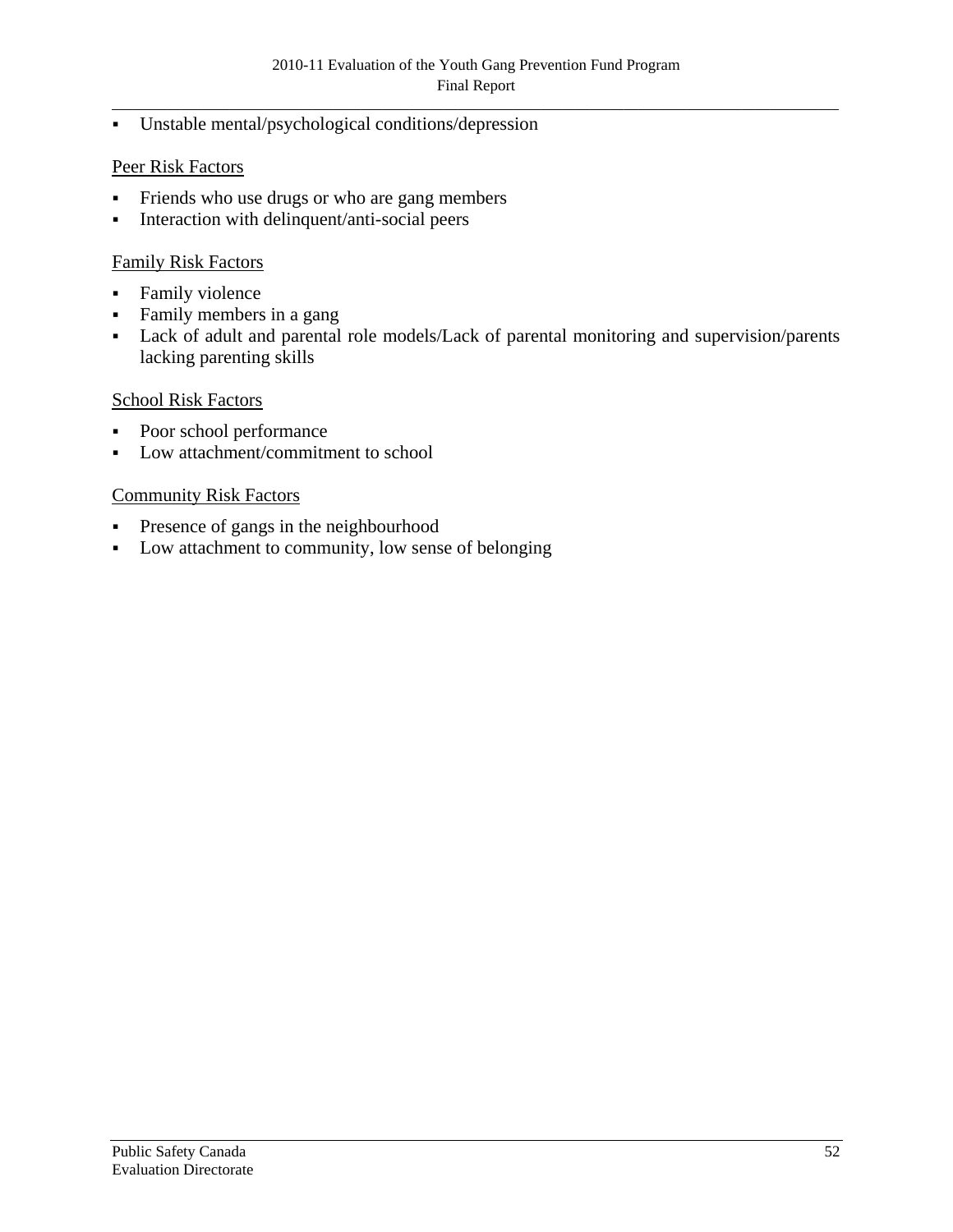- Unstable mental/psychological conditions/depression

<u>Peer Risk Factors</u>

- Friends who use drugs or who are gang members
- Interaction with delinquent/anti-social peers

<u>Family Risk Factors</u>

- Family violence
- Family members in a gang
- Lack of adult and parental role models/Lack of parental monitoring and supervision/parents lacking parenting skills

<u>School Risk Factors</u>

- Poor school performance
- Low attachment/commitment to school

<u>Community Risk Factors</u>

- Presence of gangs in the neighbourhood
- Low attachment to community, low sense of belonging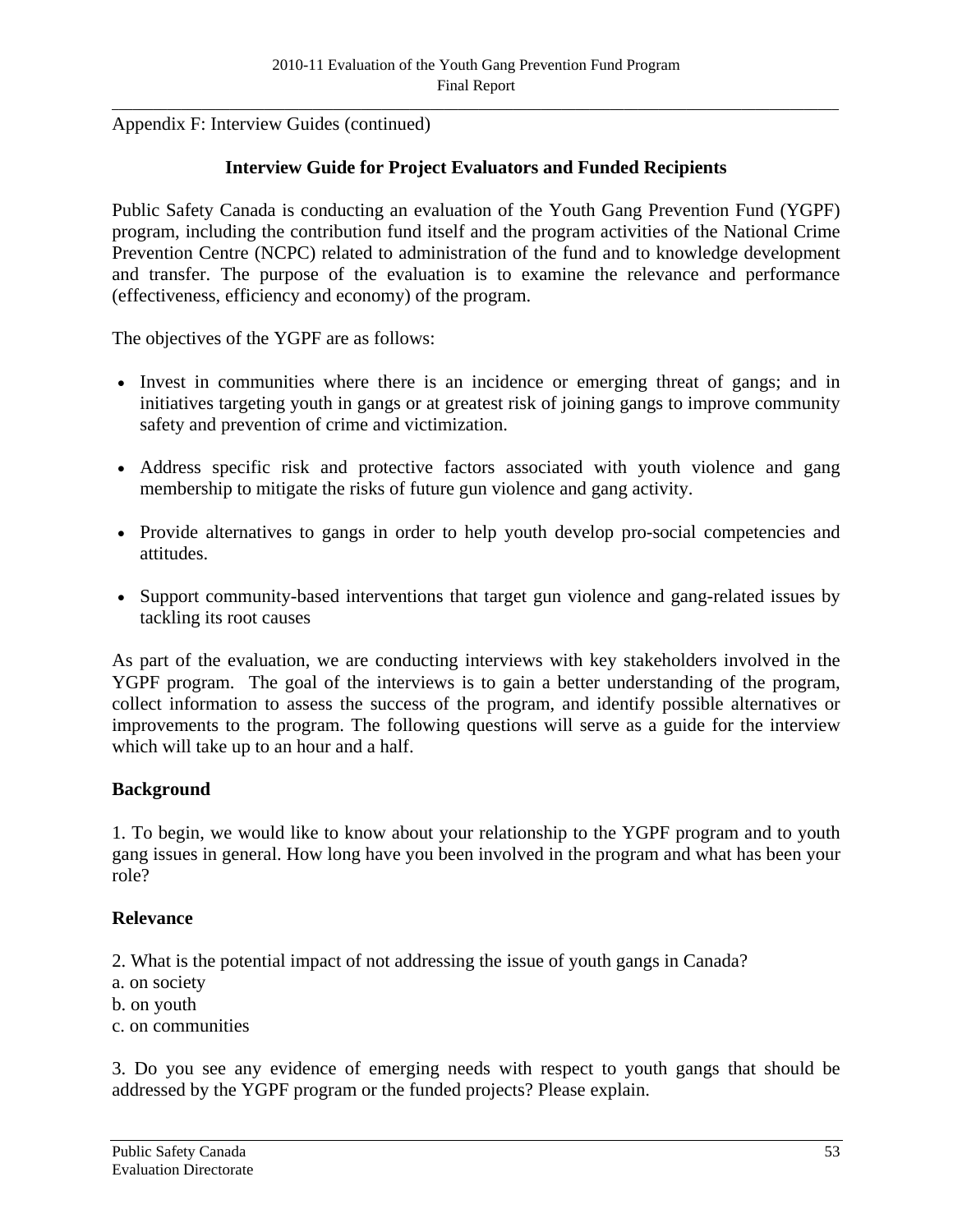Appendix F: Interview Guides (continued)

## Interview Guide for Project Evaluators and Funded Recipients

Public Safety Canada is conducting an evaluation of the Youth Gang Prevention Fund (YGPF) program, including the contribution fund itself and the program activities of the National Crime Prevention Centre (NCPC) related to administration of the fund and to knowledge development and transfer. The purpose of the evaluation is to examine the relevance and performance (effectiveness, efficiency and economy) of the program.

The objectives of the YGPF are as follows:

- Invest in communities where there is an incidence or emerging threat of gangs; and in initiatives targeting youth in gangs or at greatest risk of joining gangs to improve community safety and prevention of crime and victimization.
- Address specific risk and protective factors associated with youth violence and gang membership to mitigate the risks of future gun violence and gang activity.
- Provide alternatives to gangs in order to help youth develop pro-social competencies and attitudes.
- Support community-based interventions that target gun violence and gang-related issues by tackling its root causes

As part of the evaluation, we are conducting interviews with key stakeholders involved in the YGPF program. The goal of the interviews is to gain a better understanding of the program, collect information to assess the success of the program, and identify possible alternatives or improvements to the program. The following questions will serve as a guide for the interview which will take up to an hour and a half.

**Background**

1. To begin, we would like to know about your relationship to the YGPF program and to youth gang issues in general. How long have you been involved in the program and what has been your role?

**Relevance**

2. What is the potential impact of not addressing the issue of youth gangs in Canada?
a. on society
b. on youth
c. on communities

3. Do you see any evidence of emerging needs with respect to youth gangs that should be addressed by the YGPF program or the funded projects? Please explain.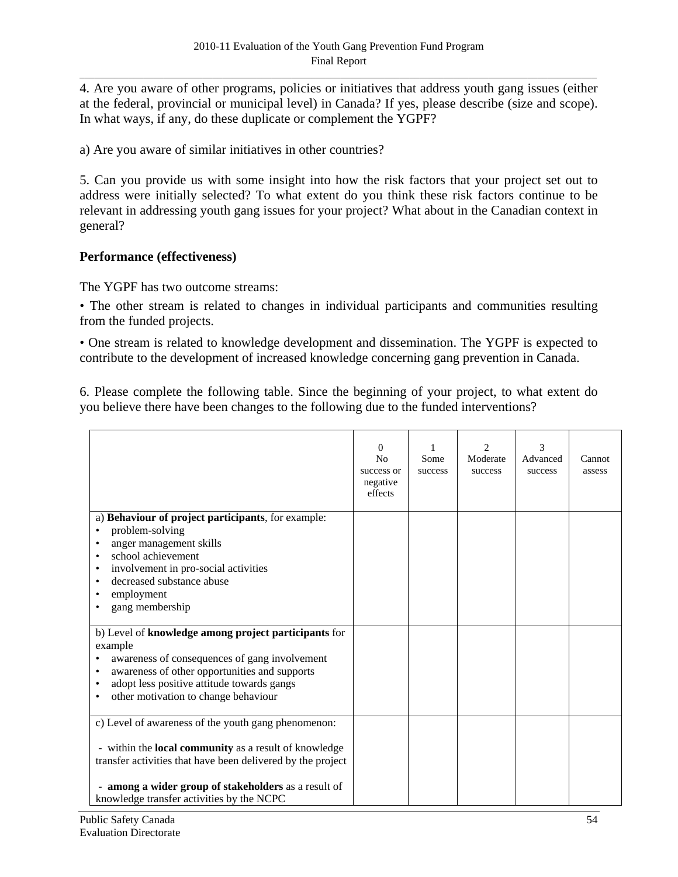4. Are you aware of other programs, policies or initiatives that address youth gang issues (either at the federal, provincial or municipal level) in Canada? If yes, please describe (size and scope). In what ways, if any, do these duplicate or complement the YGPF?

a) Are you aware of similar initiatives in other countries?

5. Can you provide us with some insight into how the risk factors that your project set out to address were initially selected? To what extent do you think these risk factors continue to be relevant in addressing youth gang issues for your project? What about in the Canadian context in general?

**Performance (effectiveness)**

The YGPF has two outcome streams:

• The other stream is related to changes in individual participants and communities resulting from the funded projects.

• One stream is related to knowledge development and dissemination. The YGPF is expected to contribute to the development of increased knowledge concerning gang prevention in Canada.

6. Please complete the following table. Since the beginning of your project, to what extent do you believe there have been changes to the following due to the funded interventions?

| | 0 No success or negative effects | 1 Some success | 2 Moderate success | 3 Advanced success | Cannot assess |
|---|---|---|---|---|---|
| a) **Behaviour of project participants**, for example: • problem-solving • anger management skills • school achievement • involvement in pro-social activities • decreased substance abuse • employment • gang membership | | | | | |
| b) Level of **knowledge among project participants** for example • awareness of consequences of gang involvement • awareness of other opportunities and supports • adopt less positive attitude towards gangs • other motivation to change behaviour | | | | | |
| c) Level of awareness of the youth gang phenomenon: - within the **local community** as a result of knowledge transfer activities that have been delivered by the project - **among a wider group of stakeholders** as a result of knowledge transfer activities by the NCPC | | | | | |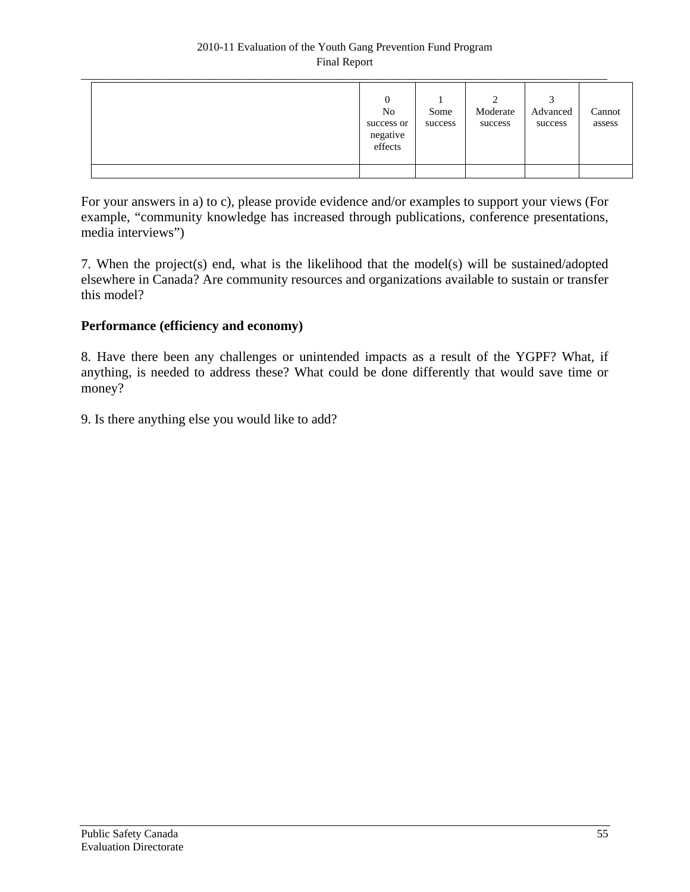| | 0<br>No success or negative effects | 1<br>Some success | 2<br>Moderate success | 3<br>Advanced success | Cannot assess |
|---|---|---|---|---|---|
| | | | | | |

For your answers in a) to c), please provide evidence and/or examples to support your views (For example, "community knowledge has increased through publications, conference presentations, media interviews")

7. When the project(s) end, what is the likelihood that the model(s) will be sustained/adopted elsewhere in Canada? Are community resources and organizations available to sustain or transfer this model?

**Performance (efficiency and economy)**

8. Have there been any challenges or unintended impacts as a result of the YGPF? What, if anything, is needed to address these? What could be done differently that would save time or money?

9. Is there anything else you would like to add?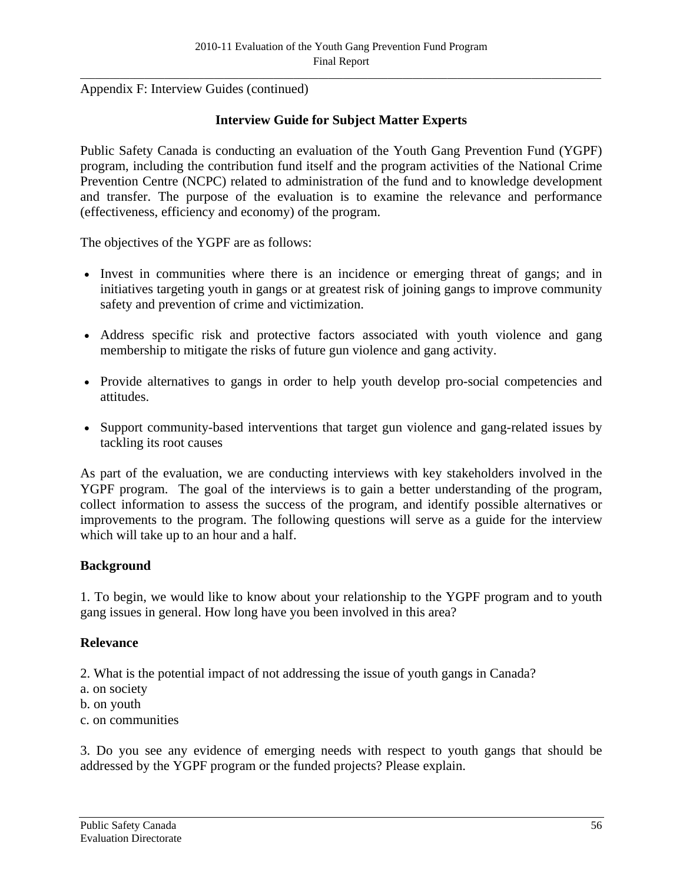Appendix F: Interview Guides (continued)

## Interview Guide for Subject Matter Experts

Public Safety Canada is conducting an evaluation of the Youth Gang Prevention Fund (YGPF) program, including the contribution fund itself and the program activities of the National Crime Prevention Centre (NCPC) related to administration of the fund and to knowledge development and transfer. The purpose of the evaluation is to examine the relevance and performance (effectiveness, efficiency and economy) of the program.

The objectives of the YGPF are as follows:

- Invest in communities where there is an incidence or emerging threat of gangs; and in initiatives targeting youth in gangs or at greatest risk of joining gangs to improve community safety and prevention of crime and victimization.
- Address specific risk and protective factors associated with youth violence and gang membership to mitigate the risks of future gun violence and gang activity.
- Provide alternatives to gangs in order to help youth develop pro-social competencies and attitudes.
- Support community-based interventions that target gun violence and gang-related issues by tackling its root causes

As part of the evaluation, we are conducting interviews with key stakeholders involved in the YGPF program. The goal of the interviews is to gain a better understanding of the program, collect information to assess the success of the program, and identify possible alternatives or improvements to the program. The following questions will serve as a guide for the interview which will take up to an hour and a half.

### Background

1. To begin, we would like to know about your relationship to the YGPF program and to youth gang issues in general. How long have you been involved in this area?

### Relevance

2. What is the potential impact of not addressing the issue of youth gangs in Canada?
a. on society
b. on youth
c. on communities

3. Do you see any evidence of emerging needs with respect to youth gangs that should be addressed by the YGPF program or the funded projects? Please explain.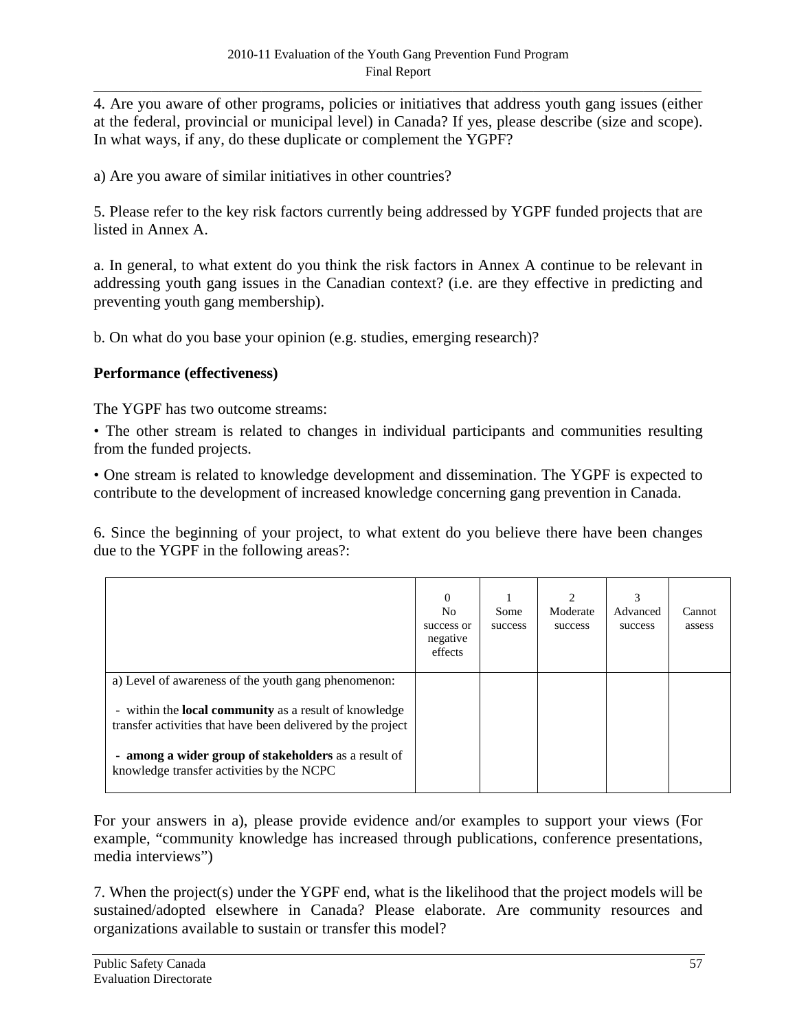4. Are you aware of other programs, policies or initiatives that address youth gang issues (either at the federal, provincial or municipal level) in Canada? If yes, please describe (size and scope). In what ways, if any, do these duplicate or complement the YGPF?

a) Are you aware of similar initiatives in other countries?

5. Please refer to the key risk factors currently being addressed by YGPF funded projects that are listed in Annex A.

a. In general, to what extent do you think the risk factors in Annex A continue to be relevant in addressing youth gang issues in the Canadian context? (i.e. are they effective in predicting and preventing youth gang membership).

b. On what do you base your opinion (e.g. studies, emerging research)?

**Performance (effectiveness)**

The YGPF has two outcome streams:

• The other stream is related to changes in individual participants and communities resulting from the funded projects.

• One stream is related to knowledge development and dissemination. The YGPF is expected to contribute to the development of increased knowledge concerning gang prevention in Canada.

6. Since the beginning of your project, to what extent do you believe there have been changes due to the YGPF in the following areas?:

| | 0 No success or negative effects | 1 Some success | 2 Moderate success | 3 Advanced success | Cannot assess |
|---|---|---|---|---|---|
| a) Level of awareness of the youth gang phenomenon:<br><br>- within the **local community** as a result of knowledge transfer activities that have been delivered by the project<br><br>- **among a wider group of stakeholders** as a result of knowledge transfer activities by the NCPC | | | | | |

For your answers in a), please provide evidence and/or examples to support your views (For example, "community knowledge has increased through publications, conference presentations, media interviews")

7. When the project(s) under the YGPF end, what is the likelihood that the project models will be sustained/adopted elsewhere in Canada? Please elaborate. Are community resources and organizations available to sustain or transfer this model?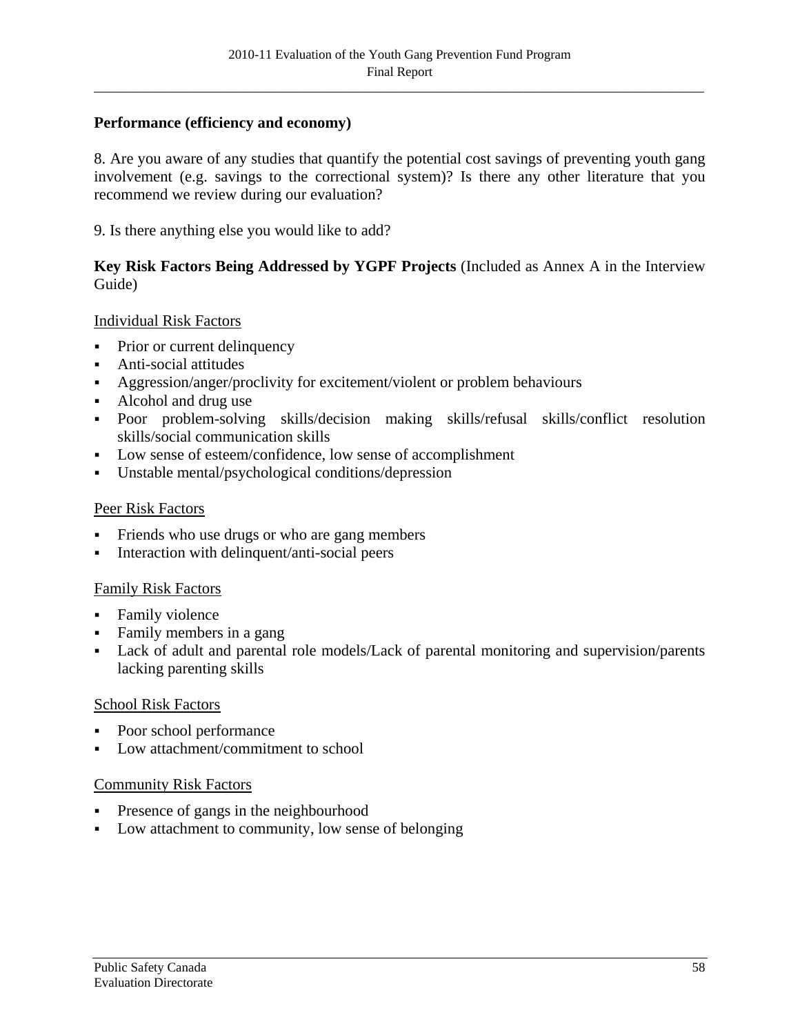**Performance (efficiency and economy)**

8. Are you aware of any studies that quantify the potential cost savings of preventing youth gang involvement (e.g. savings to the correctional system)? Is there any other literature that you recommend we review during our evaluation?

9. Is there anything else you would like to add?

**Key Risk Factors Being Addressed by YGPF Projects** (Included as Annex A in the Interview Guide)

Individual Risk Factors

- Prior or current delinquency
- Anti-social attitudes
- Aggression/anger/proclivity for excitement/violent or problem behaviours
- Alcohol and drug use
- Poor problem-solving skills/decision making skills/refusal skills/conflict resolution skills/social communication skills
- Low sense of esteem/confidence, low sense of accomplishment
- Unstable mental/psychological conditions/depression

Peer Risk Factors

- Friends who use drugs or who are gang members
- Interaction with delinquent/anti-social peers

Family Risk Factors

- Family violence
- Family members in a gang
- Lack of adult and parental role models/Lack of parental monitoring and supervision/parents lacking parenting skills

School Risk Factors

- Poor school performance
- Low attachment/commitment to school

Community Risk Factors

- Presence of gangs in the neighbourhood
- Low attachment to community, low sense of belonging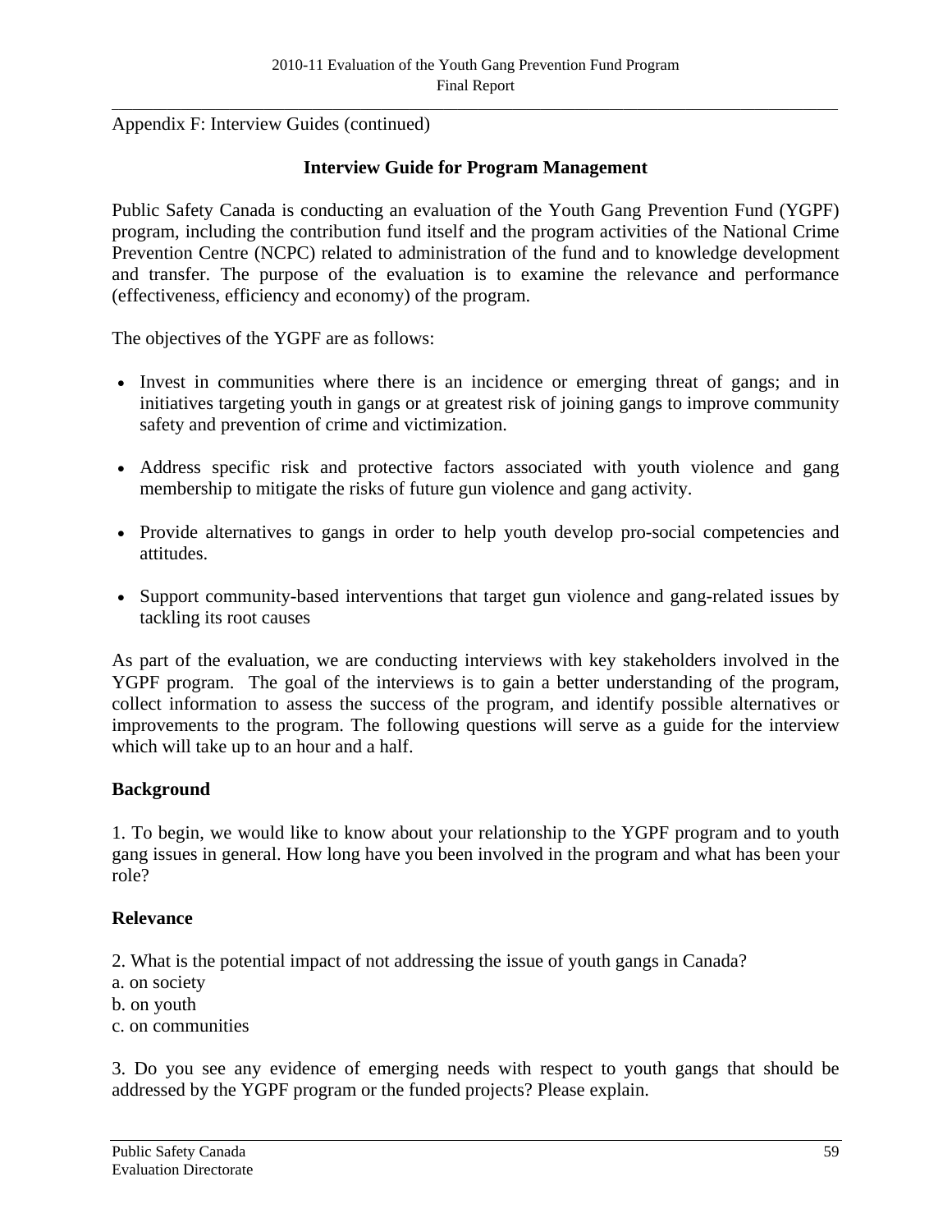Appendix F: Interview Guides (continued)

## Interview Guide for Program Management

Public Safety Canada is conducting an evaluation of the Youth Gang Prevention Fund (YGPF) program, including the contribution fund itself and the program activities of the National Crime Prevention Centre (NCPC) related to administration of the fund and to knowledge development and transfer. The purpose of the evaluation is to examine the relevance and performance (effectiveness, efficiency and economy) of the program.

The objectives of the YGPF are as follows:

- Invest in communities where there is an incidence or emerging threat of gangs; and in initiatives targeting youth in gangs or at greatest risk of joining gangs to improve community safety and prevention of crime and victimization.
- Address specific risk and protective factors associated with youth violence and gang membership to mitigate the risks of future gun violence and gang activity.
- Provide alternatives to gangs in order to help youth develop pro-social competencies and attitudes.
- Support community-based interventions that target gun violence and gang-related issues by tackling its root causes

As part of the evaluation, we are conducting interviews with key stakeholders involved in the YGPF program. The goal of the interviews is to gain a better understanding of the program, collect information to assess the success of the program, and identify possible alternatives or improvements to the program. The following questions will serve as a guide for the interview which will take up to an hour and a half.

### Background

1. To begin, we would like to know about your relationship to the YGPF program and to youth gang issues in general. How long have you been involved in the program and what has been your role?

### Relevance

2. What is the potential impact of not addressing the issue of youth gangs in Canada?
a. on society
b. on youth
c. on communities

3. Do you see any evidence of emerging needs with respect to youth gangs that should be addressed by the YGPF program or the funded projects? Please explain.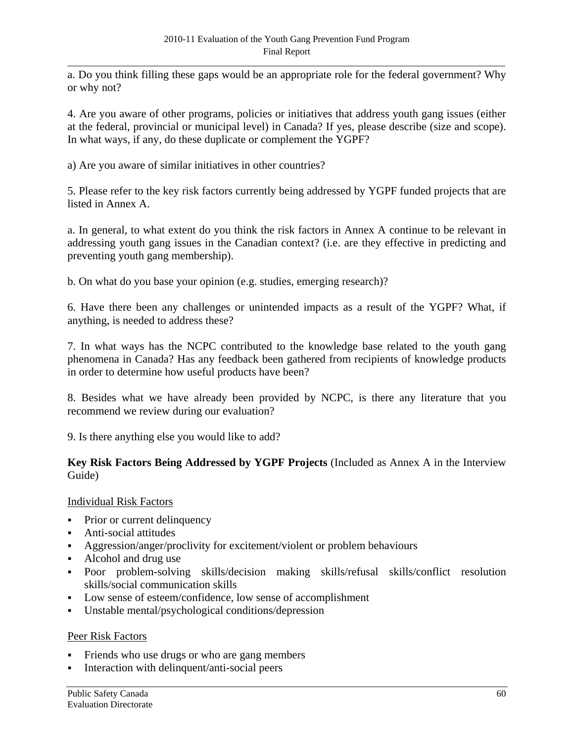a. Do you think filling these gaps would be an appropriate role for the federal government? Why or why not?

4. Are you aware of other programs, policies or initiatives that address youth gang issues (either at the federal, provincial or municipal level) in Canada? If yes, please describe (size and scope). In what ways, if any, do these duplicate or complement the YGPF?

a) Are you aware of similar initiatives in other countries?

5. Please refer to the key risk factors currently being addressed by YGPF funded projects that are listed in Annex A.

a. In general, to what extent do you think the risk factors in Annex A continue to be relevant in addressing youth gang issues in the Canadian context? (i.e. are they effective in predicting and preventing youth gang membership).

b. On what do you base your opinion (e.g. studies, emerging research)?

6. Have there been any challenges or unintended impacts as a result of the YGPF? What, if anything, is needed to address these?

7. In what ways has the NCPC contributed to the knowledge base related to the youth gang phenomena in Canada? Has any feedback been gathered from recipients of knowledge products in order to determine how useful products have been?

8. Besides what we have already been provided by NCPC, is there any literature that you recommend we review during our evaluation?

9. Is there anything else you would like to add?

**Key Risk Factors Being Addressed by YGPF Projects** (Included as Annex A in the Interview Guide)

Individual Risk Factors

- Prior or current delinquency
- Anti-social attitudes
- Aggression/anger/proclivity for excitement/violent or problem behaviours
- Alcohol and drug use
- Poor problem-solving skills/decision making skills/refusal skills/conflict resolution skills/social communication skills
- Low sense of esteem/confidence, low sense of accomplishment
- Unstable mental/psychological conditions/depression

Peer Risk Factors

- Friends who use drugs or who are gang members
- Interaction with delinquent/anti-social peers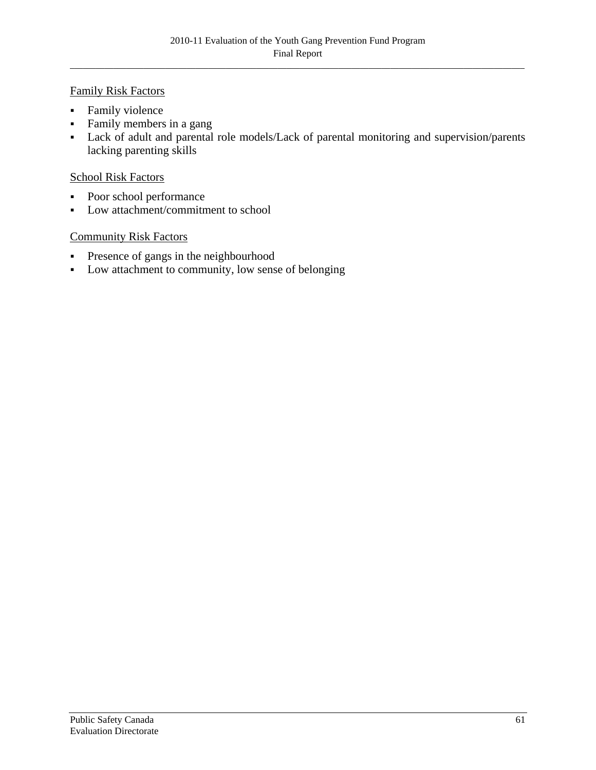Family Risk Factors

- Family violence
- Family members in a gang
- Lack of adult and parental role models/Lack of parental monitoring and supervision/parents lacking parenting skills

School Risk Factors

- Poor school performance
- Low attachment/commitment to school

Community Risk Factors

- Presence of gangs in the neighbourhood
- Low attachment to community, low sense of belonging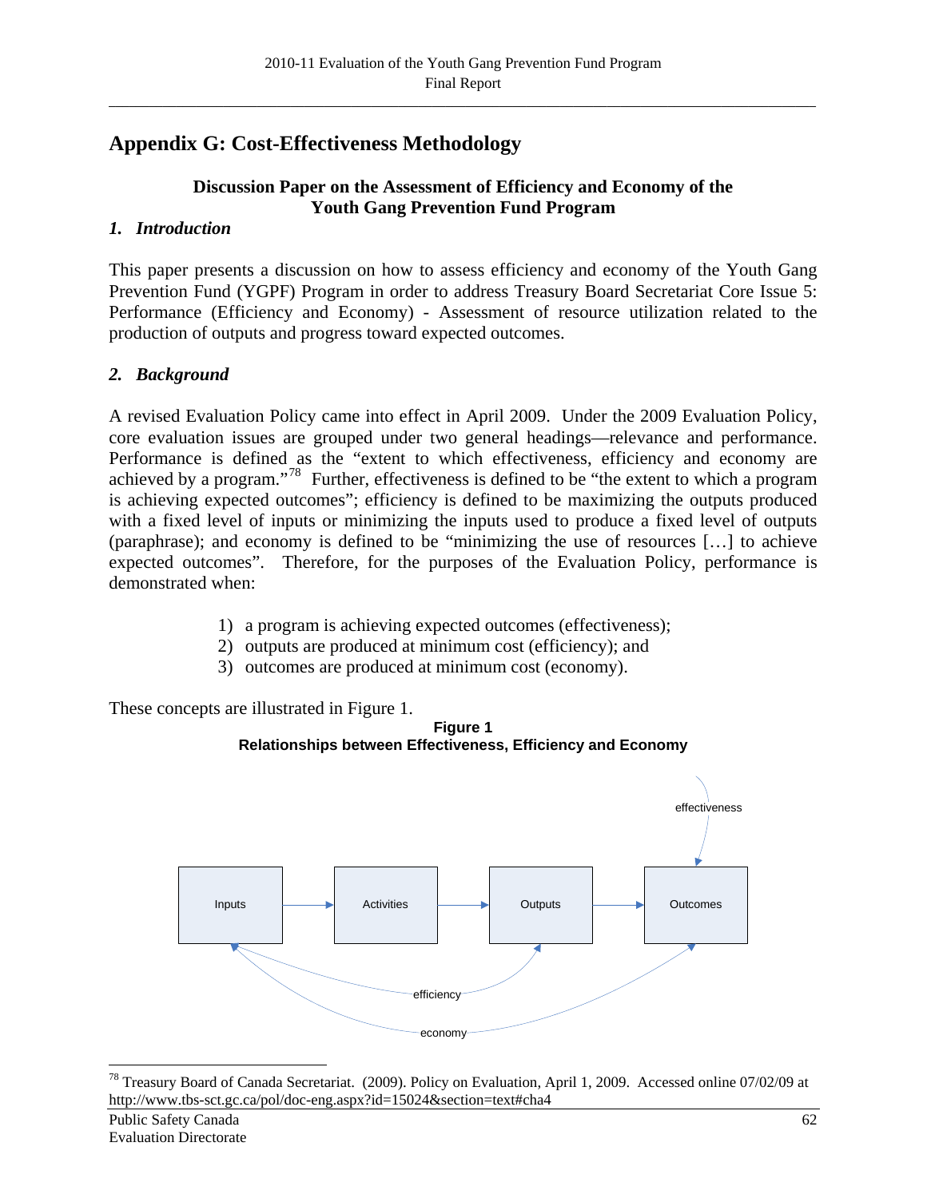# Appendix G: Cost-Effectiveness Methodology

**Discussion Paper on the Assessment of Efficiency and Economy of the Youth Gang Prevention Fund Program**

## *1. Introduction*

This paper presents a discussion on how to assess efficiency and economy of the Youth Gang Prevention Fund (YGPF) Program in order to address Treasury Board Secretariat Core Issue 5: Performance (Efficiency and Economy) - Assessment of resource utilization related to the production of outputs and progress toward expected outcomes.

## *2. Background*

A revised Evaluation Policy came into effect in April 2009. Under the 2009 Evaluation Policy, core evaluation issues are grouped under two general headings—relevance and performance. Performance is defined as the "extent to which effectiveness, efficiency and economy are achieved by a program."[78] Further, effectiveness is defined to be "the extent to which a program is achieving expected outcomes"; efficiency is defined to be maximizing the outputs produced with a fixed level of inputs or minimizing the inputs used to produce a fixed level of outputs (paraphrase); and economy is defined to be "minimizing the use of resources […] to achieve expected outcomes". Therefore, for the purposes of the Evaluation Policy, performance is demonstrated when:

1) a program is achieving expected outcomes (effectiveness);
2) outputs are produced at minimum cost (efficiency); and
3) outcomes are produced at minimum cost (economy).

These concepts are illustrated in Figure 1.

**Figure 1**
**Relationships between Effectiveness, Efficiency and Economy**

Inputs → Activities → Outputs → Outcomes

effectiveness → Outcomes
efficiency: Inputs ↔ Outputs
economy: Inputs ↔ Outcomes

[78] Treasury Board of Canada Secretariat. (2009). Policy on Evaluation, April 1, 2009. Accessed online 07/02/09 at http://www.tbs-sct.gc.ca/pol/doc-eng.aspx?id=15024&section=text#cha4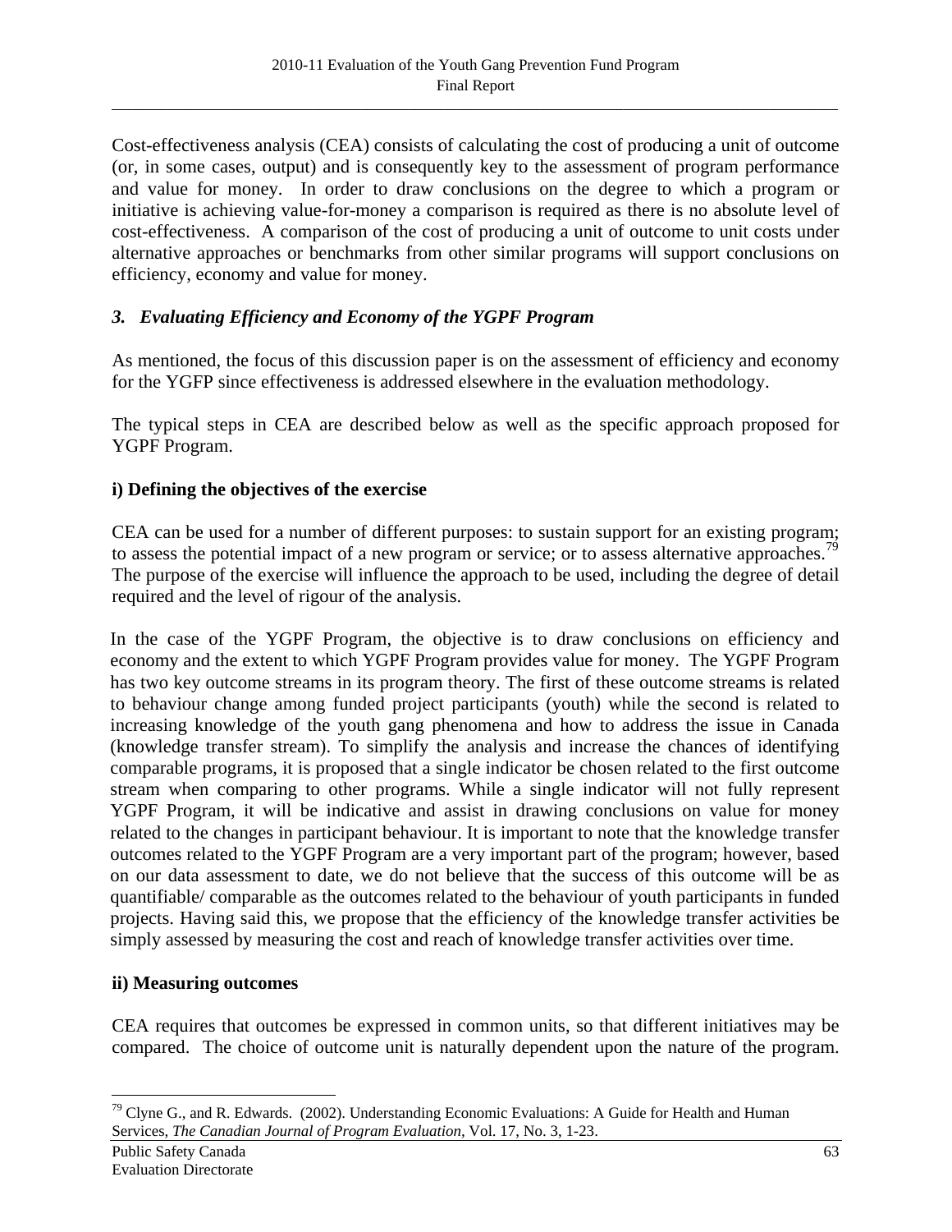Cost-effectiveness analysis (CEA) consists of calculating the cost of producing a unit of outcome (or, in some cases, output) and is consequently key to the assessment of program performance and value for money. In order to draw conclusions on the degree to which a program or initiative is achieving value-for-money a comparison is required as there is no absolute level of cost-effectiveness. A comparison of the cost of producing a unit of outcome to unit costs under alternative approaches or benchmarks from other similar programs will support conclusions on efficiency, economy and value for money.

### *3. Evaluating Efficiency and Economy of the YGPF Program*

As mentioned, the focus of this discussion paper is on the assessment of efficiency and economy for the YGFP since effectiveness is addressed elsewhere in the evaluation methodology.

The typical steps in CEA are described below as well as the specific approach proposed for YGPF Program.

**i) Defining the objectives of the exercise**

CEA can be used for a number of different purposes: to sustain support for an existing program; to assess the potential impact of a new program or service; or to assess alternative approaches.[79] The purpose of the exercise will influence the approach to be used, including the degree of detail required and the level of rigour of the analysis.

In the case of the YGPF Program, the objective is to draw conclusions on efficiency and economy and the extent to which YGPF Program provides value for money. The YGPF Program has two key outcome streams in its program theory. The first of these outcome streams is related to behaviour change among funded project participants (youth) while the second is related to increasing knowledge of the youth gang phenomena and how to address the issue in Canada (knowledge transfer stream). To simplify the analysis and increase the chances of identifying comparable programs, it is proposed that a single indicator be chosen related to the first outcome stream when comparing to other programs. While a single indicator will not fully represent YGPF Program, it will be indicative and assist in drawing conclusions on value for money related to the changes in participant behaviour. It is important to note that the knowledge transfer outcomes related to the YGPF Program are a very important part of the program; however, based on our data assessment to date, we do not believe that the success of this outcome will be as quantifiable/ comparable as the outcomes related to the behaviour of youth participants in funded projects. Having said this, we propose that the efficiency of the knowledge transfer activities be simply assessed by measuring the cost and reach of knowledge transfer activities over time.

**ii) Measuring outcomes**

CEA requires that outcomes be expressed in common units, so that different initiatives may be compared. The choice of outcome unit is naturally dependent upon the nature of the program.

---

[79] Clyne G., and R. Edwards. (2002). Understanding Economic Evaluations: A Guide for Health and Human Services, *The Canadian Journal of Program Evaluation,* Vol. 17, No. 3, 1-23.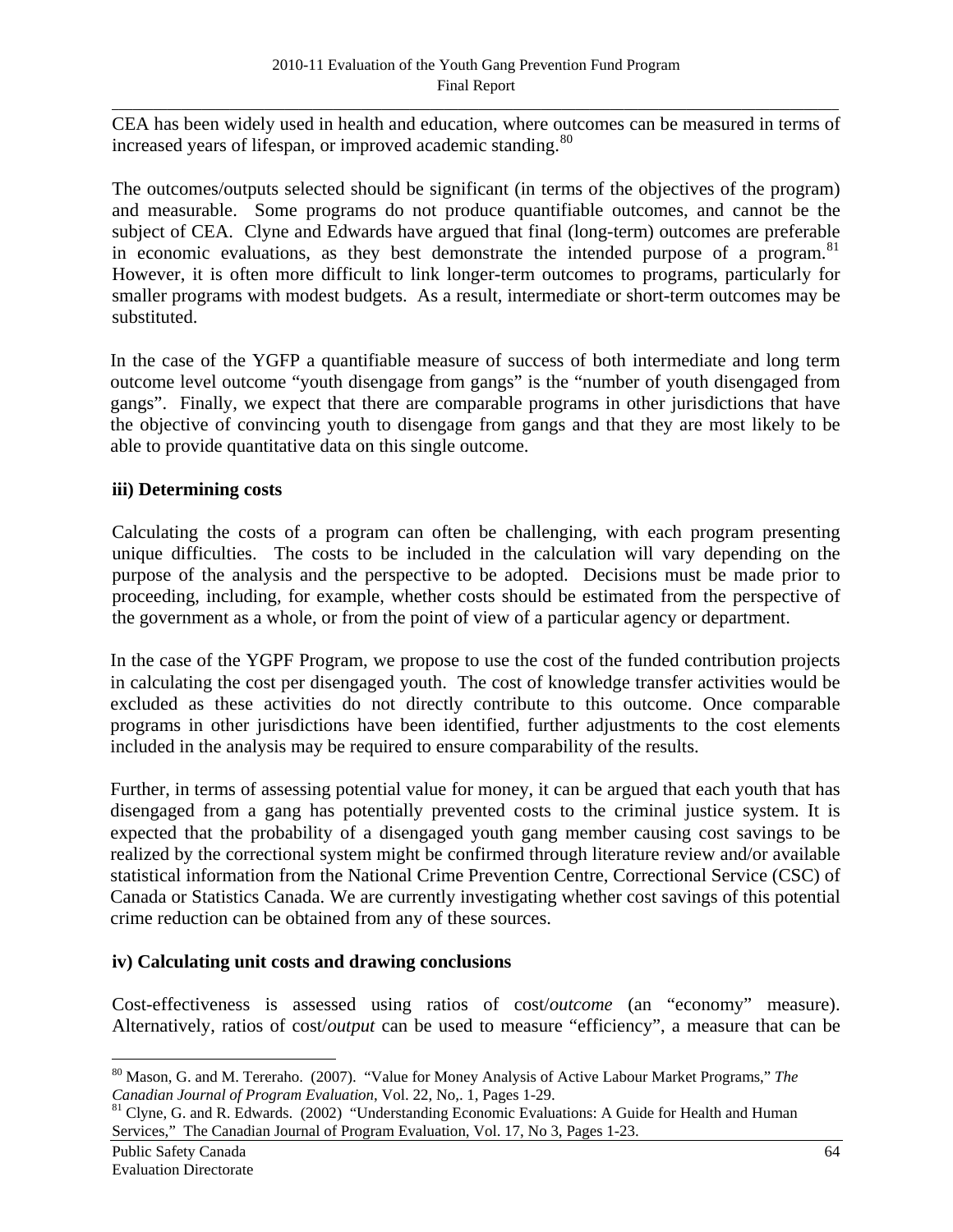CEA has been widely used in health and education, where outcomes can be measured in terms of increased years of lifespan, or improved academic standing.[80]

The outcomes/outputs selected should be significant (in terms of the objectives of the program) and measurable. Some programs do not produce quantifiable outcomes, and cannot be the subject of CEA. Clyne and Edwards have argued that final (long-term) outcomes are preferable in economic evaluations, as they best demonstrate the intended purpose of a program.[81] However, it is often more difficult to link longer-term outcomes to programs, particularly for smaller programs with modest budgets. As a result, intermediate or short-term outcomes may be substituted.

In the case of the YGFP a quantifiable measure of success of both intermediate and long term outcome level outcome "youth disengage from gangs" is the "number of youth disengaged from gangs". Finally, we expect that there are comparable programs in other jurisdictions that have the objective of convincing youth to disengage from gangs and that they are most likely to be able to provide quantitative data on this single outcome.

**iii) Determining costs**

Calculating the costs of a program can often be challenging, with each program presenting unique difficulties. The costs to be included in the calculation will vary depending on the purpose of the analysis and the perspective to be adopted. Decisions must be made prior to proceeding, including, for example, whether costs should be estimated from the perspective of the government as a whole, or from the point of view of a particular agency or department.

In the case of the YGPF Program, we propose to use the cost of the funded contribution projects in calculating the cost per disengaged youth. The cost of knowledge transfer activities would be excluded as these activities do not directly contribute to this outcome. Once comparable programs in other jurisdictions have been identified, further adjustments to the cost elements included in the analysis may be required to ensure comparability of the results.

Further, in terms of assessing potential value for money, it can be argued that each youth that has disengaged from a gang has potentially prevented costs to the criminal justice system. It is expected that the probability of a disengaged youth gang member causing cost savings to be realized by the correctional system might be confirmed through literature review and/or available statistical information from the National Crime Prevention Centre, Correctional Service (CSC) of Canada or Statistics Canada. We are currently investigating whether cost savings of this potential crime reduction can be obtained from any of these sources.

**iv) Calculating unit costs and drawing conclusions**

Cost-effectiveness is assessed using ratios of cost/*outcome* (an "economy" measure). Alternatively, ratios of cost/*output* can be used to measure "efficiency", a measure that can be

[80] Mason, G. and M. Tereraho. (2007). "Value for Money Analysis of Active Labour Market Programs," *The Canadian Journal of Program Evaluation*, Vol. 22, No,. 1, Pages 1-29.

[81] Clyne, G. and R. Edwards. (2002) "Understanding Economic Evaluations: A Guide for Health and Human Services," The Canadian Journal of Program Evaluation, Vol. 17, No 3, Pages 1-23.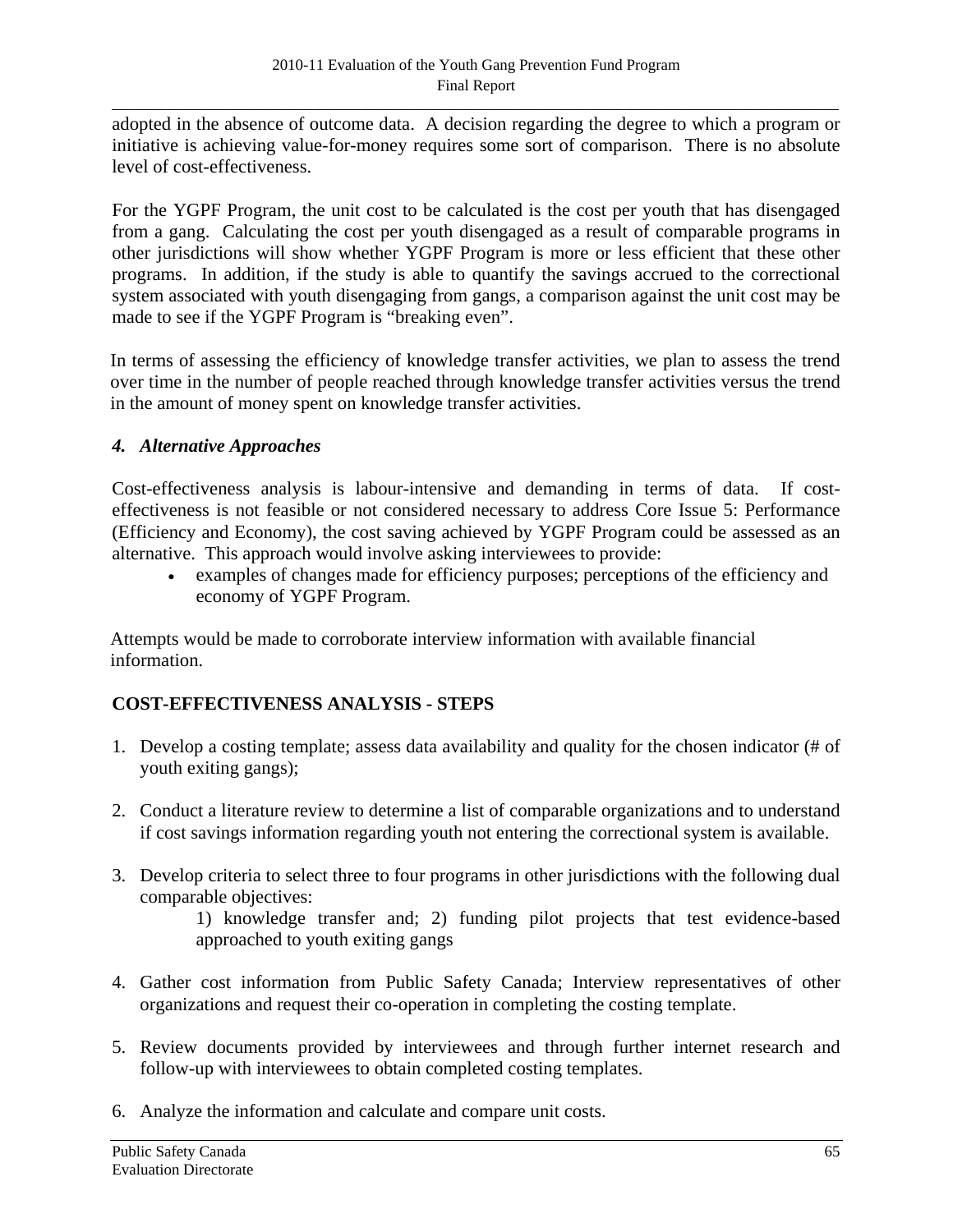adopted in the absence of outcome data. A decision regarding the degree to which a program or initiative is achieving value-for-money requires some sort of comparison. There is no absolute level of cost-effectiveness.

For the YGPF Program, the unit cost to be calculated is the cost per youth that has disengaged from a gang. Calculating the cost per youth disengaged as a result of comparable programs in other jurisdictions will show whether YGPF Program is more or less efficient that these other programs. In addition, if the study is able to quantify the savings accrued to the correctional system associated with youth disengaging from gangs, a comparison against the unit cost may be made to see if the YGPF Program is "breaking even".

In terms of assessing the efficiency of knowledge transfer activities, we plan to assess the trend over time in the number of people reached through knowledge transfer activities versus the trend in the amount of money spent on knowledge transfer activities.

### *4. Alternative Approaches*

Cost-effectiveness analysis is labour-intensive and demanding in terms of data. If cost-effectiveness is not feasible or not considered necessary to address Core Issue 5: Performance (Efficiency and Economy), the cost saving achieved by YGPF Program could be assessed as an alternative. This approach would involve asking interviewees to provide:

- examples of changes made for efficiency purposes; perceptions of the efficiency and economy of YGPF Program.

Attempts would be made to corroborate interview information with available financial information.

### COST-EFFECTIVENESS ANALYSIS - STEPS

1. Develop a costing template; assess data availability and quality for the chosen indicator (# of youth exiting gangs);
2. Conduct a literature review to determine a list of comparable organizations and to understand if cost savings information regarding youth not entering the correctional system is available.
3. Develop criteria to select three to four programs in other jurisdictions with the following dual comparable objectives:
   1) knowledge transfer and; 2) funding pilot projects that test evidence-based approached to youth exiting gangs
4. Gather cost information from Public Safety Canada; Interview representatives of other organizations and request their co-operation in completing the costing template.
5. Review documents provided by interviewees and through further internet research and follow-up with interviewees to obtain completed costing templates.
6. Analyze the information and calculate and compare unit costs.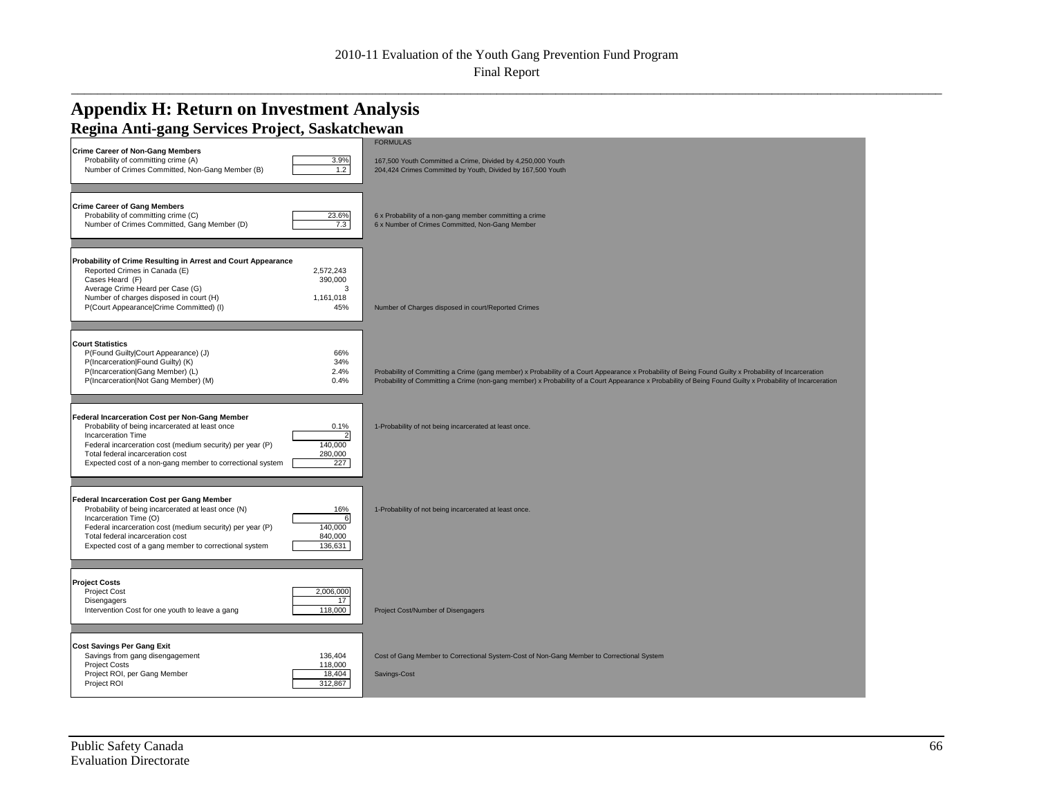# Appendix H: Return on Investment Analysis

## Regina Anti-gang Services Project, Saskatchewan

| | Value | FORMULAS |
|---|---|---|
| **Crime Career of Non-Gang Members** | | |
| Probability of committing crime (A) | 3.9% | 167,500 Youth Committed a Crime, Divided by 4,250,000 Youth |
| Number of Crimes Committed, Non-Gang Member (B) | 1.2 | 204,424 Crimes Committed by Youth, Divided by 167,500 Youth |
| **Crime Career of Gang Members** | | |
| Probability of committing crime (C) | 23.6% | 6 x Probability of a non-gang member committing a crime |
| Number of Crimes Committed, Gang Member (D) | 7.3 | 6 x Number of Crimes Committed, Non-Gang Member |
| **Probability of Crime Resulting in Arrest and Court Appearance** | | |
| Reported Crimes in Canada (E) | 2,572,243 | |
| Cases Heard (F) | 390,000 | |
| Average Crime Heard per Case (G) | 3 | |
| Number of charges disposed in court (H) | 1,161,018 | |
| P(Court Appearance\|Crime Committed) (I) | 45% | Number of Charges disposed in court/Reported Crimes |
| **Court Statistics** | | |
| P(Found Guilty\|Court Appearance) (J) | 66% | |
| P(Incarceration\|Found Guilty) (K) | 34% | |
| P(Incarceration\|Gang Member) (L) | 2.4% | Probability of Committing a Crime (gang member) x Probability of a Court Appearance x Probability of Being Found Guilty x Probability of Incarceration |
| P(Incarceration\|Not Gang Member) (M) | 0.4% | Probability of Committing a Crime (non-gang member) x Probability of a Court Appearance x Probability of Being Found Guilty x Probability of Incarceration |
| **Federal Incarceration Cost per Non-Gang Member** | | |
| Probability of being incarcerated at least once | 0.1% | 1-Probability of not being incarcerated at least once. |
| Incarceration Time | 2 | |
| Federal incarceration cost (medium security) per year (P) | 140,000 | |
| Total federal incarceration cost | 280,000 | |
| Expected cost of a non-gang member to correctional system | 227 | |
| **Federal Incarceration Cost per Gang Member** | | |
| Probability of being incarcerated at least once (N) | 16% | 1-Probability of not being incarcerated at least once. |
| Incarceration Time (O) | 6 | |
| Federal incarceration cost (medium security) per year (P) | 140,000 | |
| Total federal incarceration cost | 840,000 | |
| Expected cost of a gang member to correctional system | 136,631 | |
| **Project Costs** | | |
| Project Cost | 2,006,000 | |
| Disengagers | 17 | |
| Intervention Cost for one youth to leave a gang | 118,000 | Project Cost/Number of Disengagers |
| **Cost Savings Per Gang Exit** | | |
| Savings from gang disengagement | 136,404 | Cost of Gang Member to Correctional System-Cost of Non-Gang Member to Correctional System |
| Project Costs | 118,000 | |
| Project ROI, per Gang Member | 18,404 | Savings-Cost |
| Project ROI | 312,867 | |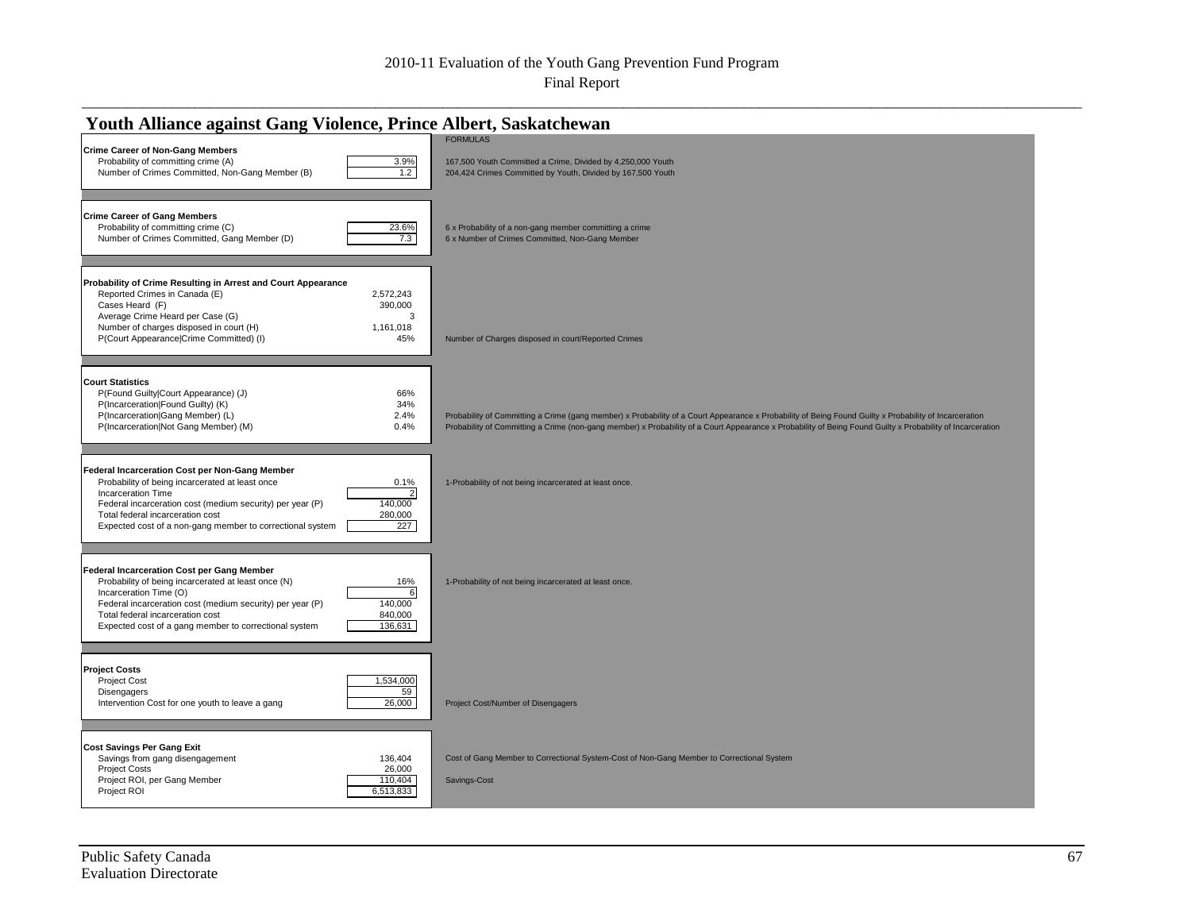## Youth Alliance against Gang Violence, Prince Albert, Saskatchewan

| | | FORMULAS |
|---|---|---|
| **Crime Career of Non-Gang Members** | | |
| Probability of committing crime (A) | 3.9% | 167,500 Youth Committed a Crime, Divided by 4,250,000 Youth |
| Number of Crimes Committed, Non-Gang Member (B) | 1.2 | 204,424 Crimes Committed by Youth, Divided by 167,500 Youth |
| **Crime Career of Gang Members** | | |
| Probability of committing crime (C) | 23.6% | 6 x Probability of a non-gang member committing a crime |
| Number of Crimes Committed, Gang Member (D) | 7.3 | 6 x Number of Crimes Committed, Non-Gang Member |
| **Probability of Crime Resulting in Arrest and Court Appearance** | | |
| Reported Crimes in Canada (E) | 2,572,243 | |
| Cases Heard (F) | 390,000 | |
| Average Crime Heard per Case (G) | 3 | |
| Number of charges disposed in court (H) | 1,161,018 | |
| P(Court Appearance\|Crime Committed) (I) | 45% | Number of Charges disposed in court/Reported Crimes |
| **Court Statistics** | | |
| P(Found Guilty\|Court Appearance) (J) | 66% | |
| P(Incarceration\|Found Guilty) (K) | 34% | |
| P(Incarceration\|Gang Member) (L) | 2.4% | Probability of Committing a Crime (gang member) x Probability of a Court Appearance x Probability of Being Found Guilty x Probability of Incarceration |
| P(Incarceration\|Not Gang Member) (M) | 0.4% | Probability of Committing a Crime (non-gang member) x Probability of a Court Appearance x Probability of Being Found Guilty x Probability of Incarceration |
| **Federal Incarceration Cost per Non-Gang Member** | | |
| Probability of being incarcerated at least once | 0.1% | 1-Probability of not being incarcerated at least once. |
| Incarceration Time | 2 | |
| Federal incarceration cost (medium security) per year (P) | 140,000 | |
| Total federal incarceration cost | 280,000 | |
| Expected cost of a non-gang member to correctional system | 227 | |
| **Federal Incarceration Cost per Gang Member** | | |
| Probability of being incarcerated at least once (N) | 16% | 1-Probability of not being incarcerated at least once. |
| Incarceration Time (O) | 6 | |
| Federal incarceration cost (medium security) per year (P) | 140,000 | |
| Total federal incarceration cost | 840,000 | |
| Expected cost of a gang member to correctional system | 136,631 | |
| **Project Costs** | | |
| Project Cost | 1,534,000 | |
| Disengagers | 59 | |
| Intervention Cost for one youth to leave a gang | 26,000 | Project Cost/Number of Disengagers |
| **Cost Savings Per Gang Exit** | | |
| Savings from gang disengagement | 136,404 | Cost of Gang Member to Correctional System-Cost of Non-Gang Member to Correctional System |
| Project Costs | 26,000 | |
| Project ROI, per Gang Member | 110,404 | Savings-Cost |
| Project ROI | 6,513,833 | |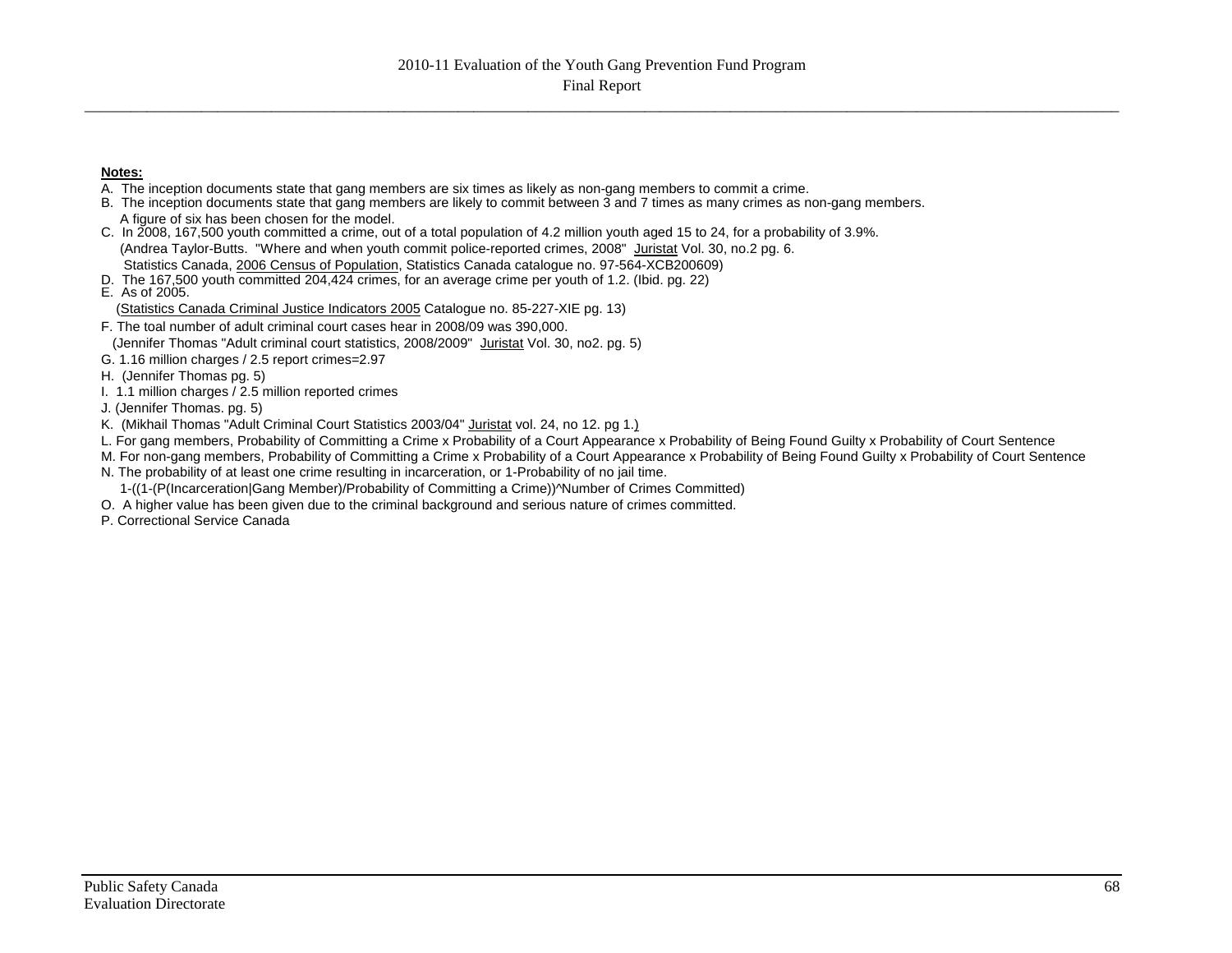**Notes:**

A. The inception documents state that gang members are six times as likely as non-gang members to commit a crime.

B. The inception documents state that gang members are likely to commit between 3 and 7 times as many crimes as non-gang members. A figure of six has been chosen for the model.

C. In 2008, 167,500 youth committed a crime, out of a total population of 4.2 million youth aged 15 to 24, for a probability of 3.9%. (Andrea Taylor-Butts. "Where and when youth commit police-reported crimes, 2008" Juristat Vol. 30, no.2 pg. 6. Statistics Canada, 2006 Census of Population, Statistics Canada catalogue no. 97-564-XCB200609)

D. The 167,500 youth committed 204,424 crimes, for an average crime per youth of 1.2. (Ibid. pg. 22)

E. As of 2005. (Statistics Canada Criminal Justice Indicators 2005 Catalogue no. 85-227-XIE pg. 13)

F. The toal number of adult criminal court cases hear in 2008/09 was 390,000. (Jennifer Thomas "Adult criminal court statistics, 2008/2009" Juristat Vol. 30, no2. pg. 5)

G. 1.16 million charges / 2.5 report crimes=2.97

H. (Jennifer Thomas pg. 5)

I. 1.1 million charges / 2.5 million reported crimes

J. (Jennifer Thomas. pg. 5)

K. (Mikhail Thomas "Adult Criminal Court Statistics 2003/04" Juristat vol. 24, no 12. pg 1.)

L. For gang members, Probability of Committing a Crime x Probability of a Court Appearance x Probability of Being Found Guilty x Probability of Court Sentence

M. For non-gang members, Probability of Committing a Crime x Probability of a Court Appearance x Probability of Being Found Guilty x Probability of Court Sentence

N. The probability of at least one crime resulting in incarceration, or 1-Probability of no jail time.
1-((1-(P(Incarceration|Gang Member)/Probability of Committing a Crime))^Number of Crimes Committed)

O. A higher value has been given due to the criminal background and serious nature of crimes committed.

P. Correctional Service Canada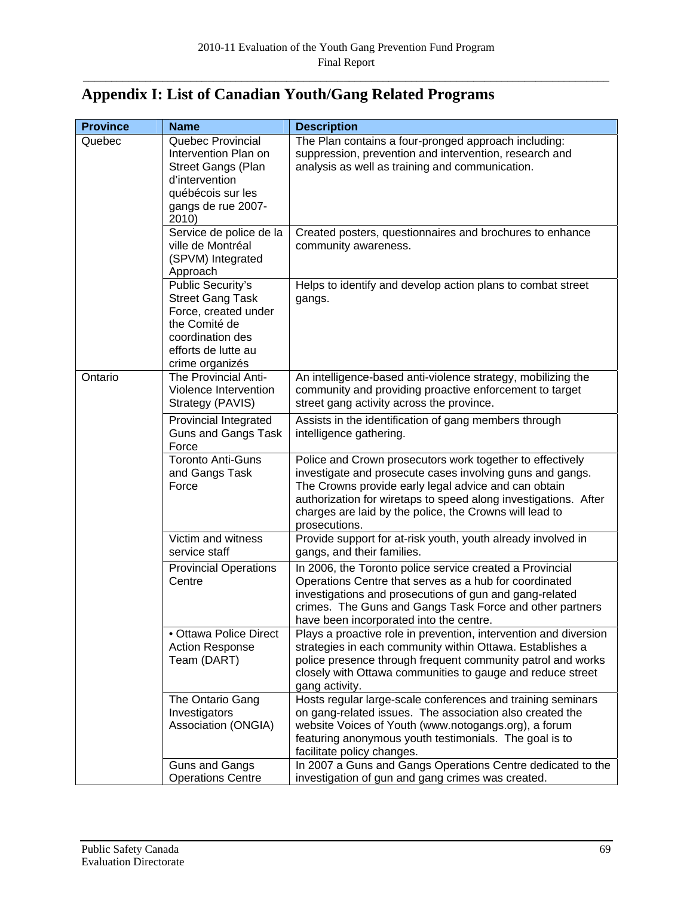# Appendix I: List of Canadian Youth/Gang Related Programs

| Province | Name | Description |
|---|---|---|
| Quebec | Quebec Provincial Intervention Plan on Street Gangs (Plan d'intervention québécois sur les gangs de rue 2007-2010) | The Plan contains a four-pronged approach including: suppression, prevention and intervention, research and analysis as well as training and communication. |
| | Service de police de la ville de Montréal (SPVM) Integrated Approach | Created posters, questionnaires and brochures to enhance community awareness. |
| | Public Security's Street Gang Task Force, created under the Comité de coordination des efforts de lutte au crime organizés | Helps to identify and develop action plans to combat street gangs. |
| Ontario | The Provincial Anti-Violence Intervention Strategy (PAVIS) | An intelligence-based anti-violence strategy, mobilizing the community and providing proactive enforcement to target street gang activity across the province. |
| | Provincial Integrated Guns and Gangs Task Force | Assists in the identification of gang members through intelligence gathering. |
| | Toronto Anti-Guns and Gangs Task Force | Police and Crown prosecutors work together to effectively investigate and prosecute cases involving guns and gangs. The Crowns provide early legal advice and can obtain authorization for wiretaps to speed along investigations. After charges are laid by the police, the Crowns will lead to prosecutions. |
| | Victim and witness service staff | Provide support for at-risk youth, youth already involved in gangs, and their families. |
| | Provincial Operations Centre | In 2006, the Toronto police service created a Provincial Operations Centre that serves as a hub for coordinated investigations and prosecutions of gun and gang-related crimes. The Guns and Gangs Task Force and other partners have been incorporated into the centre. |
| | • Ottawa Police Direct Action Response Team (DART) | Plays a proactive role in prevention, intervention and diversion strategies in each community within Ottawa. Establishes a police presence through frequent community patrol and works closely with Ottawa communities to gauge and reduce street gang activity. |
| | The Ontario Gang Investigators Association (ONGIA) | Hosts regular large-scale conferences and training seminars on gang-related issues. The association also created the website Voices of Youth (www.notogangs.org), a forum featuring anonymous youth testimonials. The goal is to facilitate policy changes. |
| | Guns and Gangs Operations Centre | In 2007 a Guns and Gangs Operations Centre dedicated to the investigation of gun and gang crimes was created. |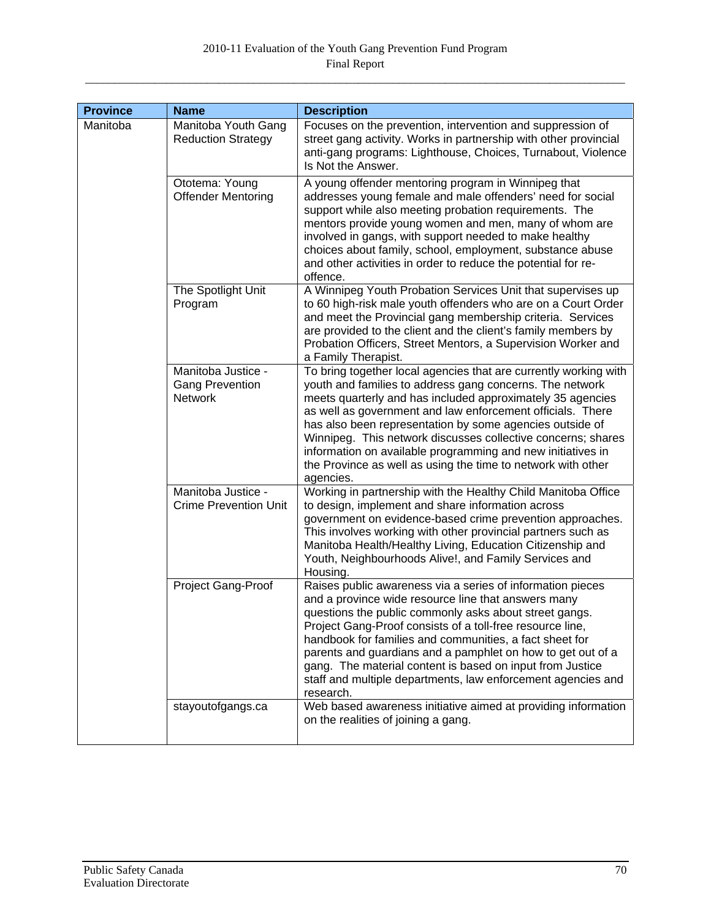| Province | Name | Description |
| --- | --- | --- |
| Manitoba | Manitoba Youth Gang Reduction Strategy | Focuses on the prevention, intervention and suppression of street gang activity. Works in partnership with other provincial anti-gang programs: Lighthouse, Choices, Turnabout, Violence Is Not the Answer. |
| | Ototema: Young Offender Mentoring | A young offender mentoring program in Winnipeg that addresses young female and male offenders' need for social support while also meeting probation requirements. The mentors provide young women and men, many of whom are involved in gangs, with support needed to make healthy choices about family, school, employment, substance abuse and other activities in order to reduce the potential for re-offence. |
| | The Spotlight Unit Program | A Winnipeg Youth Probation Services Unit that supervises up to 60 high-risk male youth offenders who are on a Court Order and meet the Provincial gang membership criteria. Services are provided to the client and the client's family members by Probation Officers, Street Mentors, a Supervision Worker and a Family Therapist. |
| | Manitoba Justice - Gang Prevention Network | To bring together local agencies that are currently working with youth and families to address gang concerns. The network meets quarterly and has included approximately 35 agencies as well as government and law enforcement officials. There has also been representation by some agencies outside of Winnipeg. This network discusses collective concerns; shares information on available programming and new initiatives in the Province as well as using the time to network with other agencies. |
| | Manitoba Justice - Crime Prevention Unit | Working in partnership with the Healthy Child Manitoba Office to design, implement and share information across government on evidence-based crime prevention approaches. This involves working with other provincial partners such as Manitoba Health/Healthy Living, Education Citizenship and Youth, Neighbourhoods Alive!, and Family Services and Housing. |
| | Project Gang-Proof | Raises public awareness via a series of information pieces and a province wide resource line that answers many questions the public commonly asks about street gangs. Project Gang-Proof consists of a toll-free resource line, handbook for families and communities, a fact sheet for parents and guardians and a pamphlet on how to get out of a gang. The material content is based on input from Justice staff and multiple departments, law enforcement agencies and research. |
| | stayoutofgangs.ca | Web based awareness initiative aimed at providing information on the realities of joining a gang. |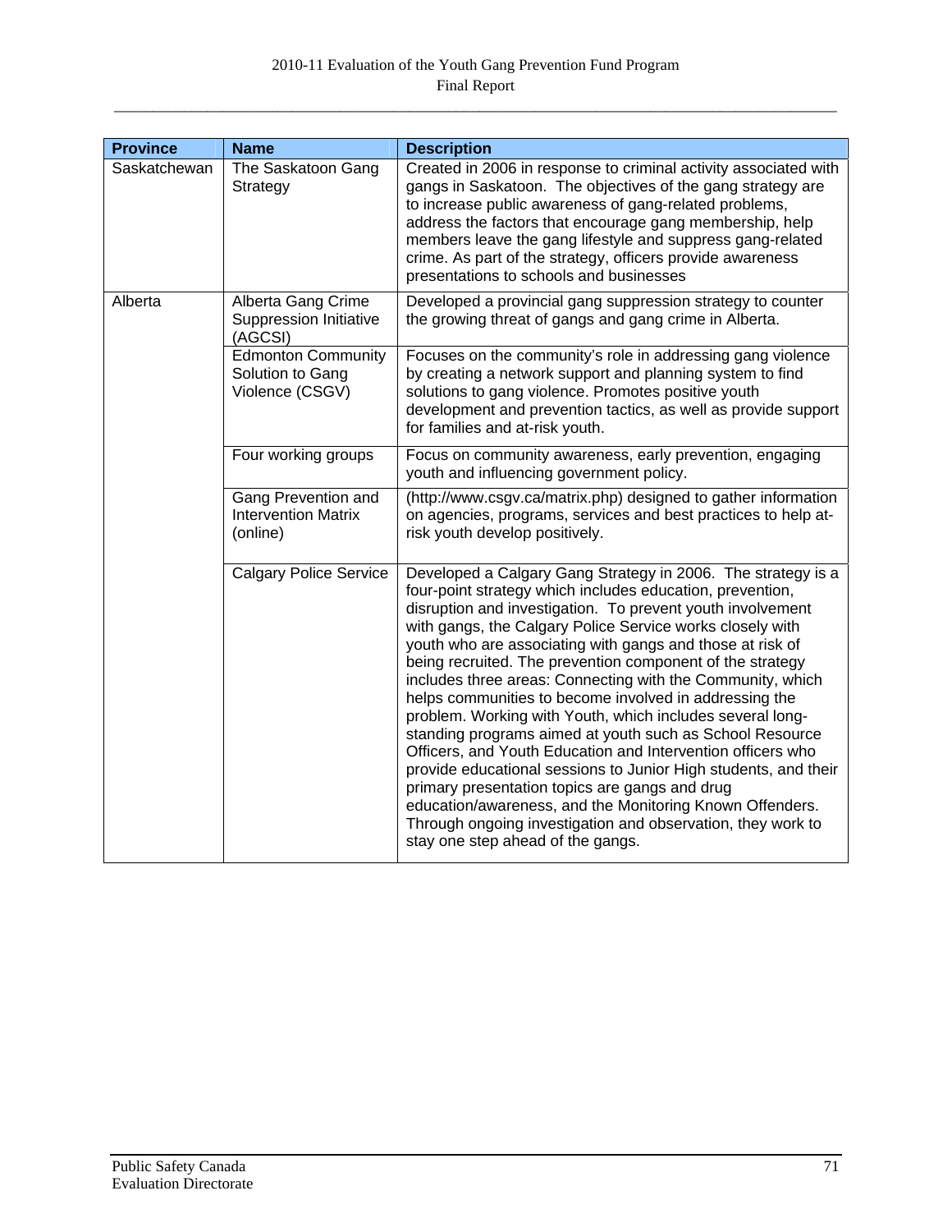| Province | Name | Description |
| --- | --- | --- |
| Saskatchewan | The Saskatoon Gang Strategy | Created in 2006 in response to criminal activity associated with gangs in Saskatoon. The objectives of the gang strategy are to increase public awareness of gang-related problems, address the factors that encourage gang membership, help members leave the gang lifestyle and suppress gang-related crime. As part of the strategy, officers provide awareness presentations to schools and businesses |
| Alberta | Alberta Gang Crime Suppression Initiative (AGCSI) | Developed a provincial gang suppression strategy to counter the growing threat of gangs and gang crime in Alberta. |
| | Edmonton Community Solution to Gang Violence (CSGV) | Focuses on the community's role in addressing gang violence by creating a network support and planning system to find solutions to gang violence. Promotes positive youth development and prevention tactics, as well as provide support for families and at-risk youth. |
| | Four working groups | Focus on community awareness, early prevention, engaging youth and influencing government policy. |
| | Gang Prevention and Intervention Matrix (online) | (http://www.csgv.ca/matrix.php) designed to gather information on agencies, programs, services and best practices to help at-risk youth develop positively. |
| | Calgary Police Service | Developed a Calgary Gang Strategy in 2006. The strategy is a four-point strategy which includes education, prevention, disruption and investigation. To prevent youth involvement with gangs, the Calgary Police Service works closely with youth who are associating with gangs and those at risk of being recruited. The prevention component of the strategy includes three areas: Connecting with the Community, which helps communities to become involved in addressing the problem. Working with Youth, which includes several long-standing programs aimed at youth such as School Resource Officers, and Youth Education and Intervention officers who provide educational sessions to Junior High students, and their primary presentation topics are gangs and drug education/awareness, and the Monitoring Known Offenders. Through ongoing investigation and observation, they work to stay one step ahead of the gangs. |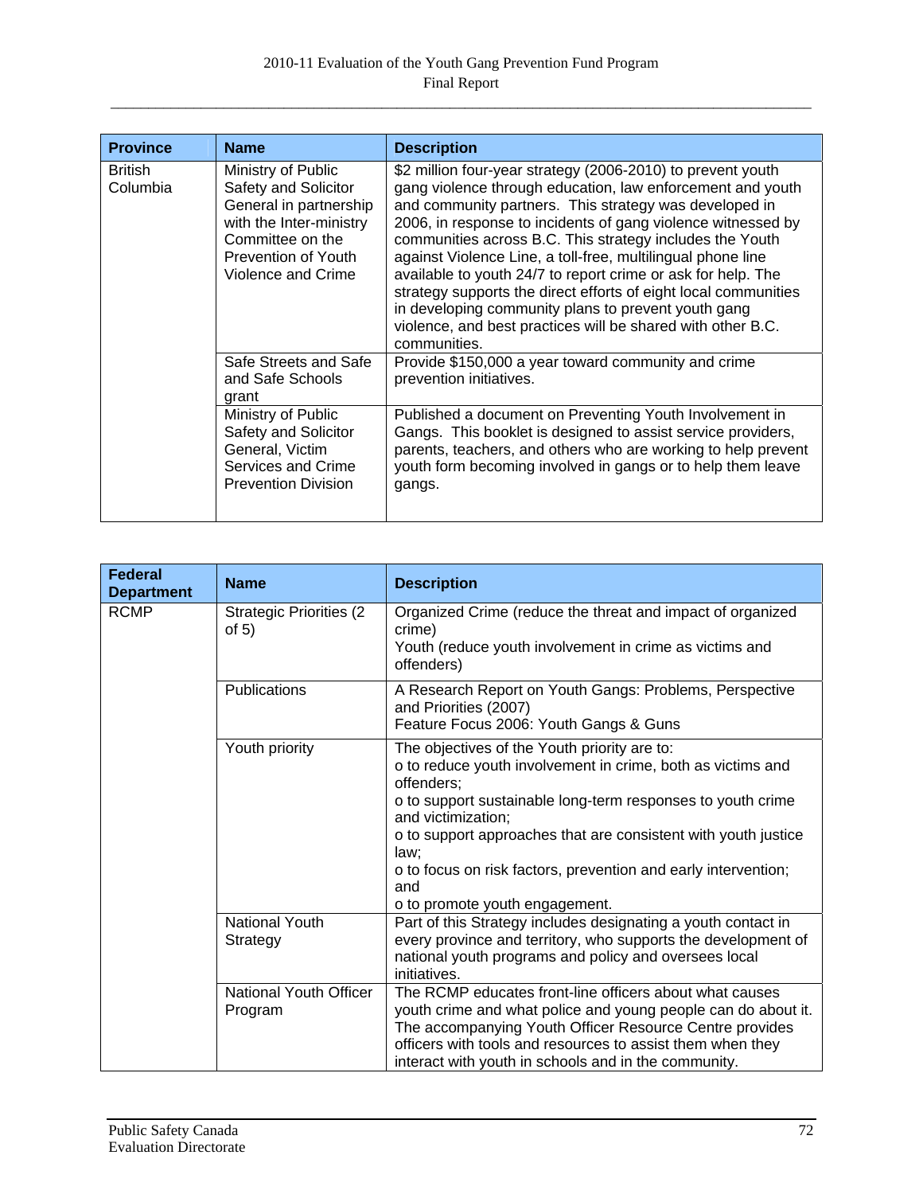| Province | Name | Description |
| --- | --- | --- |
| British Columbia | Ministry of Public Safety and Solicitor General in partnership with the Inter-ministry Committee on the Prevention of Youth Violence and Crime | $2 million four-year strategy (2006-2010) to prevent youth gang violence through education, law enforcement and youth and community partners. This strategy was developed in 2006, in response to incidents of gang violence witnessed by communities across B.C. This strategy includes the Youth against Violence Line, a toll-free, multilingual phone line available to youth 24/7 to report crime or ask for help. The strategy supports the direct efforts of eight local communities in developing community plans to prevent youth gang violence, and best practices will be shared with other B.C. communities. |
| | Safe Streets and Safe and Safe Schools grant | Provide $150,000 a year toward community and crime prevention initiatives. |
| | Ministry of Public Safety and Solicitor General, Victim Services and Crime Prevention Division | Published a document on Preventing Youth Involvement in Gangs. This booklet is designed to assist service providers, parents, teachers, and others who are working to help prevent youth form becoming involved in gangs or to help them leave gangs. |

| Federal Department | Name | Description |
| --- | --- | --- |
| RCMP | Strategic Priorities (2 of 5) | Organized Crime (reduce the threat and impact of organized crime)<br>Youth (reduce youth involvement in crime as victims and offenders) |
| | Publications | A Research Report on Youth Gangs: Problems, Perspective and Priorities (2007)<br>Feature Focus 2006: Youth Gangs & Guns |
| | Youth priority | The objectives of the Youth priority are to:<br>o to reduce youth involvement in crime, both as victims and offenders;<br>o to support sustainable long-term responses to youth crime and victimization;<br>o to support approaches that are consistent with youth justice law;<br>o to focus on risk factors, prevention and early intervention; and<br>o to promote youth engagement. |
| | National Youth Strategy | Part of this Strategy includes designating a youth contact in every province and territory, who supports the development of national youth programs and policy and oversees local initiatives. |
| | National Youth Officer Program | The RCMP educates front-line officers about what causes youth crime and what police and young people can do about it. The accompanying Youth Officer Resource Centre provides officers with tools and resources to assist them when they interact with youth in schools and in the community. |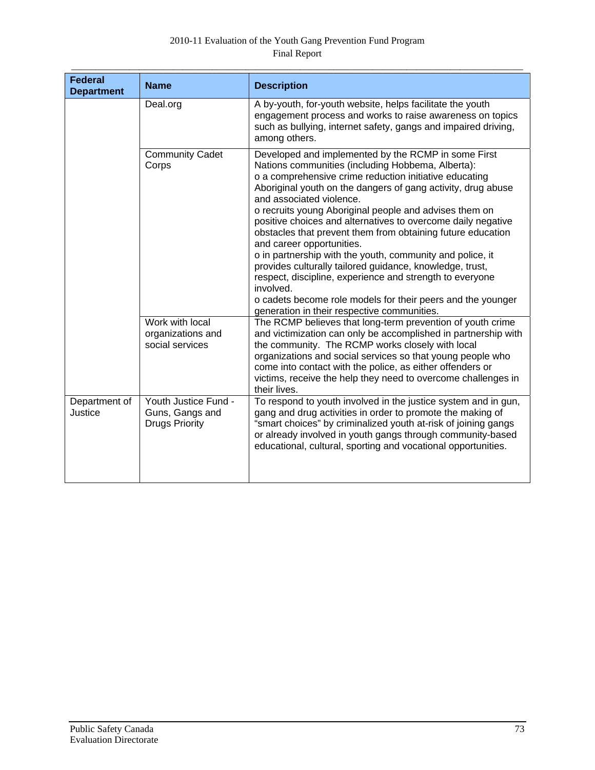| Federal Department | Name | Description |
|---|---|---|
| | Deal.org | A by-youth, for-youth website, helps facilitate the youth engagement process and works to raise awareness on topics such as bullying, internet safety, gangs and impaired driving, among others. |
| | Community Cadet Corps | Developed and implemented by the RCMP in some First Nations communities (including Hobbema, Alberta):<br>o a comprehensive crime reduction initiative educating Aboriginal youth on the dangers of gang activity, drug abuse and associated violence.<br>o recruits young Aboriginal people and advises them on positive choices and alternatives to overcome daily negative obstacles that prevent them from obtaining future education and career opportunities.<br>o in partnership with the youth, community and police, it provides culturally tailored guidance, knowledge, trust, respect, discipline, experience and strength to everyone involved.<br>o cadets become role models for their peers and the younger generation in their respective communities. |
| | Work with local organizations and social services | The RCMP believes that long-term prevention of youth crime and victimization can only be accomplished in partnership with the community. The RCMP works closely with local organizations and social services so that young people who come into contact with the police, as either offenders or victims, receive the help they need to overcome challenges in their lives. |
| Department of Justice | Youth Justice Fund - Guns, Gangs and Drugs Priority | To respond to youth involved in the justice system and in gun, gang and drug activities in order to promote the making of "smart choices" by criminalized youth at-risk of joining gangs or already involved in youth gangs through community-based educational, cultural, sporting and vocational opportunities. |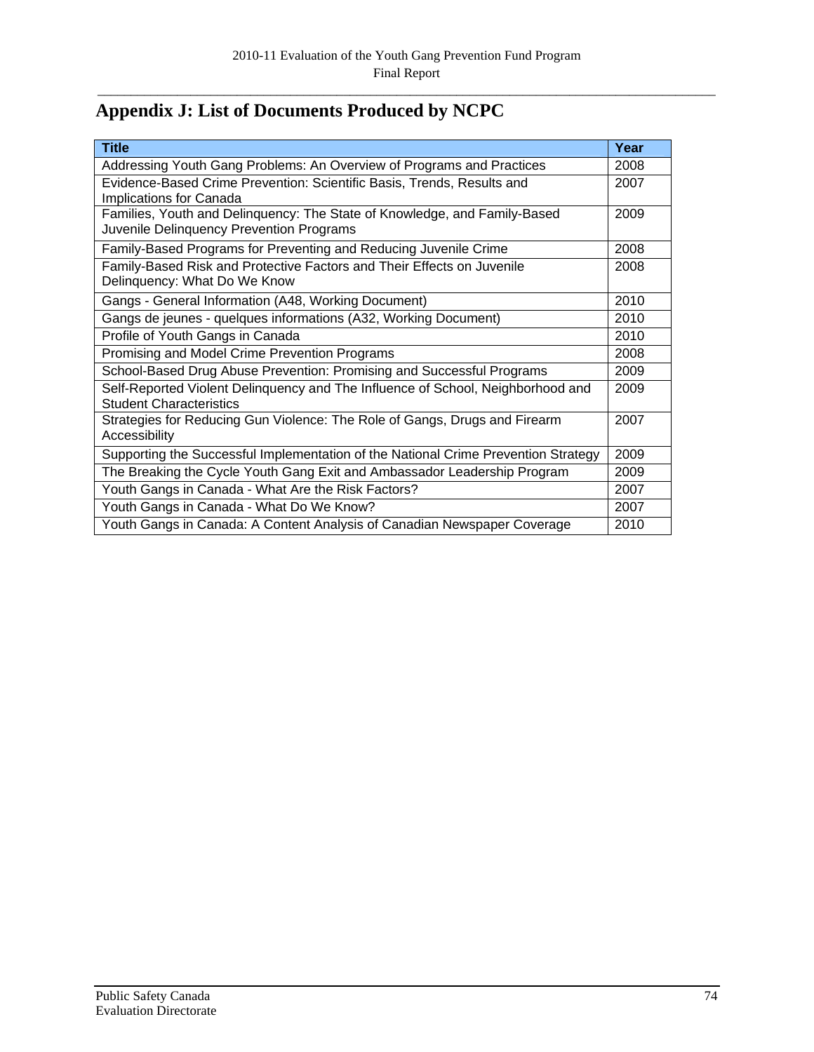# Appendix J: List of Documents Produced by NCPC

| Title | Year |
|---|---|
| Addressing Youth Gang Problems: An Overview of Programs and Practices | 2008 |
| Evidence-Based Crime Prevention: Scientific Basis, Trends, Results and Implications for Canada | 2007 |
| Families, Youth and Delinquency: The State of Knowledge, and Family-Based Juvenile Delinquency Prevention Programs | 2009 |
| Family-Based Programs for Preventing and Reducing Juvenile Crime | 2008 |
| Family-Based Risk and Protective Factors and Their Effects on Juvenile Delinquency: What Do We Know | 2008 |
| Gangs - General Information (A48, Working Document) | 2010 |
| Gangs de jeunes - quelques informations (A32, Working Document) | 2010 |
| Profile of Youth Gangs in Canada | 2010 |
| Promising and Model Crime Prevention Programs | 2008 |
| School-Based Drug Abuse Prevention: Promising and Successful Programs | 2009 |
| Self-Reported Violent Delinquency and The Influence of School, Neighborhood and Student Characteristics | 2009 |
| Strategies for Reducing Gun Violence: The Role of Gangs, Drugs and Firearm Accessibility | 2007 |
| Supporting the Successful Implementation of the National Crime Prevention Strategy | 2009 |
| The Breaking the Cycle Youth Gang Exit and Ambassador Leadership Program | 2009 |
| Youth Gangs in Canada - What Are the Risk Factors? | 2007 |
| Youth Gangs in Canada - What Do We Know? | 2007 |
| Youth Gangs in Canada: A Content Analysis of Canadian Newspaper Coverage | 2010 |